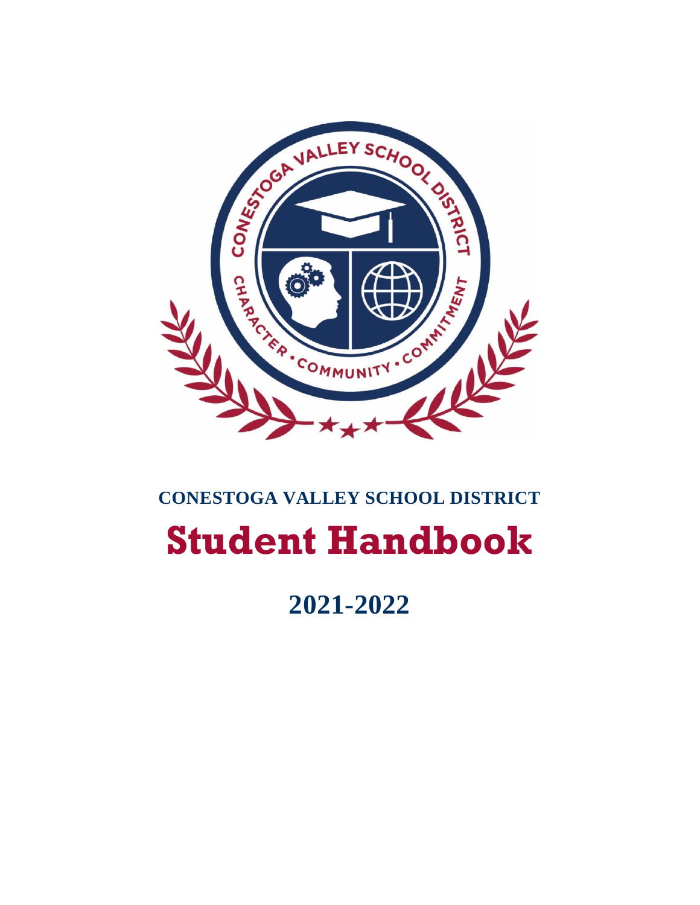**CONESTOGA VALLEY SCHOOL DISTRICT**

# Student Handbook

## 2021-2022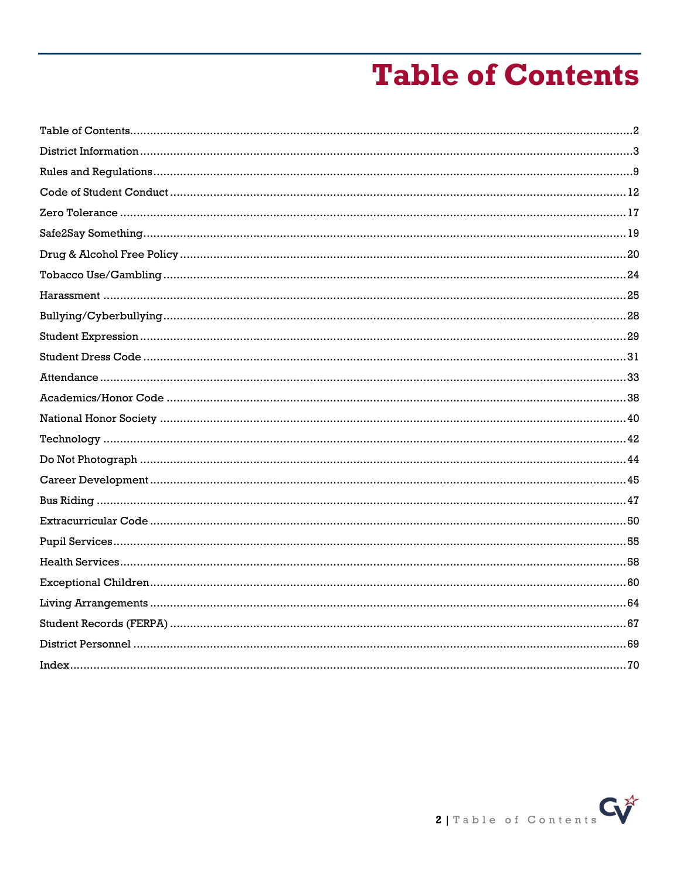# Table of Contents

| Section | Page |
|---|---|
| Table of Contents | 2 |
| District Information | 3 |
| Rules and Regulations | 9 |
| Code of Student Conduct | 12 |
| Zero Tolerance | 17 |
| Safe2Say Something | 19 |
| Drug & Alcohol Free Policy | 20 |
| Tobacco Use/Gambling | 24 |
| Harassment | 25 |
| Bullying/Cyberbullying | 28 |
| Student Expression | 29 |
| Student Dress Code | 31 |
| Attendance | 33 |
| Academics/Honor Code | 38 |
| National Honor Society | 40 |
| Technology | 42 |
| Do Not Photograph | 44 |
| Career Development | 45 |
| Bus Riding | 47 |
| Extracurricular Code | 50 |
| Pupil Services | 55 |
| Health Services | 58 |
| Exceptional Children | 60 |
| Living Arrangements | 64 |
| Student Records (FERPA) | 67 |
| District Personnel | 69 |
| Index | 70 |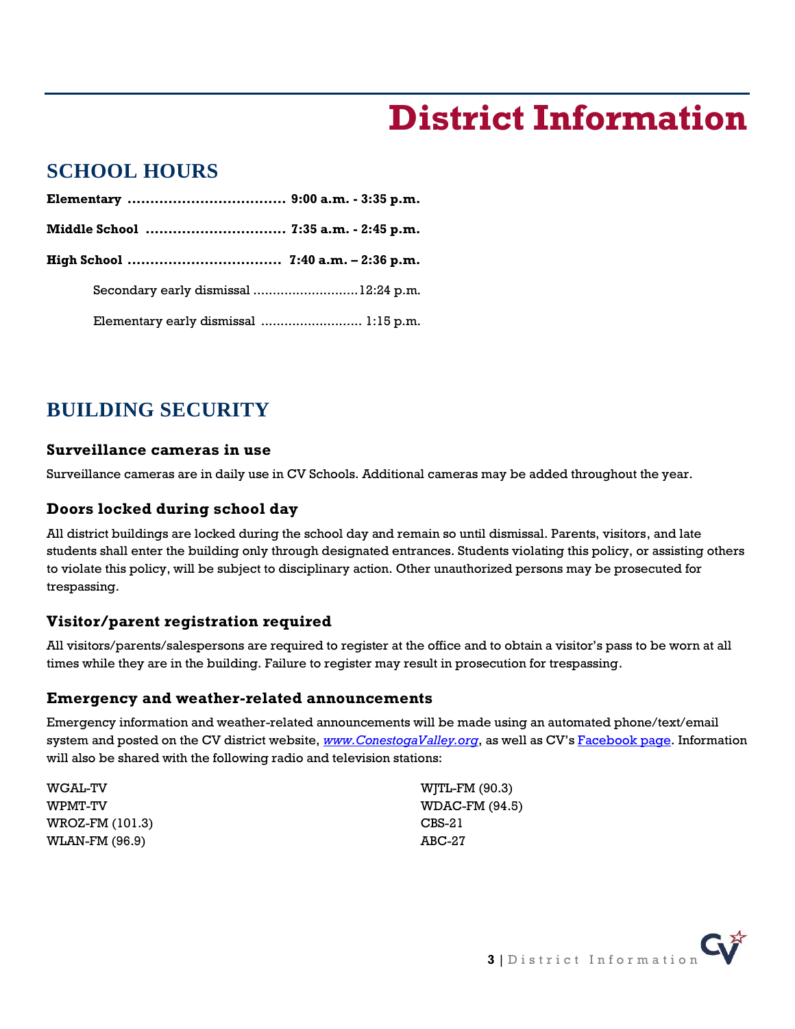# District Information

## SCHOOL HOURS

**Elementary** ................................... **9:00 a.m. - 3:35 p.m.**

**Middle School** ............................... **7:35 a.m. - 2:45 p.m.**

**High School** .................................. **7:40 a.m. – 2:36 p.m.**

Secondary early dismissal ...........................12:24 p.m.

Elementary early dismissal .......................... 1:15 p.m.

## BUILDING SECURITY

### Surveillance cameras in use

Surveillance cameras are in daily use in CV Schools. Additional cameras may be added throughout the year.

### Doors locked during school day

All district buildings are locked during the school day and remain so until dismissal. Parents, visitors, and late students shall enter the building only through designated entrances. Students violating this policy, or assisting others to violate this policy, will be subject to disciplinary action. Other unauthorized persons may be prosecuted for trespassing.

### Visitor/parent registration required

All visitors/parents/salespersons are required to register at the office and to obtain a visitor's pass to be worn at all times while they are in the building. Failure to register may result in prosecution for trespassing.

### Emergency and weather-related announcements

Emergency information and weather-related announcements will be made using an automated phone/text/email system and posted on the CV district website, *www.ConestogaValley.org*, as well as CV's Facebook page. Information will also be shared with the following radio and television stations:

WGAL-TV
WPMT-TV
WROZ-FM (101.3)
WLAN-FM (96.9)
WJTL-FM (90.3)
WDAC-FM (94.5)
CBS-21
ABC-27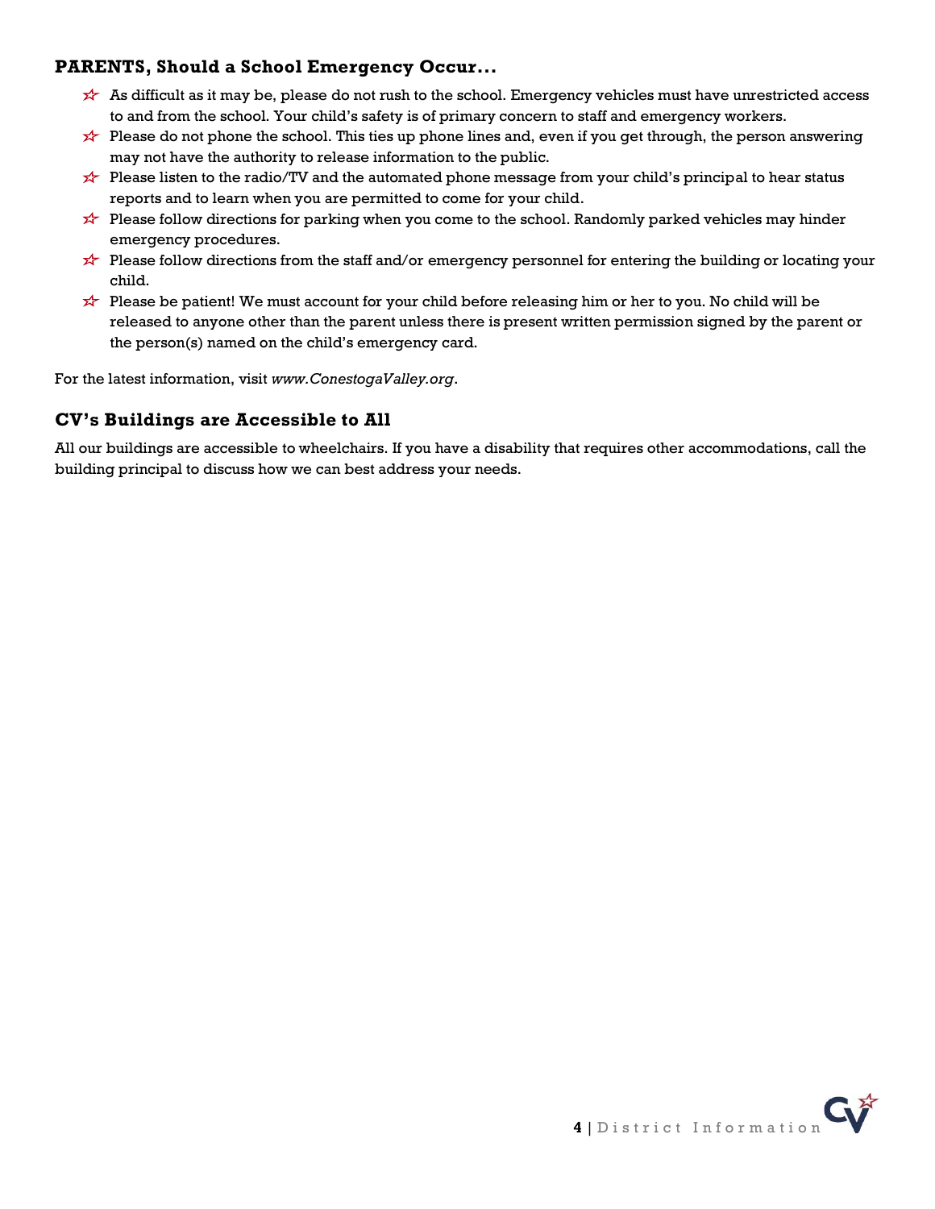## PARENTS, Should a School Emergency Occur…

- As difficult as it may be, please do not rush to the school. Emergency vehicles must have unrestricted access to and from the school. Your child's safety is of primary concern to staff and emergency workers.
- Please do not phone the school. This ties up phone lines and, even if you get through, the person answering may not have the authority to release information to the public.
- Please listen to the radio/TV and the automated phone message from your child's principal to hear status reports and to learn when you are permitted to come for your child.
- Please follow directions for parking when you come to the school. Randomly parked vehicles may hinder emergency procedures.
- Please follow directions from the staff and/or emergency personnel for entering the building or locating your child.
- Please be patient! We must account for your child before releasing him or her to you. No child will be released to anyone other than the parent unless there is present written permission signed by the parent or the person(s) named on the child's emergency card.

For the latest information, visit *www.ConestogaValley.org*.

## CV's Buildings are Accessible to All

All our buildings are accessible to wheelchairs. If you have a disability that requires other accommodations, call the building principal to discuss how we can best address your needs.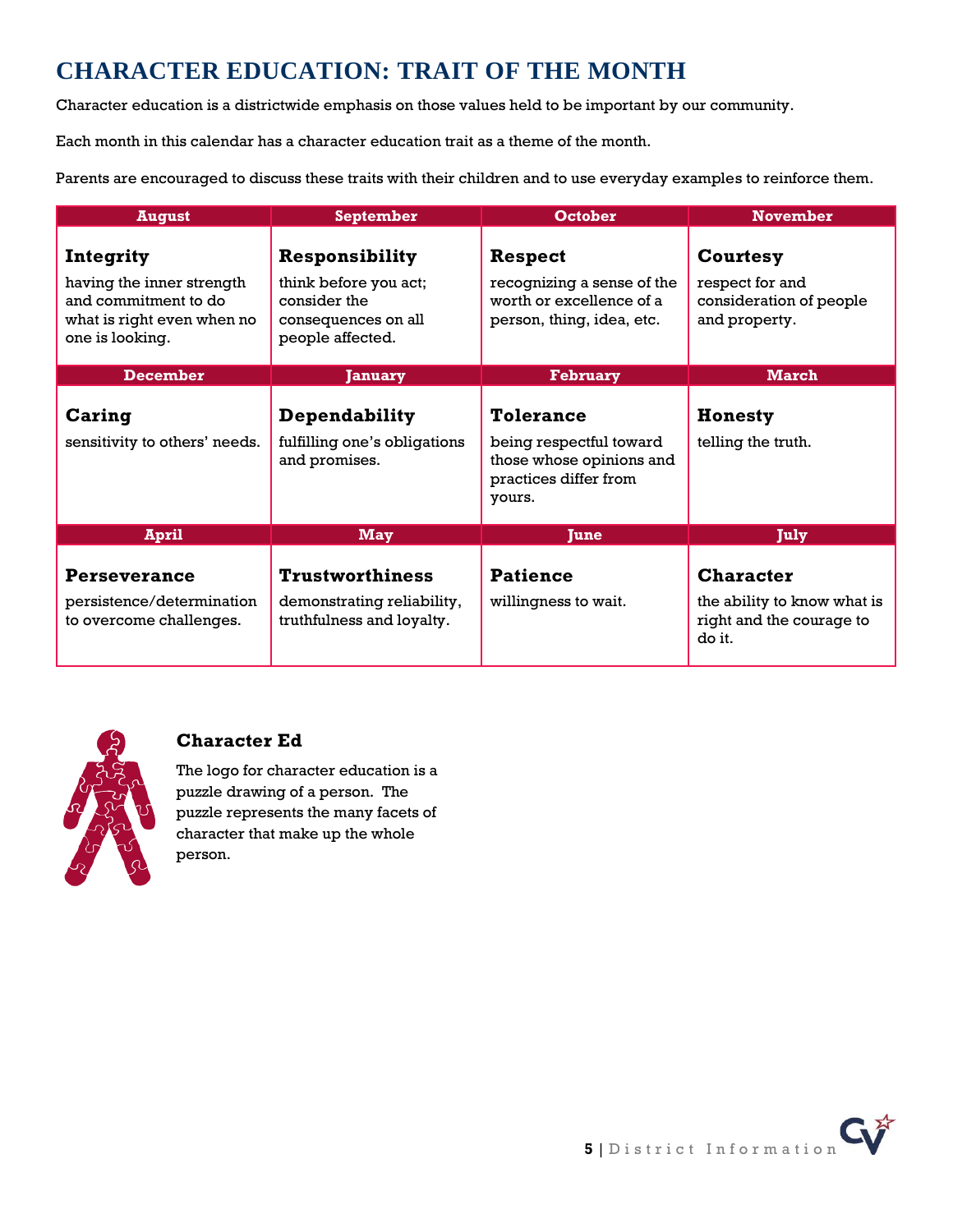# CHARACTER EDUCATION: TRAIT OF THE MONTH

Character education is a districtwide emphasis on those values held to be important by our community.

Each month in this calendar has a character education trait as a theme of the month.

Parents are encouraged to discuss these traits with their children and to use everyday examples to reinforce them.

| August | September | October | November |
|---|---|---|---|
| **Integrity** having the inner strength and commitment to do what is right even when no one is looking. | **Responsibility** think before you act; consider the consequences on all people affected. | **Respect** recognizing a sense of the worth or excellence of a person, thing, idea, etc. | **Courtesy** respect for and consideration of people and property. |
| **December** | **January** | **February** | **March** |
| **Caring** sensitivity to others' needs. | **Dependability** fulfilling one's obligations and promises. | **Tolerance** being respectful toward those whose opinions and practices differ from yours. | **Honesty** telling the truth. |
| **April** | **May** | **June** | **July** |
| **Perseverance** persistence/determination to overcome challenges. | **Trustworthiness** demonstrating reliability, truthfulness and loyalty. | **Patience** willingness to wait. | **Character** the ability to know what is right and the courage to do it. |

### Character Ed

The logo for character education is a puzzle drawing of a person. The puzzle represents the many facets of character that make up the whole person.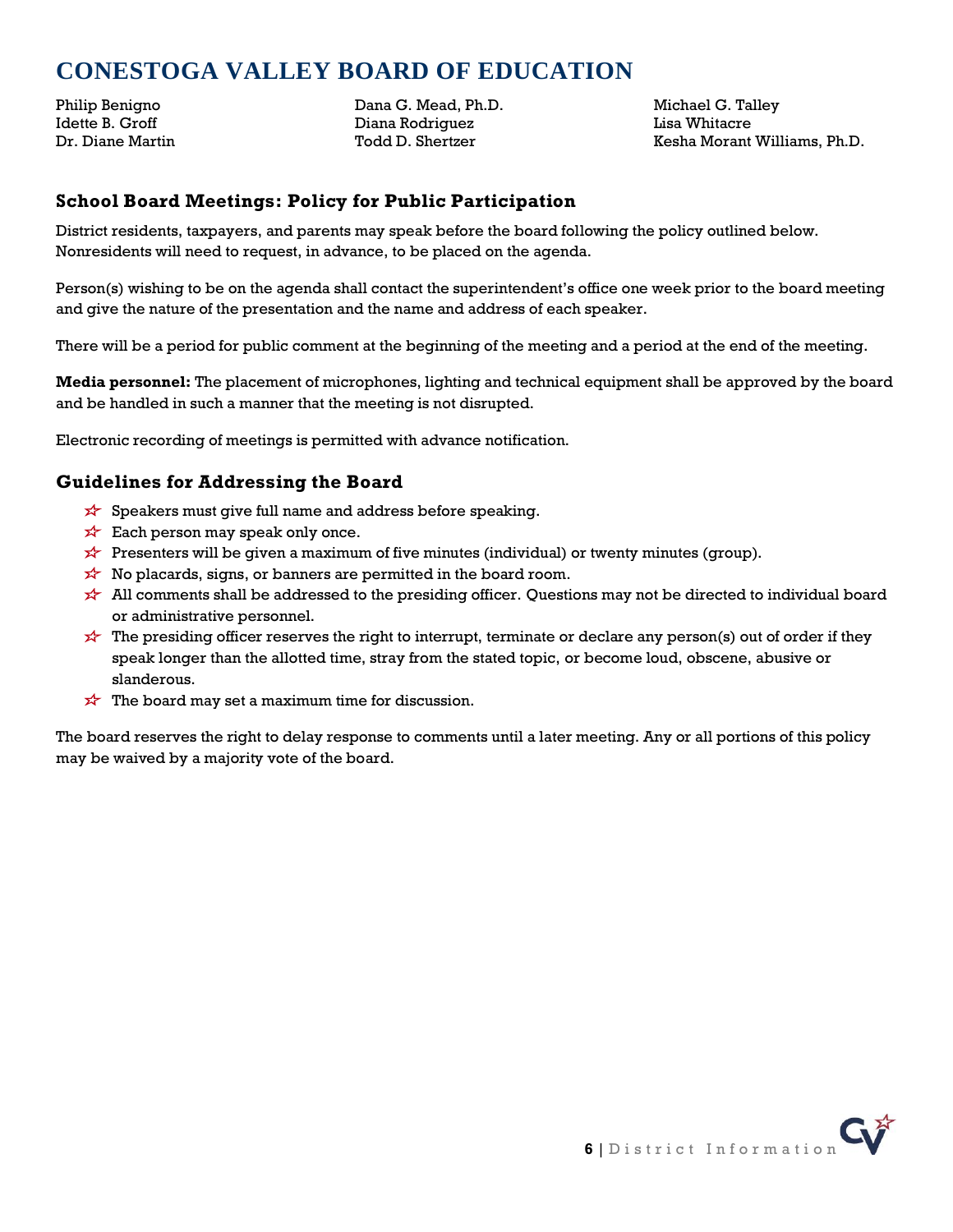# CONESTOGA VALLEY BOARD OF EDUCATION

Philip Benigno
Idette B. Groff
Dr. Diane Martin
Dana G. Mead, Ph.D.
Diana Rodriguez
Todd D. Shertzer
Michael G. Talley
Lisa Whitacre
Kesha Morant Williams, Ph.D.

## School Board Meetings: Policy for Public Participation

District residents, taxpayers, and parents may speak before the board following the policy outlined below. Nonresidents will need to request, in advance, to be placed on the agenda.

Person(s) wishing to be on the agenda shall contact the superintendent's office one week prior to the board meeting and give the nature of the presentation and the name and address of each speaker.

There will be a period for public comment at the beginning of the meeting and a period at the end of the meeting.

**Media personnel:** The placement of microphones, lighting and technical equipment shall be approved by the board and be handled in such a manner that the meeting is not disrupted.

Electronic recording of meetings is permitted with advance notification.

## Guidelines for Addressing the Board

- Speakers must give full name and address before speaking.
- Each person may speak only once.
- Presenters will be given a maximum of five minutes (individual) or twenty minutes (group).
- No placards, signs, or banners are permitted in the board room.
- All comments shall be addressed to the presiding officer. Questions may not be directed to individual board or administrative personnel.
- The presiding officer reserves the right to interrupt, terminate or declare any person(s) out of order if they speak longer than the allotted time, stray from the stated topic, or become loud, obscene, abusive or slanderous.
- The board may set a maximum time for discussion.

The board reserves the right to delay response to comments until a later meeting. Any or all portions of this policy may be waived by a majority vote of the board.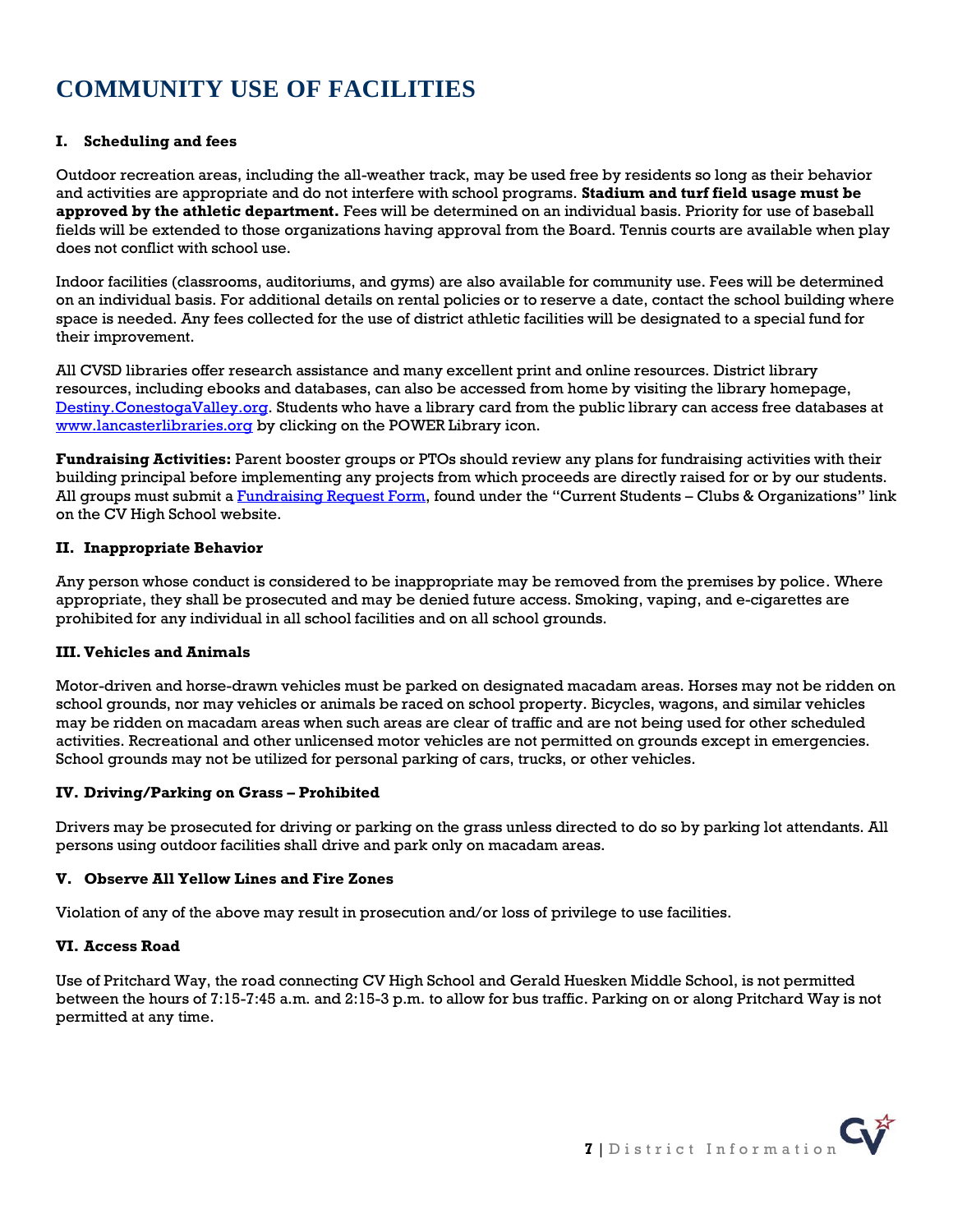# COMMUNITY USE OF FACILITIES

### I. Scheduling and fees

Outdoor recreation areas, including the all-weather track, may be used free by residents so long as their behavior and activities are appropriate and do not interfere with school programs. **Stadium and turf field usage must be approved by the athletic department.** Fees will be determined on an individual basis. Priority for use of baseball fields will be extended to those organizations having approval from the Board. Tennis courts are available when play does not conflict with school use.

Indoor facilities (classrooms, auditoriums, and gyms) are also available for community use. Fees will be determined on an individual basis. For additional details on rental policies or to reserve a date, contact the school building where space is needed. Any fees collected for the use of district athletic facilities will be designated to a special fund for their improvement.

All CVSD libraries offer research assistance and many excellent print and online resources. District library resources, including ebooks and databases, can also be accessed from home by visiting the library homepage, Destiny.ConestogaValley.org. Students who have a library card from the public library can access free databases at www.lancasterlibraries.org by clicking on the POWER Library icon.

**Fundraising Activities:** Parent booster groups or PTOs should review any plans for fundraising activities with their building principal before implementing any projects from which proceeds are directly raised for or by our students. All groups must submit a Fundraising Request Form, found under the "Current Students – Clubs & Organizations" link on the CV High School website.

### II. Inappropriate Behavior

Any person whose conduct is considered to be inappropriate may be removed from the premises by police. Where appropriate, they shall be prosecuted and may be denied future access. Smoking, vaping, and e-cigarettes are prohibited for any individual in all school facilities and on all school grounds.

### III. Vehicles and Animals

Motor-driven and horse-drawn vehicles must be parked on designated macadam areas. Horses may not be ridden on school grounds, nor may vehicles or animals be raced on school property. Bicycles, wagons, and similar vehicles may be ridden on macadam areas when such areas are clear of traffic and are not being used for other scheduled activities. Recreational and other unlicensed motor vehicles are not permitted on grounds except in emergencies. School grounds may not be utilized for personal parking of cars, trucks, or other vehicles.

### IV. Driving/Parking on Grass – Prohibited

Drivers may be prosecuted for driving or parking on the grass unless directed to do so by parking lot attendants. All persons using outdoor facilities shall drive and park only on macadam areas.

### V. Observe All Yellow Lines and Fire Zones

Violation of any of the above may result in prosecution and/or loss of privilege to use facilities.

### VI. Access Road

Use of Pritchard Way, the road connecting CV High School and Gerald Huesken Middle School, is not permitted between the hours of 7:15-7:45 a.m. and 2:15-3 p.m. to allow for bus traffic. Parking on or along Pritchard Way is not permitted at any time.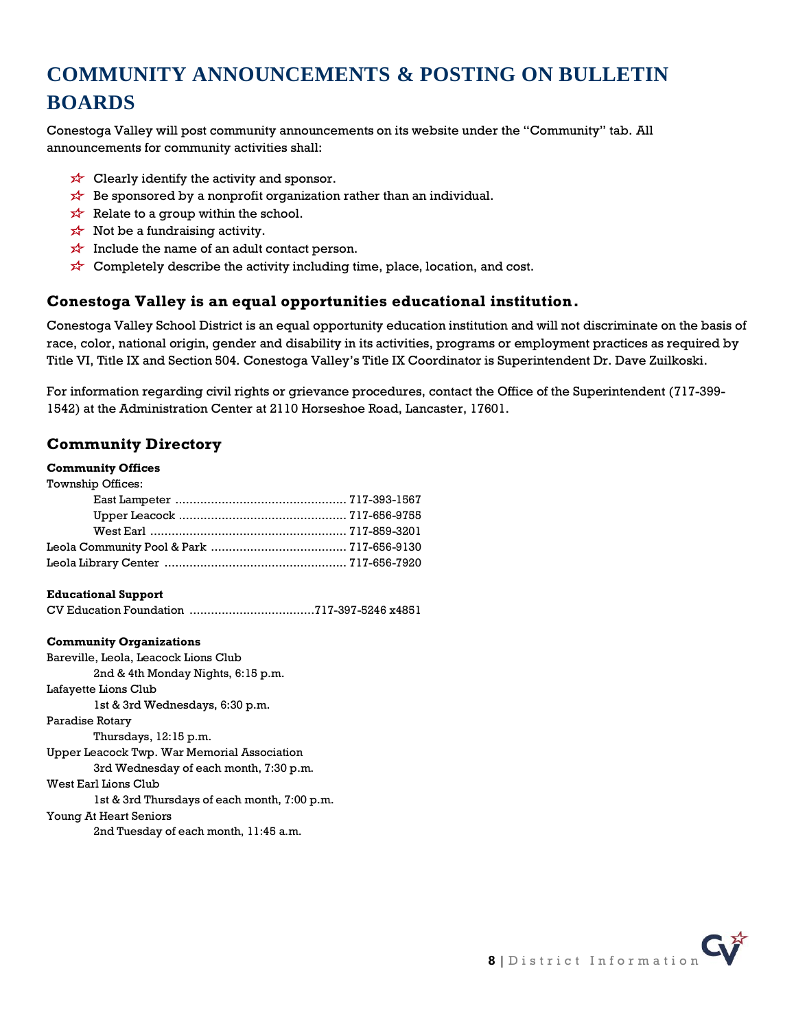# COMMUNITY ANNOUNCEMENTS & POSTING ON BULLETIN BOARDS

Conestoga Valley will post community announcements on its website under the "Community" tab. All announcements for community activities shall:

- Clearly identify the activity and sponsor.
- Be sponsored by a nonprofit organization rather than an individual.
- Relate to a group within the school.
- Not be a fundraising activity.
- Include the name of an adult contact person.
- Completely describe the activity including time, place, location, and cost.

### Conestoga Valley is an equal opportunities educational institution.

Conestoga Valley School District is an equal opportunity education institution and will not discriminate on the basis of race, color, national origin, gender and disability in its activities, programs or employment practices as required by Title VI, Title IX and Section 504. Conestoga Valley's Title IX Coordinator is Superintendent Dr. Dave Zuilkoski.

For information regarding civil rights or grievance procedures, contact the Office of the Superintendent (717-399-1542) at the Administration Center at 2110 Horseshoe Road, Lancaster, 17601.

## Community Directory

**Community Offices**

Township Offices:

- East Lampeter ............................................... 717-393-1567
- Upper Leacock .............................................. 717-656-9755
- West Earl ...................................................... 717-859-3201

Leola Community Pool & Park ..................................... 717-656-9130
Leola Library Center .................................................. 717-656-7920

**Educational Support**

CV Education Foundation ..................................717-397-5246 x4851

**Community Organizations**

Bareville, Leola, Leacock Lions Club
    2nd & 4th Monday Nights, 6:15 p.m.

Lafayette Lions Club
    1st & 3rd Wednesdays, 6:30 p.m.

Paradise Rotary
    Thursdays, 12:15 p.m.

Upper Leacock Twp. War Memorial Association
    3rd Wednesday of each month, 7:30 p.m.

West Earl Lions Club
    1st & 3rd Thursdays of each month, 7:00 p.m.

Young At Heart Seniors
    2nd Tuesday of each month, 11:45 a.m.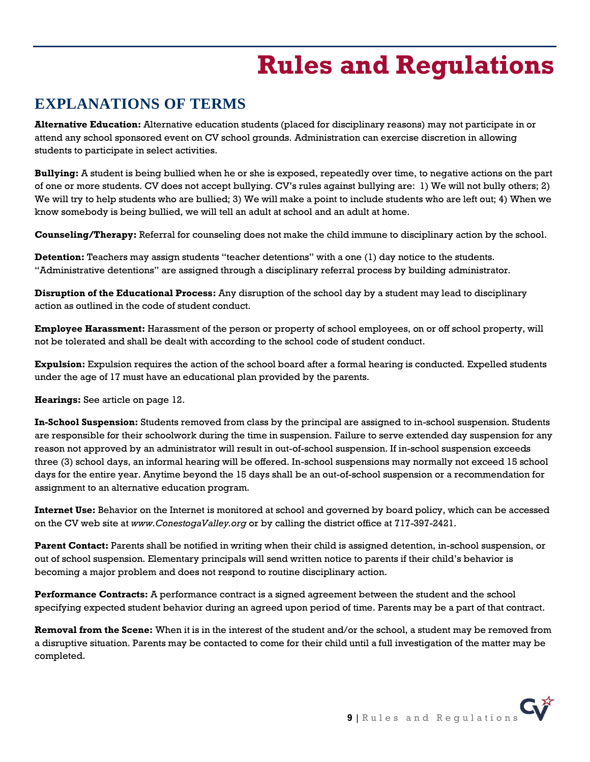# Rules and Regulations

## EXPLANATIONS OF TERMS

**Alternative Education:** Alternative education students (placed for disciplinary reasons) may not participate in or attend any school sponsored event on CV school grounds. Administration can exercise discretion in allowing students to participate in select activities.

**Bullying:** A student is being bullied when he or she is exposed, repeatedly over time, to negative actions on the part of one or more students. CV does not accept bullying. CV's rules against bullying are: 1) We will not bully others; 2) We will try to help students who are bullied; 3) We will make a point to include students who are left out; 4) When we know somebody is being bullied, we will tell an adult at school and an adult at home.

**Counseling/Therapy:** Referral for counseling does not make the child immune to disciplinary action by the school.

**Detention:** Teachers may assign students "teacher detentions" with a one (1) day notice to the students. "Administrative detentions" are assigned through a disciplinary referral process by building administrator.

**Disruption of the Educational Process:** Any disruption of the school day by a student may lead to disciplinary action as outlined in the code of student conduct.

**Employee Harassment:** Harassment of the person or property of school employees, on or off school property, will not be tolerated and shall be dealt with according to the school code of student conduct.

**Expulsion:** Expulsion requires the action of the school board after a formal hearing is conducted. Expelled students under the age of 17 must have an educational plan provided by the parents.

**Hearings:** See article on page 12.

**In-School Suspension:** Students removed from class by the principal are assigned to in-school suspension. Students are responsible for their schoolwork during the time in suspension. Failure to serve extended day suspension for any reason not approved by an administrator will result in out-of-school suspension. If in-school suspension exceeds three (3) school days, an informal hearing will be offered. In-school suspensions may normally not exceed 15 school days for the entire year. Anytime beyond the 15 days shall be an out-of-school suspension or a recommendation for assignment to an alternative education program.

**Internet Use:** Behavior on the Internet is monitored at school and governed by board policy, which can be accessed on the CV web site at *www.ConestogaValley.org* or by calling the district office at 717-397-2421.

**Parent Contact:** Parents shall be notified in writing when their child is assigned detention, in-school suspension, or out of school suspension. Elementary principals will send written notice to parents if their child's behavior is becoming a major problem and does not respond to routine disciplinary action.

**Performance Contracts:** A performance contract is a signed agreement between the student and the school specifying expected student behavior during an agreed upon period of time. Parents may be a part of that contract.

**Removal from the Scene:** When it is in the interest of the student and/or the school, a student may be removed from a disruptive situation. Parents may be contacted to come for their child until a full investigation of the matter may be completed.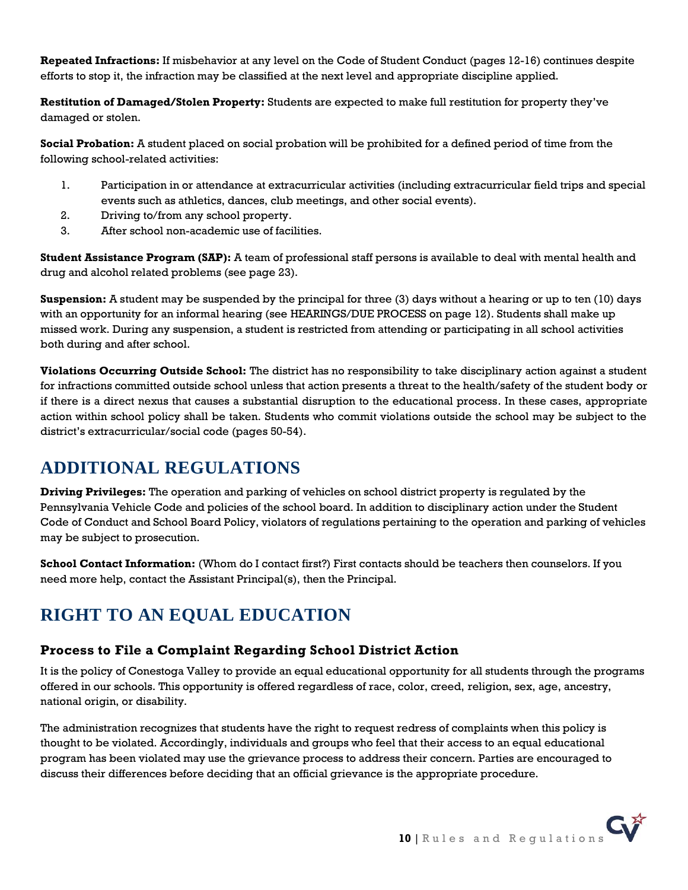**Repeated Infractions:** If misbehavior at any level on the Code of Student Conduct (pages 12-16) continues despite efforts to stop it, the infraction may be classified at the next level and appropriate discipline applied.

**Restitution of Damaged/Stolen Property:** Students are expected to make full restitution for property they've damaged or stolen.

**Social Probation:** A student placed on social probation will be prohibited for a defined period of time from the following school-related activities:

1. Participation in or attendance at extracurricular activities (including extracurricular field trips and special events such as athletics, dances, club meetings, and other social events).
2. Driving to/from any school property.
3. After school non-academic use of facilities.

**Student Assistance Program (SAP):** A team of professional staff persons is available to deal with mental health and drug and alcohol related problems (see page 23).

**Suspension:** A student may be suspended by the principal for three (3) days without a hearing or up to ten (10) days with an opportunity for an informal hearing (see HEARINGS/DUE PROCESS on page 12). Students shall make up missed work. During any suspension, a student is restricted from attending or participating in all school activities both during and after school.

**Violations Occurring Outside School:** The district has no responsibility to take disciplinary action against a student for infractions committed outside school unless that action presents a threat to the health/safety of the student body or if there is a direct nexus that causes a substantial disruption to the educational process. In these cases, appropriate action within school policy shall be taken. Students who commit violations outside the school may be subject to the district's extracurricular/social code (pages 50-54).

# ADDITIONAL REGULATIONS

**Driving Privileges:** The operation and parking of vehicles on school district property is regulated by the Pennsylvania Vehicle Code and policies of the school board. In addition to disciplinary action under the Student Code of Conduct and School Board Policy, violators of regulations pertaining to the operation and parking of vehicles may be subject to prosecution.

**School Contact Information:** (Whom do I contact first?) First contacts should be teachers then counselors. If you need more help, contact the Assistant Principal(s), then the Principal.

# RIGHT TO AN EQUAL EDUCATION

## Process to File a Complaint Regarding School District Action

It is the policy of Conestoga Valley to provide an equal educational opportunity for all students through the programs offered in our schools. This opportunity is offered regardless of race, color, creed, religion, sex, age, ancestry, national origin, or disability.

The administration recognizes that students have the right to request redress of complaints when this policy is thought to be violated. Accordingly, individuals and groups who feel that their access to an equal educational program has been violated may use the grievance process to address their concern. Parties are encouraged to discuss their differences before deciding that an official grievance is the appropriate procedure.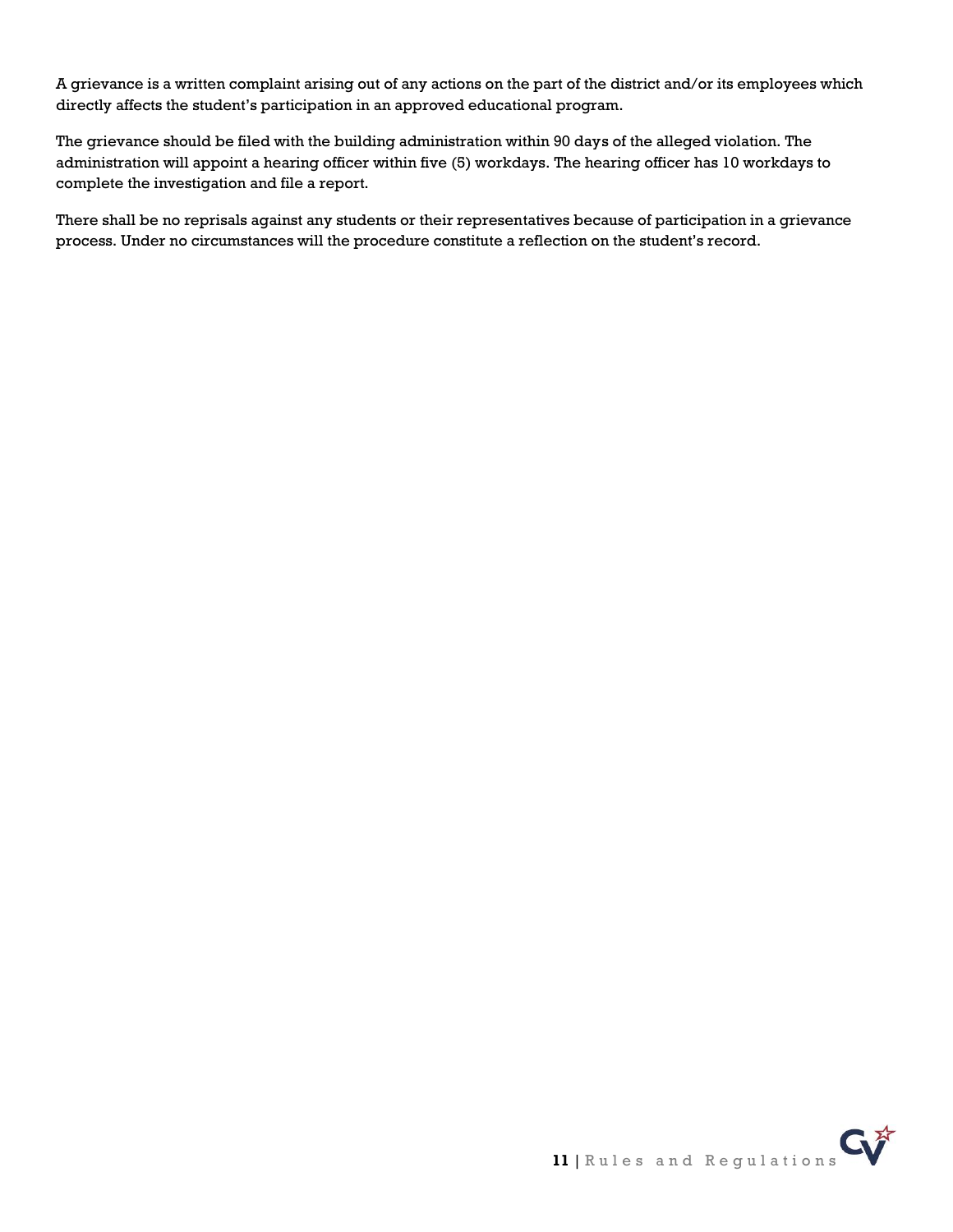A grievance is a written complaint arising out of any actions on the part of the district and/or its employees which directly affects the student's participation in an approved educational program.

The grievance should be filed with the building administration within 90 days of the alleged violation. The administration will appoint a hearing officer within five (5) workdays. The hearing officer has 10 workdays to complete the investigation and file a report.

There shall be no reprisals against any students or their representatives because of participation in a grievance process. Under no circumstances will the procedure constitute a reflection on the student's record.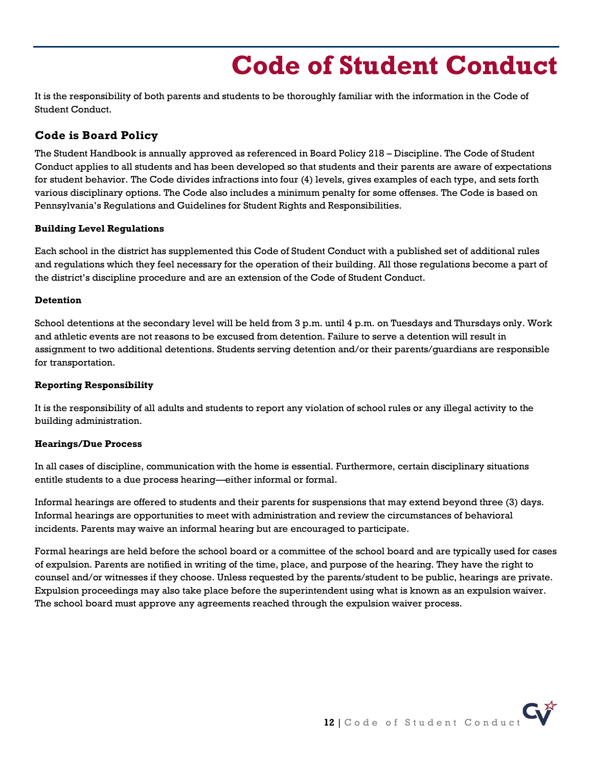# Code of Student Conduct

It is the responsibility of both parents and students to be thoroughly familiar with the information in the Code of Student Conduct.

## Code is Board Policy

The Student Handbook is annually approved as referenced in Board Policy 218 – Discipline. The Code of Student Conduct applies to all students and has been developed so that students and their parents are aware of expectations for student behavior. The Code divides infractions into four (4) levels, gives examples of each type, and sets forth various disciplinary options. The Code also includes a minimum penalty for some offenses. The Code is based on Pennsylvania's Regulations and Guidelines for Student Rights and Responsibilities.

### Building Level Regulations

Each school in the district has supplemented this Code of Student Conduct with a published set of additional rules and regulations which they feel necessary for the operation of their building. All those regulations become a part of the district's discipline procedure and are an extension of the Code of Student Conduct.

### Detention

School detentions at the secondary level will be held from 3 p.m. until 4 p.m. on Tuesdays and Thursdays only. Work and athletic events are not reasons to be excused from detention. Failure to serve a detention will result in assignment to two additional detentions. Students serving detention and/or their parents/guardians are responsible for transportation.

### Reporting Responsibility

It is the responsibility of all adults and students to report any violation of school rules or any illegal activity to the building administration.

### Hearings/Due Process

In all cases of discipline, communication with the home is essential. Furthermore, certain disciplinary situations entitle students to a due process hearing—either informal or formal.

Informal hearings are offered to students and their parents for suspensions that may extend beyond three (3) days. Informal hearings are opportunities to meet with administration and review the circumstances of behavioral incidents. Parents may waive an informal hearing but are encouraged to participate.

Formal hearings are held before the school board or a committee of the school board and are typically used for cases of expulsion. Parents are notified in writing of the time, place, and purpose of the hearing. They have the right to counsel and/or witnesses if they choose. Unless requested by the parents/student to be public, hearings are private. Expulsion proceedings may also take place before the superintendent using what is known as an expulsion waiver. The school board must approve any agreements reached through the expulsion waiver process.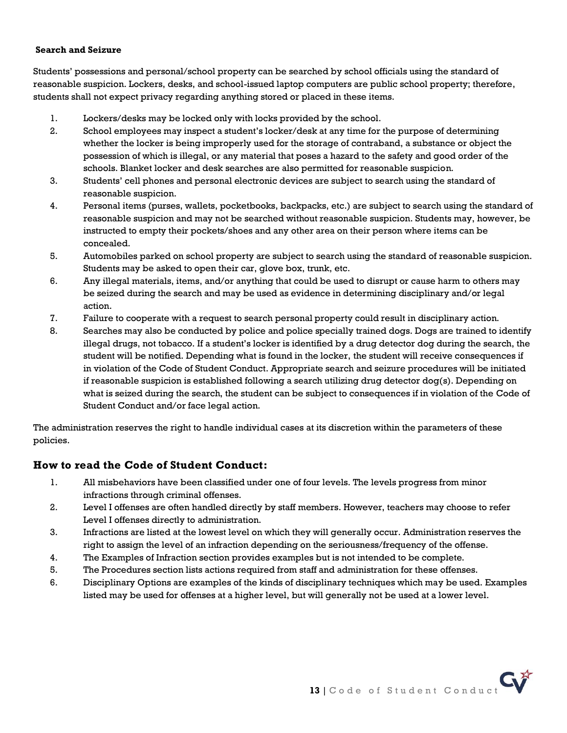**Search and Seizure**

Students' possessions and personal/school property can be searched by school officials using the standard of reasonable suspicion. Lockers, desks, and school-issued laptop computers are public school property; therefore, students shall not expect privacy regarding anything stored or placed in these items.

1. Lockers/desks may be locked only with locks provided by the school.
2. School employees may inspect a student's locker/desk at any time for the purpose of determining whether the locker is being improperly used for the storage of contraband, a substance or object the possession of which is illegal, or any material that poses a hazard to the safety and good order of the schools. Blanket locker and desk searches are also permitted for reasonable suspicion.
3. Students' cell phones and personal electronic devices are subject to search using the standard of reasonable suspicion.
4. Personal items (purses, wallets, pocketbooks, backpacks, etc.) are subject to search using the standard of reasonable suspicion and may not be searched without reasonable suspicion. Students may, however, be instructed to empty their pockets/shoes and any other area on their person where items can be concealed.
5. Automobiles parked on school property are subject to search using the standard of reasonable suspicion. Students may be asked to open their car, glove box, trunk, etc.
6. Any illegal materials, items, and/or anything that could be used to disrupt or cause harm to others may be seized during the search and may be used as evidence in determining disciplinary and/or legal action.
7. Failure to cooperate with a request to search personal property could result in disciplinary action.
8. Searches may also be conducted by police and police specially trained dogs. Dogs are trained to identify illegal drugs, not tobacco. If a student's locker is identified by a drug detector dog during the search, the student will be notified. Depending what is found in the locker, the student will receive consequences if in violation of the Code of Student Conduct. Appropriate search and seizure procedures will be initiated if reasonable suspicion is established following a search utilizing drug detector dog(s). Depending on what is seized during the search, the student can be subject to consequences if in violation of the Code of Student Conduct and/or face legal action.

The administration reserves the right to handle individual cases at its discretion within the parameters of these policies.

## How to read the Code of Student Conduct:

1. All misbehaviors have been classified under one of four levels. The levels progress from minor infractions through criminal offenses.
2. Level I offenses are often handled directly by staff members. However, teachers may choose to refer Level I offenses directly to administration.
3. Infractions are listed at the lowest level on which they will generally occur. Administration reserves the right to assign the level of an infraction depending on the seriousness/frequency of the offense.
4. The Examples of Infraction section provides examples but is not intended to be complete.
5. The Procedures section lists actions required from staff and administration for these offenses.
6. Disciplinary Options are examples of the kinds of disciplinary techniques which may be used. Examples listed may be used for offenses at a higher level, but will generally not be used at a lower level.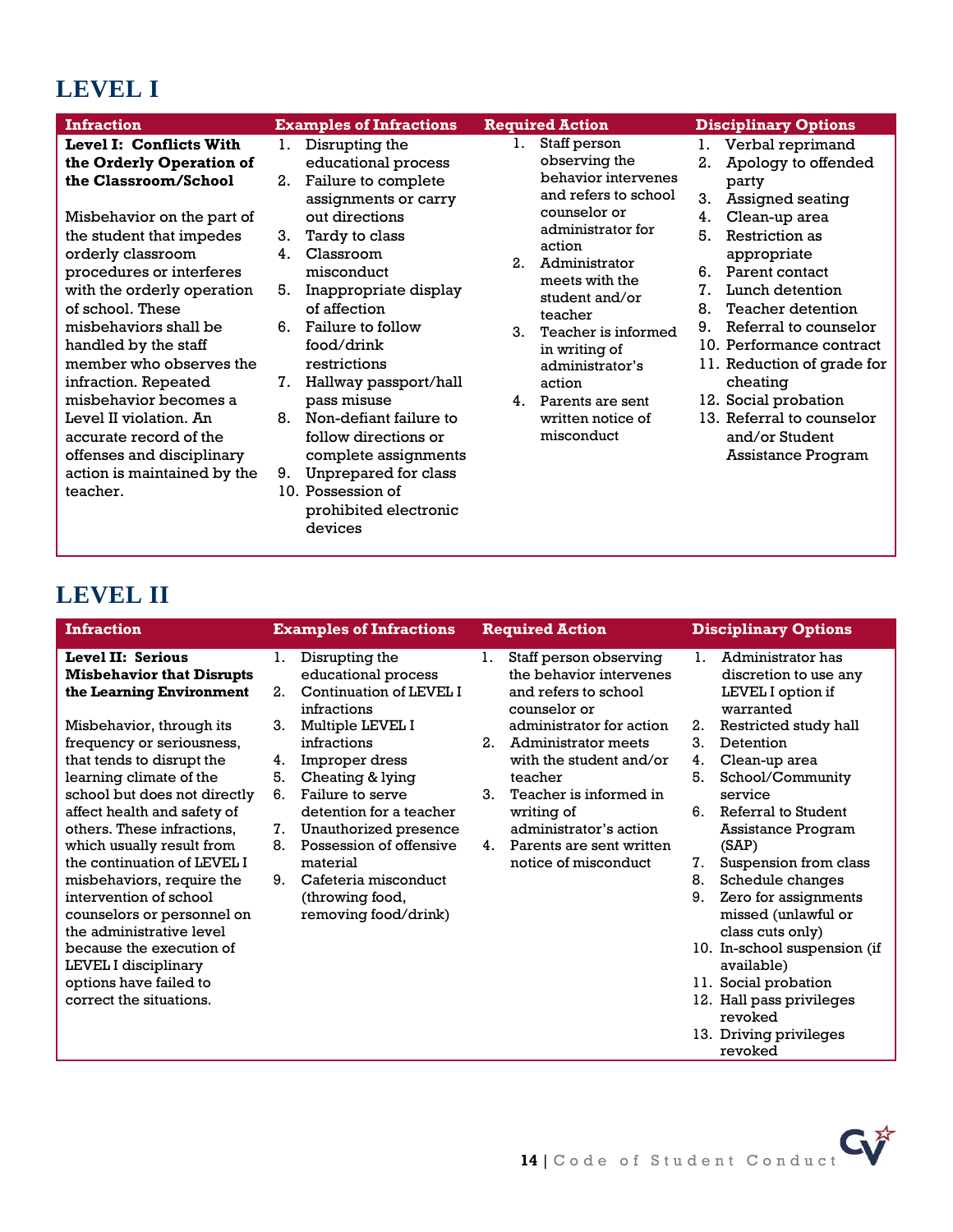# LEVEL I

| Infraction | Examples of Infractions | Required Action | Disciplinary Options |
|---|---|---|---|
| **Level I: Conflicts With the Orderly Operation of the Classroom/School**<br><br>Misbehavior on the part of the student that impedes orderly classroom procedures or interferes with the orderly operation of school. These misbehaviors shall be handled by the staff member who observes the infraction. Repeated misbehavior becomes a Level II violation. An accurate record of the offenses and disciplinary action is maintained by the teacher. | 1. Disrupting the educational process<br>2. Failure to complete assignments or carry out directions<br>3. Tardy to class<br>4. Classroom misconduct<br>5. Inappropriate display of affection<br>6. Failure to follow food/drink restrictions<br>7. Hallway passport/hall pass misuse<br>8. Non-defiant failure to follow directions or complete assignments<br>9. Unprepared for class<br>10. Possession of prohibited electronic devices | 1. Staff person observing the behavior intervenes and refers to school counselor or administrator for action<br>2. Administrator meets with the student and/or teacher<br>3. Teacher is informed in writing of administrator's action<br>4. Parents are sent written notice of misconduct | 1. Verbal reprimand<br>2. Apology to offended party<br>3. Assigned seating<br>4. Clean-up area<br>5. Restriction as appropriate<br>6. Parent contact<br>7. Lunch detention<br>8. Teacher detention<br>9. Referral to counselor<br>10. Performance contract<br>11. Reduction of grade for cheating<br>12. Social probation<br>13. Referral to counselor and/or Student Assistance Program |

# LEVEL II

| Infraction | Examples of Infractions | Required Action | Disciplinary Options |
|---|---|---|---|
| **Level II: Serious Misbehavior that Disrupts the Learning Environment**<br><br>Misbehavior, through its frequency or seriousness, that tends to disrupt the learning climate of the school but does not directly affect health and safety of others. These infractions, which usually result from the continuation of LEVEL I misbehaviors, require the intervention of school counselors or personnel on the administrative level because the execution of LEVEL I disciplinary options have failed to correct the situations. | 1. Disrupting the educational process<br>2. Continuation of LEVEL I infractions<br>3. Multiple LEVEL I infractions<br>4. Improper dress<br>5. Cheating & lying<br>6. Failure to serve detention for a teacher<br>7. Unauthorized presence<br>8. Possession of offensive material<br>9. Cafeteria misconduct (throwing food, removing food/drink) | 1. Staff person observing the behavior intervenes and refers to school counselor or administrator for action<br>2. Administrator meets with the student and/or teacher<br>3. Teacher is informed in writing of administrator's action<br>4. Parents are sent written notice of misconduct | 1. Administrator has discretion to use any LEVEL I option if warranted<br>2. Restricted study hall<br>3. Detention<br>4. Clean-up area<br>5. School/Community service<br>6. Referral to Student Assistance Program (SAP)<br>7. Suspension from class<br>8. Schedule changes<br>9. Zero for assignments missed (unlawful or class cuts only)<br>10. In-school suspension (if available)<br>11. Social probation<br>12. Hall pass privileges revoked<br>13. Driving privileges revoked |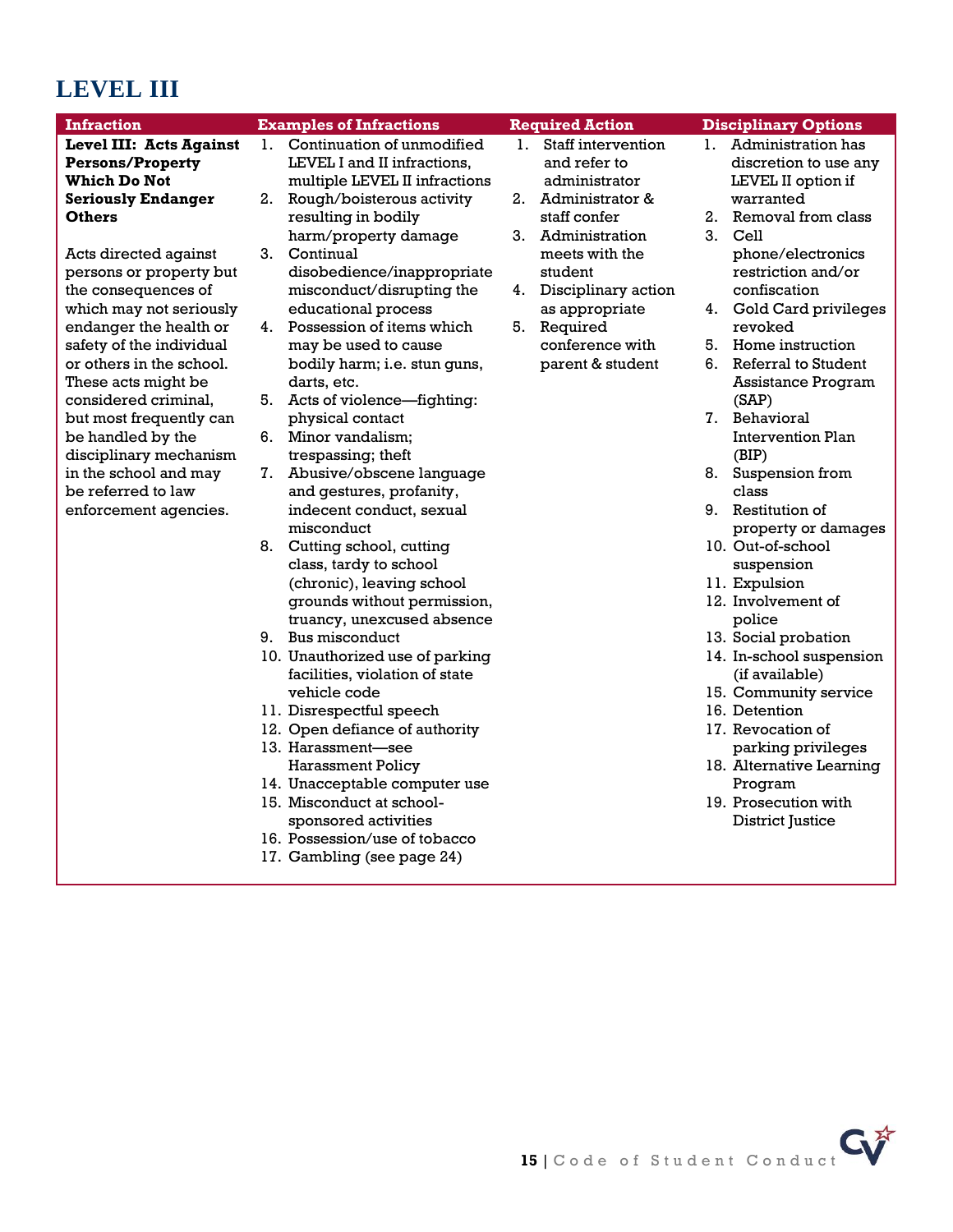# LEVEL III

| Infraction | Examples of Infractions | Required Action | Disciplinary Options |
|---|---|---|---|
| **Level III: Acts Against Persons/Property Which Do Not Seriously Endanger Others**<br><br>Acts directed against persons or property but the consequences of which may not seriously endanger the health or safety of the individual or others in the school. These acts might be considered criminal, but most frequently can be handled by the disciplinary mechanism in the school and may be referred to law enforcement agencies. | 1. Continuation of unmodified LEVEL I and II infractions, multiple LEVEL II infractions<br>2. Rough/boisterous activity resulting in bodily harm/property damage<br>3. Continual disobedience/inappropriate misconduct/disrupting the educational process<br>4. Possession of items which may be used to cause bodily harm; i.e. stun guns, darts, etc.<br>5. Acts of violence—fighting: physical contact<br>6. Minor vandalism; trespassing; theft<br>7. Abusive/obscene language and gestures, profanity, indecent conduct, sexual misconduct<br>8. Cutting school, cutting class, tardy to school (chronic), leaving school grounds without permission, truancy, unexcused absence<br>9. Bus misconduct<br>10. Unauthorized use of parking facilities, violation of state vehicle code<br>11. Disrespectful speech<br>12. Open defiance of authority<br>13. Harassment—see Harassment Policy<br>14. Unacceptable computer use<br>15. Misconduct at school-sponsored activities<br>16. Possession/use of tobacco<br>17. Gambling (see page 24) | 1. Staff intervention and refer to administrator<br>2. Administrator & staff confer<br>3. Administration meets with the student<br>4. Disciplinary action as appropriate<br>5. Required conference with parent & student | 1. Administration has discretion to use any LEVEL II option if warranted<br>2. Removal from class<br>3. Cell phone/electronics restriction and/or confiscation<br>4. Gold Card privileges revoked<br>5. Home instruction<br>6. Referral to Student Assistance Program (SAP)<br>7. Behavioral Intervention Plan (BIP)<br>8. Suspension from class<br>9. Restitution of property or damages<br>10. Out-of-school suspension<br>11. Expulsion<br>12. Involvement of police<br>13. Social probation<br>14. In-school suspension (if available)<br>15. Community service<br>16. Detention<br>17. Revocation of parking privileges<br>18. Alternative Learning Program<br>19. Prosecution with District Justice |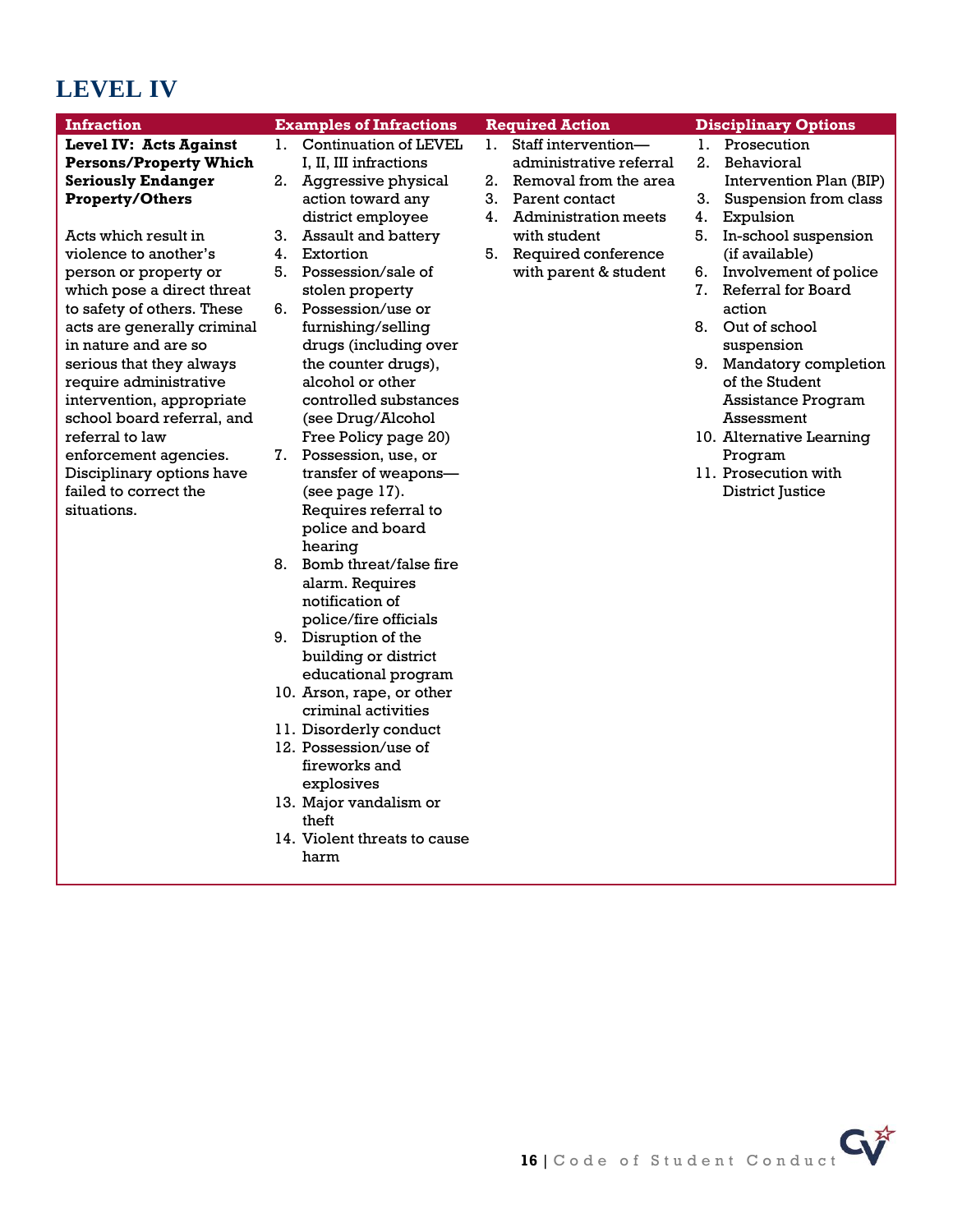# LEVEL IV

| Infraction | Examples of Infractions | Required Action | Disciplinary Options |
|---|---|---|---|
| **Level IV: Acts Against Persons/Property Which Seriously Endanger Property/Others**<br><br>Acts which result in violence to another's person or property or which pose a direct threat to safety of others. These acts are generally criminal in nature and are so serious that they always require administrative intervention, appropriate school board referral, and referral to law enforcement agencies. Disciplinary options have failed to correct the situations. | 1. Continuation of LEVEL I, II, III infractions<br>2. Aggressive physical action toward any district employee<br>3. Assault and battery<br>4. Extortion<br>5. Possession/sale of stolen property<br>6. Possession/use or furnishing/selling drugs (including over the counter drugs), alcohol or other controlled substances (see Drug/Alcohol Free Policy page 20)<br>7. Possession, use, or transfer of weapons—(see page 17). Requires referral to police and board hearing<br>8. Bomb threat/false fire alarm. Requires notification of police/fire officials<br>9. Disruption of the building or district educational program<br>10. Arson, rape, or other criminal activities<br>11. Disorderly conduct<br>12. Possession/use of fireworks and explosives<br>13. Major vandalism or theft<br>14. Violent threats to cause harm | 1. Staff intervention—administrative referral<br>2. Removal from the area<br>3. Parent contact<br>4. Administration meets with student<br>5. Required conference with parent & student | 1. Prosecution<br>2. Behavioral Intervention Plan (BIP)<br>3. Suspension from class<br>4. Expulsion<br>5. In-school suspension (if available)<br>6. Involvement of police<br>7. Referral for Board action<br>8. Out of school suspension<br>9. Mandatory completion of the Student Assistance Program Assessment<br>10. Alternative Learning Program<br>11. Prosecution with District Justice |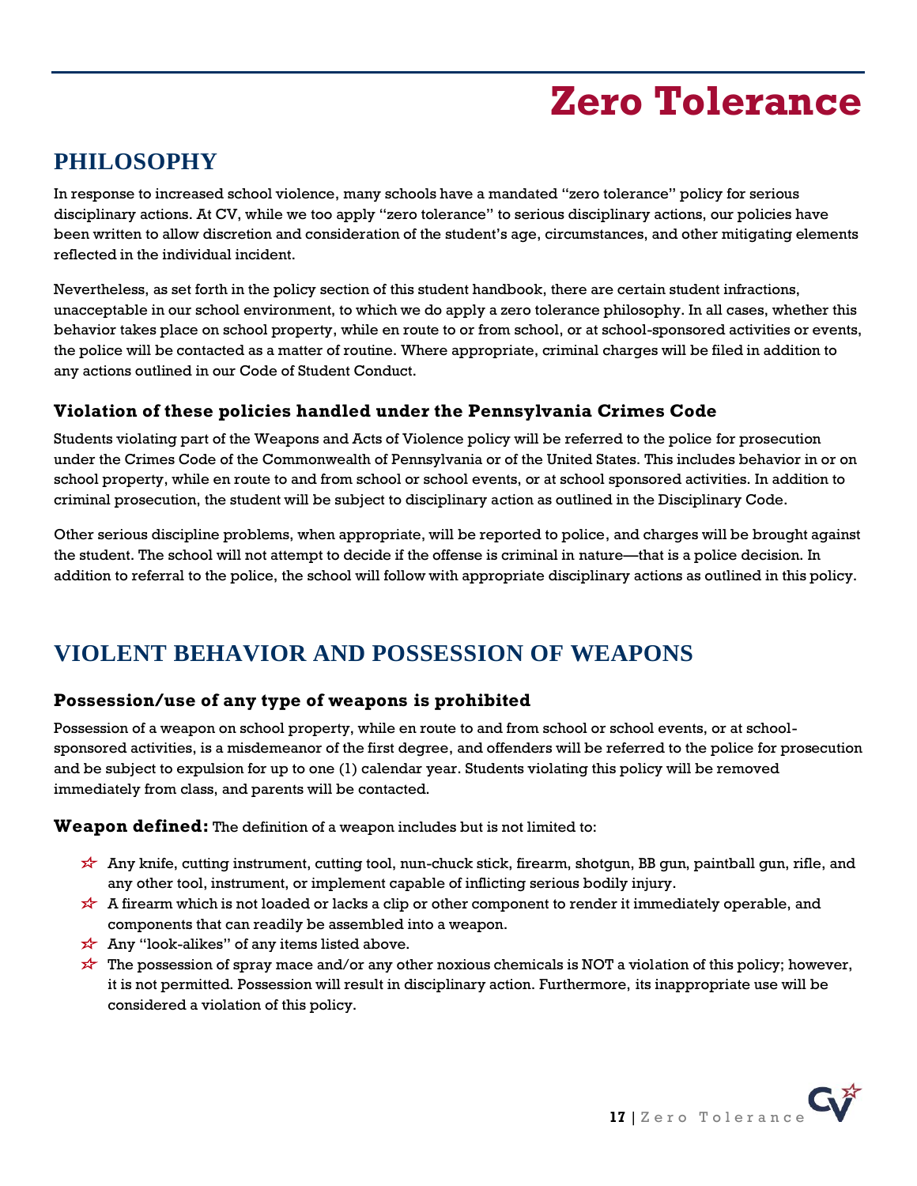# Zero Tolerance

## PHILOSOPHY

In response to increased school violence, many schools have a mandated "zero tolerance" policy for serious disciplinary actions. At CV, while we too apply "zero tolerance" to serious disciplinary actions, our policies have been written to allow discretion and consideration of the student's age, circumstances, and other mitigating elements reflected in the individual incident.

Nevertheless, as set forth in the policy section of this student handbook, there are certain student infractions, unacceptable in our school environment, to which we do apply a zero tolerance philosophy. In all cases, whether this behavior takes place on school property, while en route to or from school, or at school-sponsored activities or events, the police will be contacted as a matter of routine. Where appropriate, criminal charges will be filed in addition to any actions outlined in our Code of Student Conduct.

### Violation of these policies handled under the Pennsylvania Crimes Code

Students violating part of the Weapons and Acts of Violence policy will be referred to the police for prosecution under the Crimes Code of the Commonwealth of Pennsylvania or of the United States. This includes behavior in or on school property, while en route to and from school or school events, or at school sponsored activities. In addition to criminal prosecution, the student will be subject to disciplinary action as outlined in the Disciplinary Code.

Other serious discipline problems, when appropriate, will be reported to police, and charges will be brought against the student. The school will not attempt to decide if the offense is criminal in nature—that is a police decision. In addition to referral to the police, the school will follow with appropriate disciplinary actions as outlined in this policy.

## VIOLENT BEHAVIOR AND POSSESSION OF WEAPONS

### Possession/use of any type of weapons is prohibited

Possession of a weapon on school property, while en route to and from school or school events, or at school-sponsored activities, is a misdemeanor of the first degree, and offenders will be referred to the police for prosecution and be subject to expulsion for up to one (1) calendar year. Students violating this policy will be removed immediately from class, and parents will be contacted.

**Weapon defined:** The definition of a weapon includes but is not limited to:

- Any knife, cutting instrument, cutting tool, nun-chuck stick, firearm, shotgun, BB gun, paintball gun, rifle, and any other tool, instrument, or implement capable of inflicting serious bodily injury.
- A firearm which is not loaded or lacks a clip or other component to render it immediately operable, and components that can readily be assembled into a weapon.
- Any "look-alikes" of any items listed above.
- The possession of spray mace and/or any other noxious chemicals is NOT a violation of this policy; however, it is not permitted. Possession will result in disciplinary action. Furthermore, its inappropriate use will be considered a violation of this policy.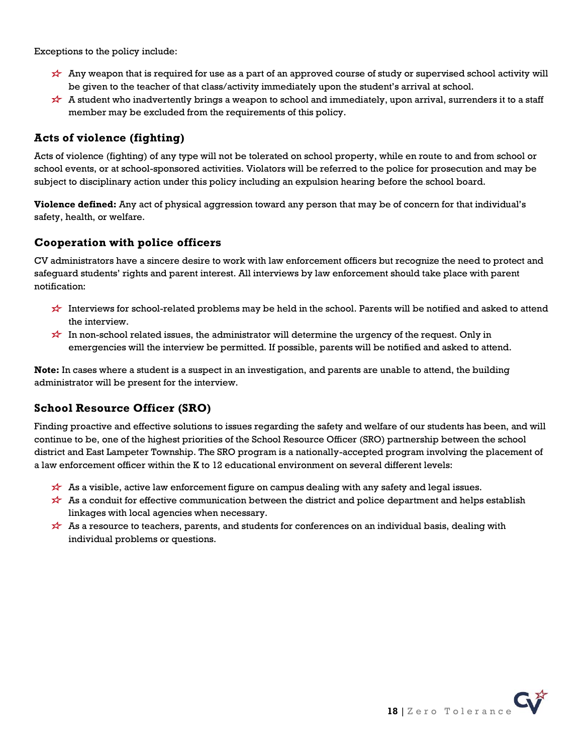Exceptions to the policy include:

- Any weapon that is required for use as a part of an approved course of study or supervised school activity will be given to the teacher of that class/activity immediately upon the student's arrival at school.
- A student who inadvertently brings a weapon to school and immediately, upon arrival, surrenders it to a staff member may be excluded from the requirements of this policy.

## Acts of violence (fighting)

Acts of violence (fighting) of any type will not be tolerated on school property, while en route to and from school or school events, or at school-sponsored activities. Violators will be referred to the police for prosecution and may be subject to disciplinary action under this policy including an expulsion hearing before the school board.

**Violence defined:** Any act of physical aggression toward any person that may be of concern for that individual's safety, health, or welfare.

## Cooperation with police officers

CV administrators have a sincere desire to work with law enforcement officers but recognize the need to protect and safeguard students' rights and parent interest. All interviews by law enforcement should take place with parent notification:

- Interviews for school-related problems may be held in the school. Parents will be notified and asked to attend the interview.
- In non-school related issues, the administrator will determine the urgency of the request. Only in emergencies will the interview be permitted. If possible, parents will be notified and asked to attend.

**Note:** In cases where a student is a suspect in an investigation, and parents are unable to attend, the building administrator will be present for the interview.

## School Resource Officer (SRO)

Finding proactive and effective solutions to issues regarding the safety and welfare of our students has been, and will continue to be, one of the highest priorities of the School Resource Officer (SRO) partnership between the school district and East Lampeter Township. The SRO program is a nationally-accepted program involving the placement of a law enforcement officer within the K to 12 educational environment on several different levels:

- As a visible, active law enforcement figure on campus dealing with any safety and legal issues.
- As a conduit for effective communication between the district and police department and helps establish linkages with local agencies when necessary.
- As a resource to teachers, parents, and students for conferences on an individual basis, dealing with individual problems or questions.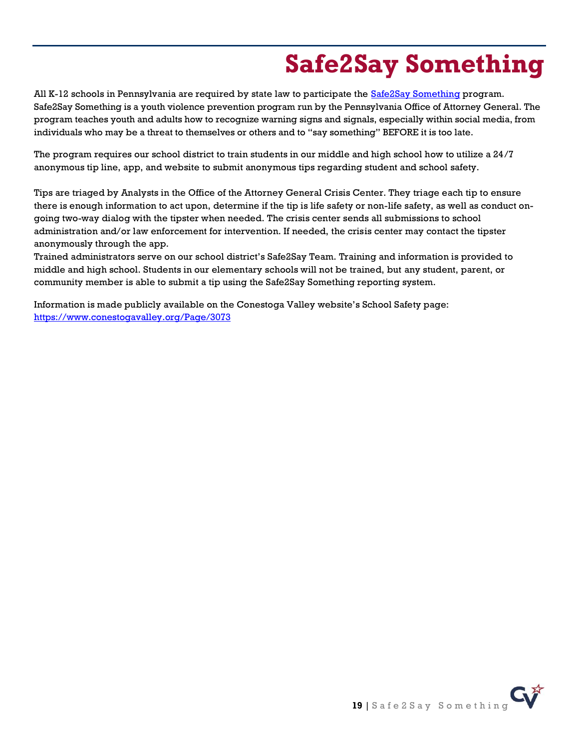# Safe2Say Something

All K-12 schools in Pennsylvania are required by state law to participate the [Safe2Say Something](https://www.safe2saypa.org) program. Safe2Say Something is a youth violence prevention program run by the Pennsylvania Office of Attorney General. The program teaches youth and adults how to recognize warning signs and signals, especially within social media, from individuals who may be a threat to themselves or others and to "say something" BEFORE it is too late.

The program requires our school district to train students in our middle and high school how to utilize a 24/7 anonymous tip line, app, and website to submit anonymous tips regarding student and school safety.

Tips are triaged by Analysts in the Office of the Attorney General Crisis Center. They triage each tip to ensure there is enough information to act upon, determine if the tip is life safety or non-life safety, as well as conduct on-going two-way dialog with the tipster when needed. The crisis center sends all submissions to school administration and/or law enforcement for intervention. If needed, the crisis center may contact the tipster anonymously through the app.

Trained administrators serve on our school district's Safe2Say Team. Training and information is provided to middle and high school. Students in our elementary schools will not be trained, but any student, parent, or community member is able to submit a tip using the Safe2Say Something reporting system.

Information is made publicly available on the Conestoga Valley website's School Safety page: https://www.conestogavalley.org/Page/3073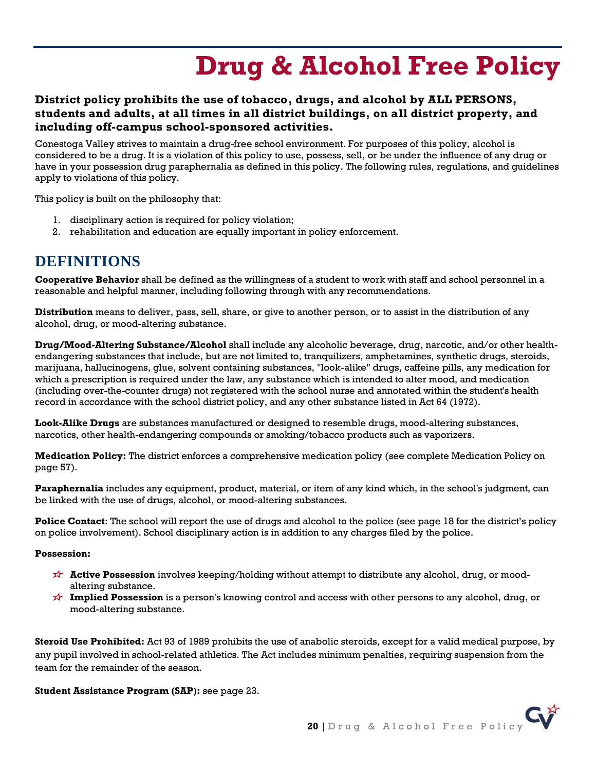# Drug & Alcohol Free Policy

**District policy prohibits the use of tobacco, drugs, and alcohol by ALL PERSONS, students and adults, at all times in all district buildings, on all district property, and including off-campus school-sponsored activities.**

Conestoga Valley strives to maintain a drug-free school environment. For purposes of this policy, alcohol is considered to be a drug. It is a violation of this policy to use, possess, sell, or be under the influence of any drug or have in your possession drug paraphernalia as defined in this policy. The following rules, regulations, and guidelines apply to violations of this policy.

This policy is built on the philosophy that:

1. disciplinary action is required for policy violation;
2. rehabilitation and education are equally important in policy enforcement.

## DEFINITIONS

**Cooperative Behavior** shall be defined as the willingness of a student to work with staff and school personnel in a reasonable and helpful manner, including following through with any recommendations.

**Distribution** means to deliver, pass, sell, share, or give to another person, or to assist in the distribution of any alcohol, drug, or mood-altering substance.

**Drug/Mood-Altering Substance/Alcohol** shall include any alcoholic beverage, drug, narcotic, and/or other health-endangering substances that include, but are not limited to, tranquilizers, amphetamines, synthetic drugs, steroids, marijuana, hallucinogens, glue, solvent containing substances, "look-alike" drugs, caffeine pills, any medication for which a prescription is required under the law, any substance which is intended to alter mood, and medication (including over-the-counter drugs) not registered with the school nurse and annotated within the student's health record in accordance with the school district policy, and any other substance listed in Act 64 (1972).

**Look-Alike Drugs** are substances manufactured or designed to resemble drugs, mood-altering substances, narcotics, other health-endangering compounds or smoking/tobacco products such as vaporizers.

**Medication Policy:** The district enforces a comprehensive medication policy (see complete Medication Policy on page 57).

**Paraphernalia** includes any equipment, product, material, or item of any kind which, in the school's judgment, can be linked with the use of drugs, alcohol, or mood-altering substances.

**Police Contact**: The school will report the use of drugs and alcohol to the police (see page 18 for the district's policy on police involvement). School disciplinary action is in addition to any charges filed by the police.

**Possession:**

- **Active Possession** involves keeping/holding without attempt to distribute any alcohol, drug, or mood-altering substance.
- **Implied Possession** is a person's knowing control and access with other persons to any alcohol, drug, or mood-altering substance.

**Steroid Use Prohibited:** Act 93 of 1989 prohibits the use of anabolic steroids, except for a valid medical purpose, by any pupil involved in school-related athletics. The Act includes minimum penalties, requiring suspension from the team for the remainder of the season.

**Student Assistance Program (SAP):** see page 23.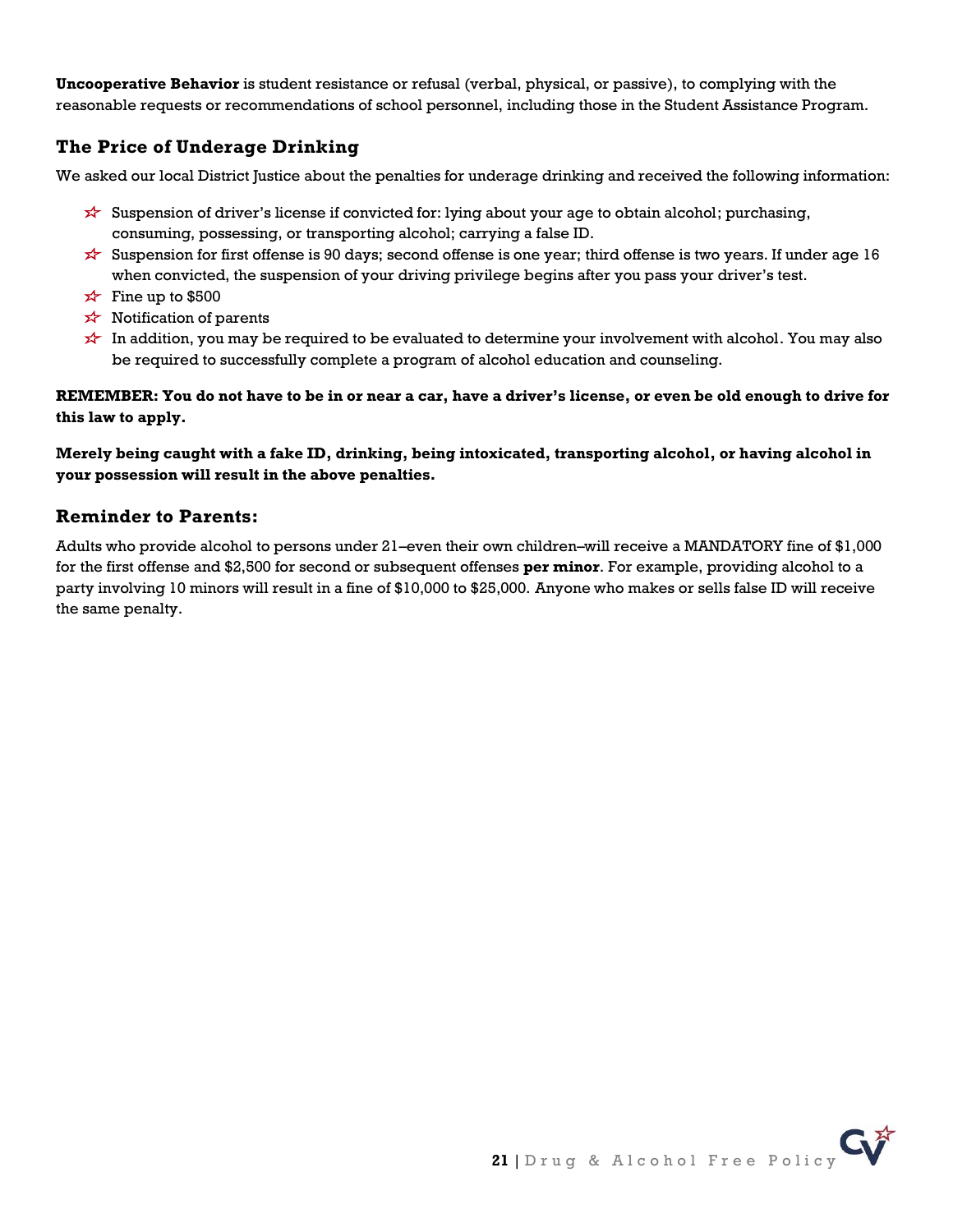**Uncooperative Behavior** is student resistance or refusal (verbal, physical, or passive), to complying with the reasonable requests or recommendations of school personnel, including those in the Student Assistance Program.

## The Price of Underage Drinking

We asked our local District Justice about the penalties for underage drinking and received the following information:

- Suspension of driver's license if convicted for: lying about your age to obtain alcohol; purchasing, consuming, possessing, or transporting alcohol; carrying a false ID.
- Suspension for first offense is 90 days; second offense is one year; third offense is two years. If under age 16 when convicted, the suspension of your driving privilege begins after you pass your driver's test.
- Fine up to $500
- Notification of parents
- In addition, you may be required to be evaluated to determine your involvement with alcohol. You may also be required to successfully complete a program of alcohol education and counseling.

**REMEMBER: You do not have to be in or near a car, have a driver's license, or even be old enough to drive for this law to apply.**

**Merely being caught with a fake ID, drinking, being intoxicated, transporting alcohol, or having alcohol in your possession will result in the above penalties.**

## Reminder to Parents:

Adults who provide alcohol to persons under 21–even their own children–will receive a MANDATORY fine of $1,000 for the first offense and $2,500 for second or subsequent offenses **per minor**. For example, providing alcohol to a party involving 10 minors will result in a fine of $10,000 to $25,000. Anyone who makes or sells false ID will receive the same penalty.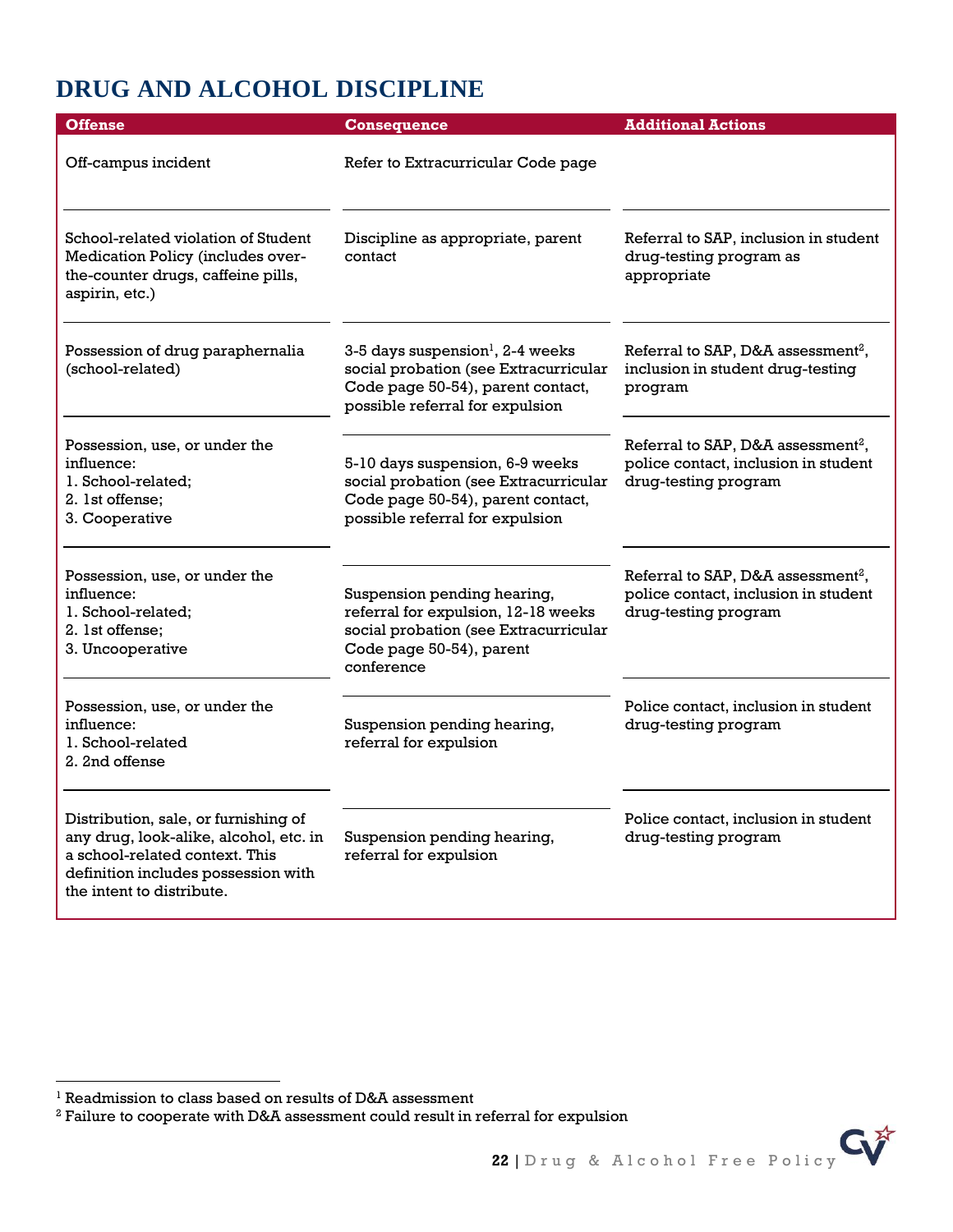# DRUG AND ALCOHOL DISCIPLINE

| Offense | Consequence | Additional Actions |
|---|---|---|
| Off-campus incident | Refer to Extracurricular Code page | |
| School-related violation of Student Medication Policy (includes over-the-counter drugs, caffeine pills, aspirin, etc.) | Discipline as appropriate, parent contact | Referral to SAP, inclusion in student drug-testing program as appropriate |
| Possession of drug paraphernalia (school-related) | 3-5 days suspension[1], 2-4 weeks social probation (see Extracurricular Code page 50-54), parent contact, possible referral for expulsion | Referral to SAP, D&A assessment[2], inclusion in student drug-testing program |
| Possession, use, or under the influence:<br>1. School-related;<br>2. 1st offense;<br>3. Cooperative | 5-10 days suspension, 6-9 weeks social probation (see Extracurricular Code page 50-54), parent contact, possible referral for expulsion | Referral to SAP, D&A assessment[2], police contact, inclusion in student drug-testing program |
| Possession, use, or under the influence:<br>1. School-related;<br>2. 1st offense;<br>3. Uncooperative | Suspension pending hearing, referral for expulsion, 12-18 weeks social probation (see Extracurricular Code page 50-54), parent conference | Referral to SAP, D&A assessment[2], police contact, inclusion in student drug-testing program |
| Possession, use, or under the influence:<br>1. School-related<br>2. 2nd offense | Suspension pending hearing, referral for expulsion | Police contact, inclusion in student drug-testing program |
| Distribution, sale, or furnishing of any drug, look-alike, alcohol, etc. in a school-related context. This definition includes possession with the intent to distribute. | Suspension pending hearing, referral for expulsion | Police contact, inclusion in student drug-testing program |

[1] Readmission to class based on results of D&A assessment

[2] Failure to cooperate with D&A assessment could result in referral for expulsion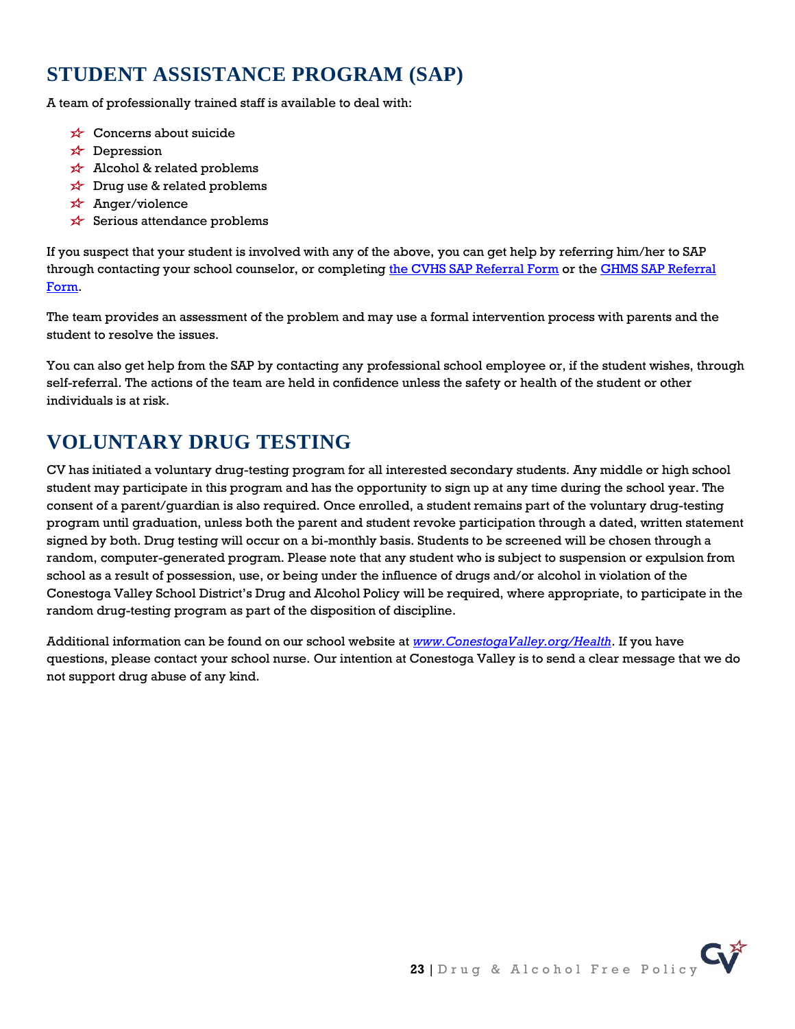# STUDENT ASSISTANCE PROGRAM (SAP)

A team of professionally trained staff is available to deal with:

- Concerns about suicide
- Depression
- Alcohol & related problems
- Drug use & related problems
- Anger/violence
- Serious attendance problems

If you suspect that your student is involved with any of the above, you can get help by referring him/her to SAP through contacting your school counselor, or completing the CVHS SAP Referral Form or the GHMS SAP Referral Form.

The team provides an assessment of the problem and may use a formal intervention process with parents and the student to resolve the issues.

You can also get help from the SAP by contacting any professional school employee or, if the student wishes, through self-referral. The actions of the team are held in confidence unless the safety or health of the student or other individuals is at risk.

# VOLUNTARY DRUG TESTING

CV has initiated a voluntary drug-testing program for all interested secondary students. Any middle or high school student may participate in this program and has the opportunity to sign up at any time during the school year. The consent of a parent/guardian is also required. Once enrolled, a student remains part of the voluntary drug-testing program until graduation, unless both the parent and student revoke participation through a dated, written statement signed by both. Drug testing will occur on a bi-monthly basis. Students to be screened will be chosen through a random, computer-generated program. Please note that any student who is subject to suspension or expulsion from school as a result of possession, use, or being under the influence of drugs and/or alcohol in violation of the Conestoga Valley School District's Drug and Alcohol Policy will be required, where appropriate, to participate in the random drug-testing program as part of the disposition of discipline.

Additional information can be found on our school website at *www.ConestogaValley.org/Health*. If you have questions, please contact your school nurse. Our intention at Conestoga Valley is to send a clear message that we do not support drug abuse of any kind.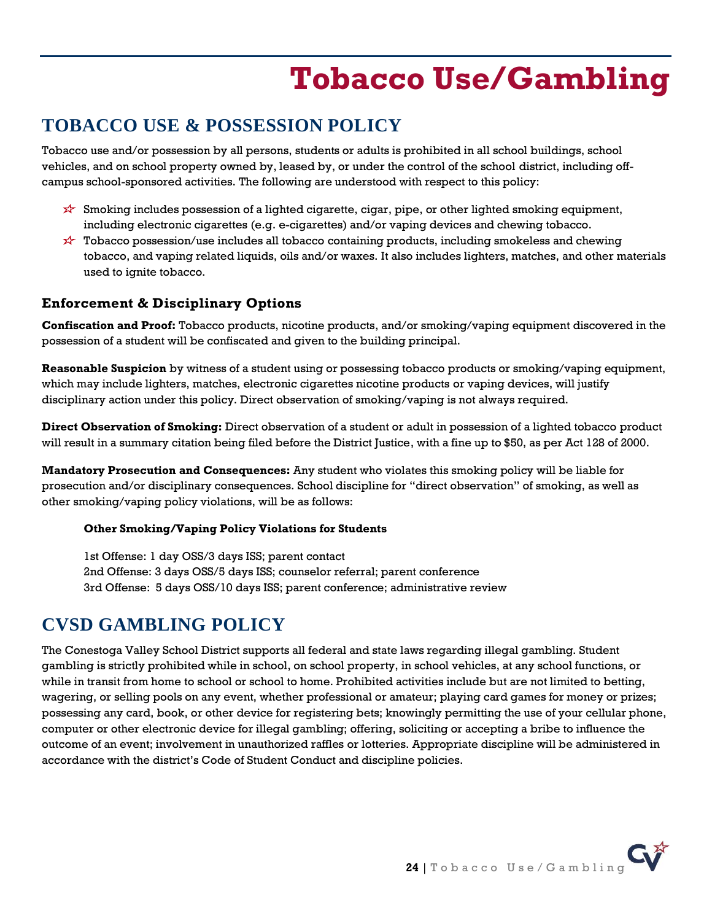# Tobacco Use/Gambling

## TOBACCO USE & POSSESSION POLICY

Tobacco use and/or possession by all persons, students or adults is prohibited in all school buildings, school vehicles, and on school property owned by, leased by, or under the control of the school district, including off-campus school-sponsored activities. The following are understood with respect to this policy:

- Smoking includes possession of a lighted cigarette, cigar, pipe, or other lighted smoking equipment, including electronic cigarettes (e.g. e-cigarettes) and/or vaping devices and chewing tobacco.
- Tobacco possession/use includes all tobacco containing products, including smokeless and chewing tobacco, and vaping related liquids, oils and/or waxes. It also includes lighters, matches, and other materials used to ignite tobacco.

### Enforcement & Disciplinary Options

**Confiscation and Proof:** Tobacco products, nicotine products, and/or smoking/vaping equipment discovered in the possession of a student will be confiscated and given to the building principal.

**Reasonable Suspicion** by witness of a student using or possessing tobacco products or smoking/vaping equipment, which may include lighters, matches, electronic cigarettes nicotine products or vaping devices, will justify disciplinary action under this policy. Direct observation of smoking/vaping is not always required.

**Direct Observation of Smoking:** Direct observation of a student or adult in possession of a lighted tobacco product will result in a summary citation being filed before the District Justice, with a fine up to $50, as per Act 128 of 2000.

**Mandatory Prosecution and Consequences:** Any student who violates this smoking policy will be liable for prosecution and/or disciplinary consequences. School discipline for "direct observation" of smoking, as well as other smoking/vaping policy violations, will be as follows:

**Other Smoking/Vaping Policy Violations for Students**

1st Offense: 1 day OSS/3 days ISS; parent contact
2nd Offense: 3 days OSS/5 days ISS; counselor referral; parent conference
3rd Offense: 5 days OSS/10 days ISS; parent conference; administrative review

## CVSD GAMBLING POLICY

The Conestoga Valley School District supports all federal and state laws regarding illegal gambling. Student gambling is strictly prohibited while in school, on school property, in school vehicles, at any school functions, or while in transit from home to school or school to home. Prohibited activities include but are not limited to betting, wagering, or selling pools on any event, whether professional or amateur; playing card games for money or prizes; possessing any card, book, or other device for registering bets; knowingly permitting the use of your cellular phone, computer or other electronic device for illegal gambling; offering, soliciting or accepting a bribe to influence the outcome of an event; involvement in unauthorized raffles or lotteries. Appropriate discipline will be administered in accordance with the district's Code of Student Conduct and discipline policies.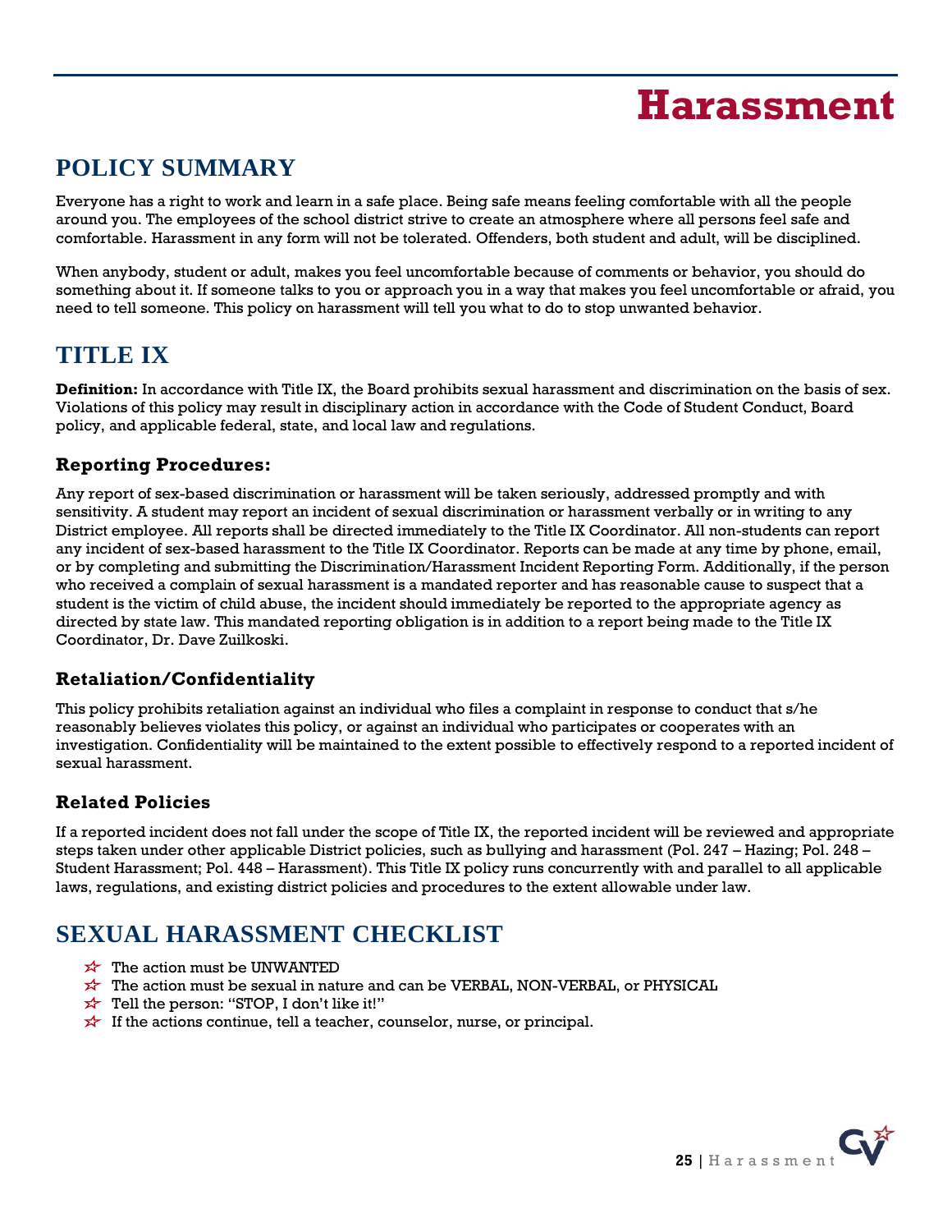# Harassment

## POLICY SUMMARY

Everyone has a right to work and learn in a safe place. Being safe means feeling comfortable with all the people around you. The employees of the school district strive to create an atmosphere where all persons feel safe and comfortable. Harassment in any form will not be tolerated. Offenders, both student and adult, will be disciplined.

When anybody, student or adult, makes you feel uncomfortable because of comments or behavior, you should do something about it. If someone talks to you or approach you in a way that makes you feel uncomfortable or afraid, you need to tell someone. This policy on harassment will tell you what to do to stop unwanted behavior.

## TITLE IX

**Definition:** In accordance with Title IX, the Board prohibits sexual harassment and discrimination on the basis of sex. Violations of this policy may result in disciplinary action in accordance with the Code of Student Conduct, Board policy, and applicable federal, state, and local law and regulations.

### Reporting Procedures:

Any report of sex-based discrimination or harassment will be taken seriously, addressed promptly and with sensitivity. A student may report an incident of sexual discrimination or harassment verbally or in writing to any District employee. All reports shall be directed immediately to the Title IX Coordinator. All non-students can report any incident of sex-based harassment to the Title IX Coordinator. Reports can be made at any time by phone, email, or by completing and submitting the Discrimination/Harassment Incident Reporting Form. Additionally, if the person who received a complain of sexual harassment is a mandated reporter and has reasonable cause to suspect that a student is the victim of child abuse, the incident should immediately be reported to the appropriate agency as directed by state law. This mandated reporting obligation is in addition to a report being made to the Title IX Coordinator, Dr. Dave Zuilkoski.

### Retaliation/Confidentiality

This policy prohibits retaliation against an individual who files a complaint in response to conduct that s/he reasonably believes violates this policy, or against an individual who participates or cooperates with an investigation. Confidentiality will be maintained to the extent possible to effectively respond to a reported incident of sexual harassment.

### Related Policies

If a reported incident does not fall under the scope of Title IX, the reported incident will be reviewed and appropriate steps taken under other applicable District policies, such as bullying and harassment (Pol. 247 – Hazing; Pol. 248 – Student Harassment; Pol. 448 – Harassment). This Title IX policy runs concurrently with and parallel to all applicable laws, regulations, and existing district policies and procedures to the extent allowable under law.

## SEXUAL HARASSMENT CHECKLIST

- The action must be UNWANTED
- The action must be sexual in nature and can be VERBAL, NON-VERBAL, or PHYSICAL
- Tell the person: "STOP, I don't like it!"
- If the actions continue, tell a teacher, counselor, nurse, or principal.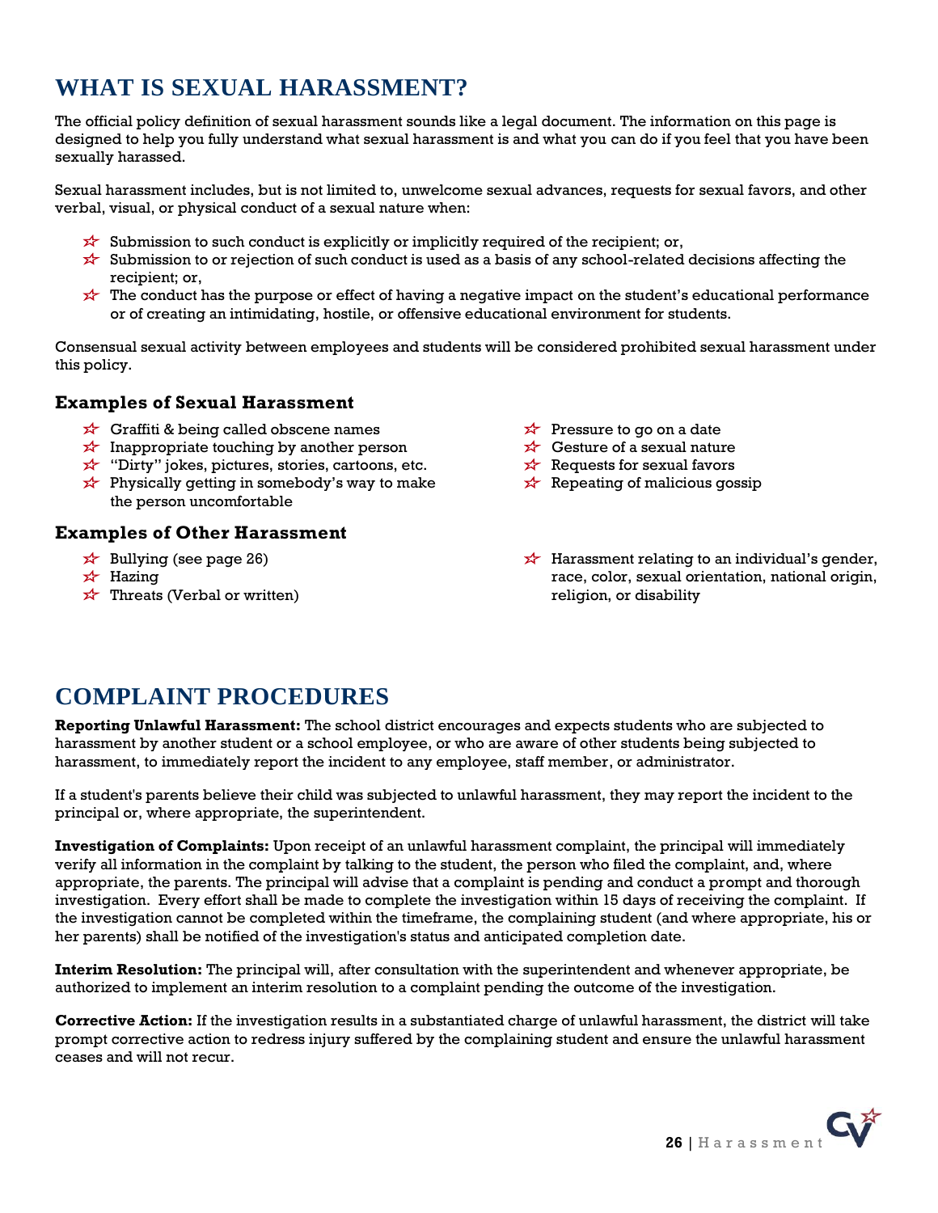# WHAT IS SEXUAL HARASSMENT?

The official policy definition of sexual harassment sounds like a legal document. The information on this page is designed to help you fully understand what sexual harassment is and what you can do if you feel that you have been sexually harassed.

Sexual harassment includes, but is not limited to, unwelcome sexual advances, requests for sexual favors, and other verbal, visual, or physical conduct of a sexual nature when:

- Submission to such conduct is explicitly or implicitly required of the recipient; or,
- Submission to or rejection of such conduct is used as a basis of any school-related decisions affecting the recipient; or,
- The conduct has the purpose or effect of having a negative impact on the student's educational performance or of creating an intimidating, hostile, or offensive educational environment for students.

Consensual sexual activity between employees and students will be considered prohibited sexual harassment under this policy.

### Examples of Sexual Harassment

- Graffiti & being called obscene names
- Inappropriate touching by another person
- "Dirty" jokes, pictures, stories, cartoons, etc.
- Physically getting in somebody's way to make the person uncomfortable
- Pressure to go on a date
- Gesture of a sexual nature
- Requests for sexual favors
- Repeating of malicious gossip

### Examples of Other Harassment

- Bullying (see page 26)
- Hazing
- Threats (Verbal or written)
- Harassment relating to an individual's gender, race, color, sexual orientation, national origin, religion, or disability

# COMPLAINT PROCEDURES

**Reporting Unlawful Harassment:** The school district encourages and expects students who are subjected to harassment by another student or a school employee, or who are aware of other students being subjected to harassment, to immediately report the incident to any employee, staff member, or administrator.

If a student's parents believe their child was subjected to unlawful harassment, they may report the incident to the principal or, where appropriate, the superintendent.

**Investigation of Complaints:** Upon receipt of an unlawful harassment complaint, the principal will immediately verify all information in the complaint by talking to the student, the person who filed the complaint, and, where appropriate, the parents. The principal will advise that a complaint is pending and conduct a prompt and thorough investigation. Every effort shall be made to complete the investigation within 15 days of receiving the complaint. If the investigation cannot be completed within the timeframe, the complaining student (and where appropriate, his or her parents) shall be notified of the investigation's status and anticipated completion date.

**Interim Resolution:** The principal will, after consultation with the superintendent and whenever appropriate, be authorized to implement an interim resolution to a complaint pending the outcome of the investigation.

**Corrective Action:** If the investigation results in a substantiated charge of unlawful harassment, the district will take prompt corrective action to redress injury suffered by the complaining student and ensure the unlawful harassment ceases and will not recur.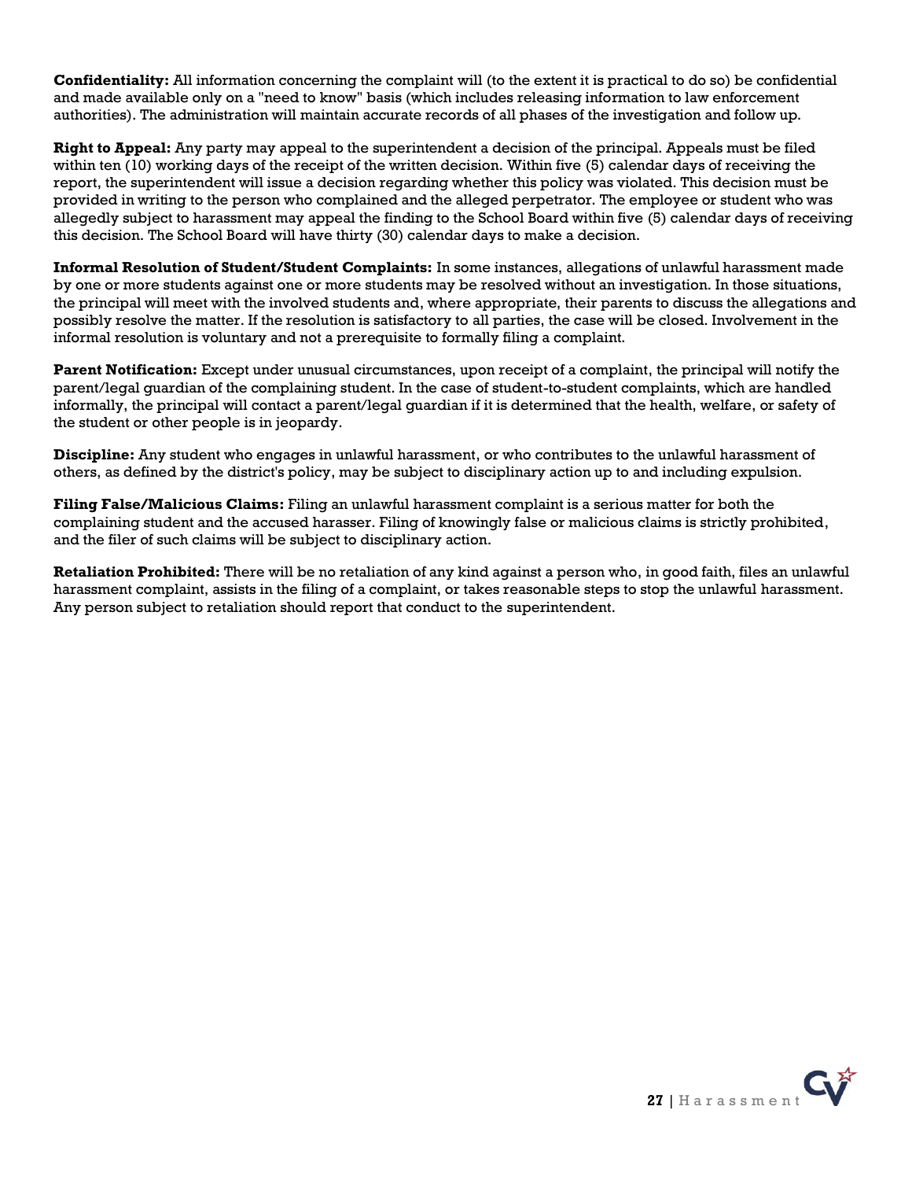**Confidentiality:** All information concerning the complaint will (to the extent it is practical to do so) be confidential and made available only on a "need to know" basis (which includes releasing information to law enforcement authorities). The administration will maintain accurate records of all phases of the investigation and follow up.

**Right to Appeal:** Any party may appeal to the superintendent a decision of the principal. Appeals must be filed within ten (10) working days of the receipt of the written decision. Within five (5) calendar days of receiving the report, the superintendent will issue a decision regarding whether this policy was violated. This decision must be provided in writing to the person who complained and the alleged perpetrator. The employee or student who was allegedly subject to harassment may appeal the finding to the School Board within five (5) calendar days of receiving this decision. The School Board will have thirty (30) calendar days to make a decision.

**Informal Resolution of Student/Student Complaints:** In some instances, allegations of unlawful harassment made by one or more students against one or more students may be resolved without an investigation. In those situations, the principal will meet with the involved students and, where appropriate, their parents to discuss the allegations and possibly resolve the matter. If the resolution is satisfactory to all parties, the case will be closed. Involvement in the informal resolution is voluntary and not a prerequisite to formally filing a complaint.

**Parent Notification:** Except under unusual circumstances, upon receipt of a complaint, the principal will notify the parent/legal guardian of the complaining student. In the case of student-to-student complaints, which are handled informally, the principal will contact a parent/legal guardian if it is determined that the health, welfare, or safety of the student or other people is in jeopardy.

**Discipline:** Any student who engages in unlawful harassment, or who contributes to the unlawful harassment of others, as defined by the district's policy, may be subject to disciplinary action up to and including expulsion.

**Filing False/Malicious Claims:** Filing an unlawful harassment complaint is a serious matter for both the complaining student and the accused harasser. Filing of knowingly false or malicious claims is strictly prohibited, and the filer of such claims will be subject to disciplinary action.

**Retaliation Prohibited:** There will be no retaliation of any kind against a person who, in good faith, files an unlawful harassment complaint, assists in the filing of a complaint, or takes reasonable steps to stop the unlawful harassment. Any person subject to retaliation should report that conduct to the superintendent.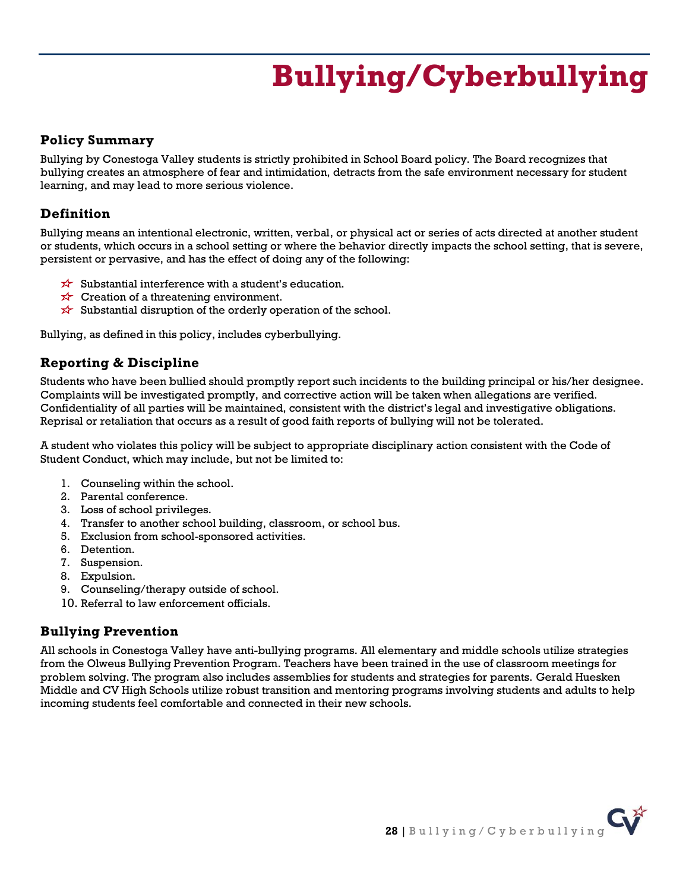# Bullying/Cyberbullying

## Policy Summary

Bullying by Conestoga Valley students is strictly prohibited in School Board policy. The Board recognizes that bullying creates an atmosphere of fear and intimidation, detracts from the safe environment necessary for student learning, and may lead to more serious violence.

## Definition

Bullying means an intentional electronic, written, verbal, or physical act or series of acts directed at another student or students, which occurs in a school setting or where the behavior directly impacts the school setting, that is severe, persistent or pervasive, and has the effect of doing any of the following:

- Substantial interference with a student's education.
- Creation of a threatening environment.
- Substantial disruption of the orderly operation of the school.

Bullying, as defined in this policy, includes cyberbullying.

## Reporting & Discipline

Students who have been bullied should promptly report such incidents to the building principal or his/her designee. Complaints will be investigated promptly, and corrective action will be taken when allegations are verified. Confidentiality of all parties will be maintained, consistent with the district's legal and investigative obligations. Reprisal or retaliation that occurs as a result of good faith reports of bullying will not be tolerated.

A student who violates this policy will be subject to appropriate disciplinary action consistent with the Code of Student Conduct, which may include, but not be limited to:

1. Counseling within the school.
2. Parental conference.
3. Loss of school privileges.
4. Transfer to another school building, classroom, or school bus.
5. Exclusion from school-sponsored activities.
6. Detention.
7. Suspension.
8. Expulsion.
9. Counseling/therapy outside of school.
10. Referral to law enforcement officials.

## Bullying Prevention

All schools in Conestoga Valley have anti-bullying programs. All elementary and middle schools utilize strategies from the Olweus Bullying Prevention Program. Teachers have been trained in the use of classroom meetings for problem solving. The program also includes assemblies for students and strategies for parents. Gerald Huesken Middle and CV High Schools utilize robust transition and mentoring programs involving students and adults to help incoming students feel comfortable and connected in their new schools.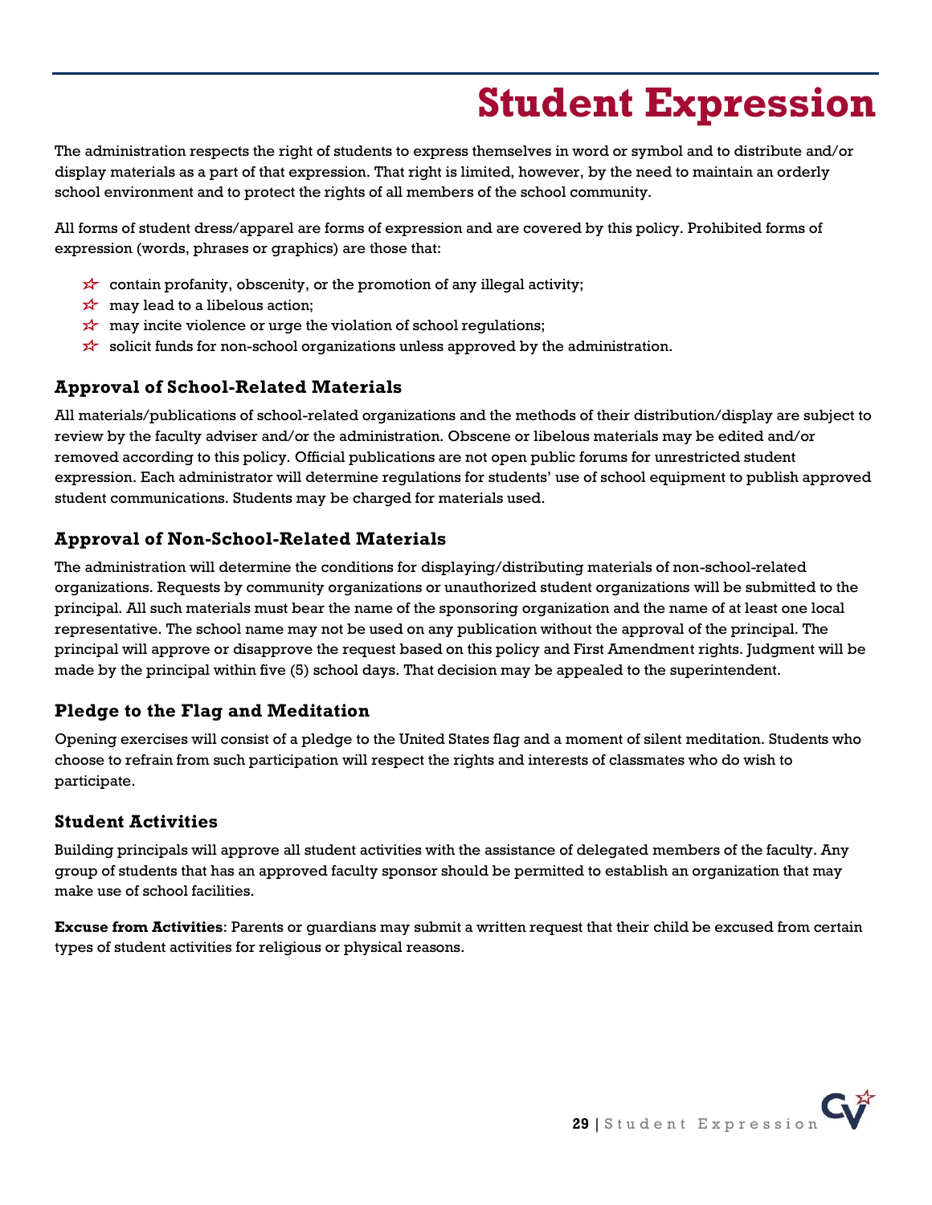# Student Expression

The administration respects the right of students to express themselves in word or symbol and to distribute and/or display materials as a part of that expression. That right is limited, however, by the need to maintain an orderly school environment and to protect the rights of all members of the school community.

All forms of student dress/apparel are forms of expression and are covered by this policy. Prohibited forms of expression (words, phrases or graphics) are those that:

- contain profanity, obscenity, or the promotion of any illegal activity;
- may lead to a libelous action;
- may incite violence or urge the violation of school regulations;
- solicit funds for non-school organizations unless approved by the administration.

## Approval of School-Related Materials

All materials/publications of school-related organizations and the methods of their distribution/display are subject to review by the faculty adviser and/or the administration. Obscene or libelous materials may be edited and/or removed according to this policy. Official publications are not open public forums for unrestricted student expression. Each administrator will determine regulations for students' use of school equipment to publish approved student communications. Students may be charged for materials used.

## Approval of Non-School-Related Materials

The administration will determine the conditions for displaying/distributing materials of non-school-related organizations. Requests by community organizations or unauthorized student organizations will be submitted to the principal. All such materials must bear the name of the sponsoring organization and the name of at least one local representative. The school name may not be used on any publication without the approval of the principal. The principal will approve or disapprove the request based on this policy and First Amendment rights. Judgment will be made by the principal within five (5) school days. That decision may be appealed to the superintendent.

## Pledge to the Flag and Meditation

Opening exercises will consist of a pledge to the United States flag and a moment of silent meditation. Students who choose to refrain from such participation will respect the rights and interests of classmates who do wish to participate.

## Student Activities

Building principals will approve all student activities with the assistance of delegated members of the faculty. Any group of students that has an approved faculty sponsor should be permitted to establish an organization that may make use of school facilities.

**Excuse from Activities**: Parents or guardians may submit a written request that their child be excused from certain types of student activities for religious or physical reasons.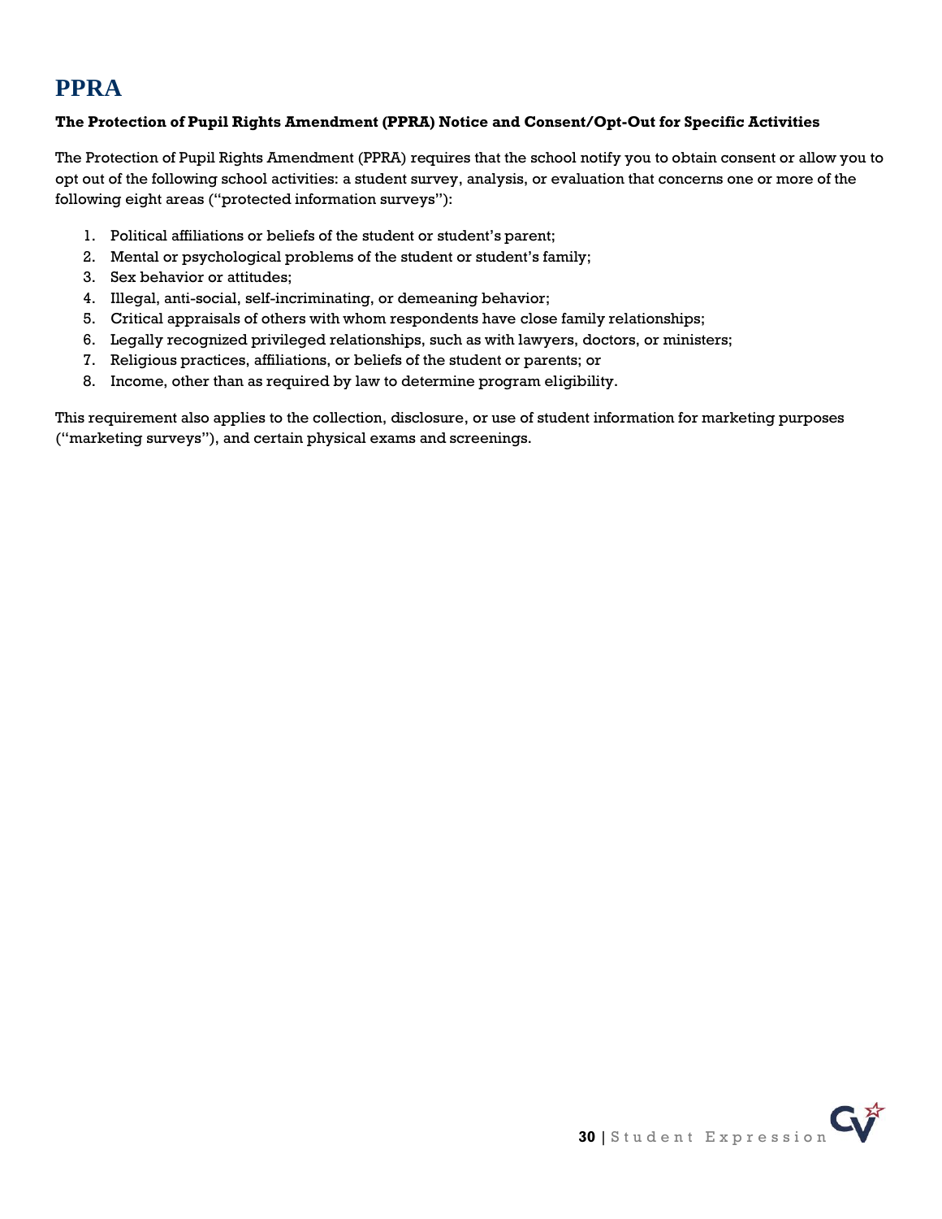# PPRA

**The Protection of Pupil Rights Amendment (PPRA) Notice and Consent/Opt-Out for Specific Activities**

The Protection of Pupil Rights Amendment (PPRA) requires that the school notify you to obtain consent or allow you to opt out of the following school activities: a student survey, analysis, or evaluation that concerns one or more of the following eight areas ("protected information surveys"):

1. Political affiliations or beliefs of the student or student's parent;
2. Mental or psychological problems of the student or student's family;
3. Sex behavior or attitudes;
4. Illegal, anti-social, self-incriminating, or demeaning behavior;
5. Critical appraisals of others with whom respondents have close family relationships;
6. Legally recognized privileged relationships, such as with lawyers, doctors, or ministers;
7. Religious practices, affiliations, or beliefs of the student or parents; or
8. Income, other than as required by law to determine program eligibility.

This requirement also applies to the collection, disclosure, or use of student information for marketing purposes ("marketing surveys"), and certain physical exams and screenings.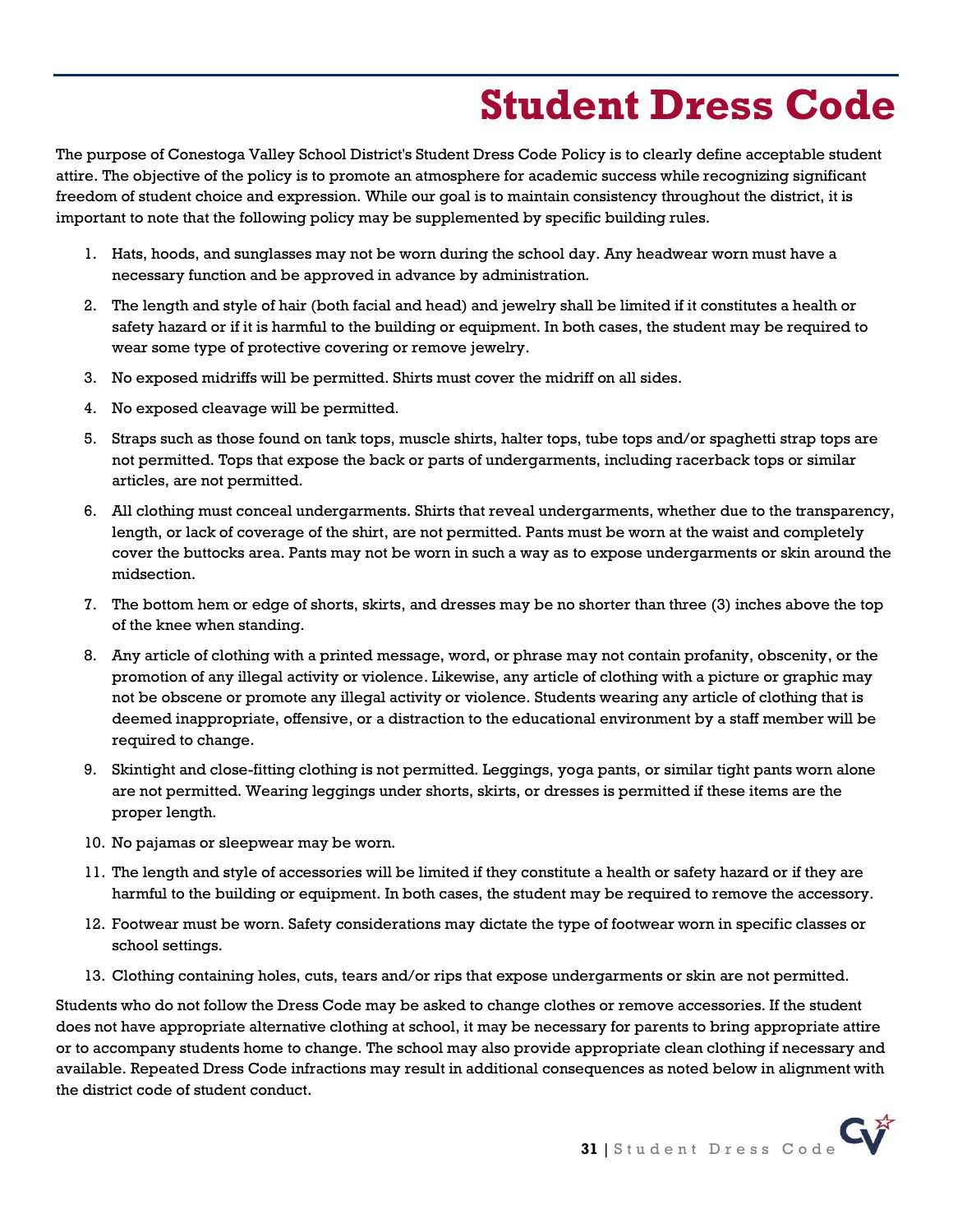# Student Dress Code

The purpose of Conestoga Valley School District's Student Dress Code Policy is to clearly define acceptable student attire. The objective of the policy is to promote an atmosphere for academic success while recognizing significant freedom of student choice and expression. While our goal is to maintain consistency throughout the district, it is important to note that the following policy may be supplemented by specific building rules.

1. Hats, hoods, and sunglasses may not be worn during the school day. Any headwear worn must have a necessary function and be approved in advance by administration.
2. The length and style of hair (both facial and head) and jewelry shall be limited if it constitutes a health or safety hazard or if it is harmful to the building or equipment. In both cases, the student may be required to wear some type of protective covering or remove jewelry.
3. No exposed midriffs will be permitted. Shirts must cover the midriff on all sides.
4. No exposed cleavage will be permitted.
5. Straps such as those found on tank tops, muscle shirts, halter tops, tube tops and/or spaghetti strap tops are not permitted. Tops that expose the back or parts of undergarments, including racerback tops or similar articles, are not permitted.
6. All clothing must conceal undergarments. Shirts that reveal undergarments, whether due to the transparency, length, or lack of coverage of the shirt, are not permitted. Pants must be worn at the waist and completely cover the buttocks area. Pants may not be worn in such a way as to expose undergarments or skin around the midsection.
7. The bottom hem or edge of shorts, skirts, and dresses may be no shorter than three (3) inches above the top of the knee when standing.
8. Any article of clothing with a printed message, word, or phrase may not contain profanity, obscenity, or the promotion of any illegal activity or violence. Likewise, any article of clothing with a picture or graphic may not be obscene or promote any illegal activity or violence. Students wearing any article of clothing that is deemed inappropriate, offensive, or a distraction to the educational environment by a staff member will be required to change.
9. Skintight and close-fitting clothing is not permitted. Leggings, yoga pants, or similar tight pants worn alone are not permitted. Wearing leggings under shorts, skirts, or dresses is permitted if these items are the proper length.
10. No pajamas or sleepwear may be worn.
11. The length and style of accessories will be limited if they constitute a health or safety hazard or if they are harmful to the building or equipment. In both cases, the student may be required to remove the accessory.
12. Footwear must be worn. Safety considerations may dictate the type of footwear worn in specific classes or school settings.
13. Clothing containing holes, cuts, tears and/or rips that expose undergarments or skin are not permitted.

Students who do not follow the Dress Code may be asked to change clothes or remove accessories. If the student does not have appropriate alternative clothing at school, it may be necessary for parents to bring appropriate attire or to accompany students home to change. The school may also provide appropriate clean clothing if necessary and available. Repeated Dress Code infractions may result in additional consequences as noted below in alignment with the district code of student conduct.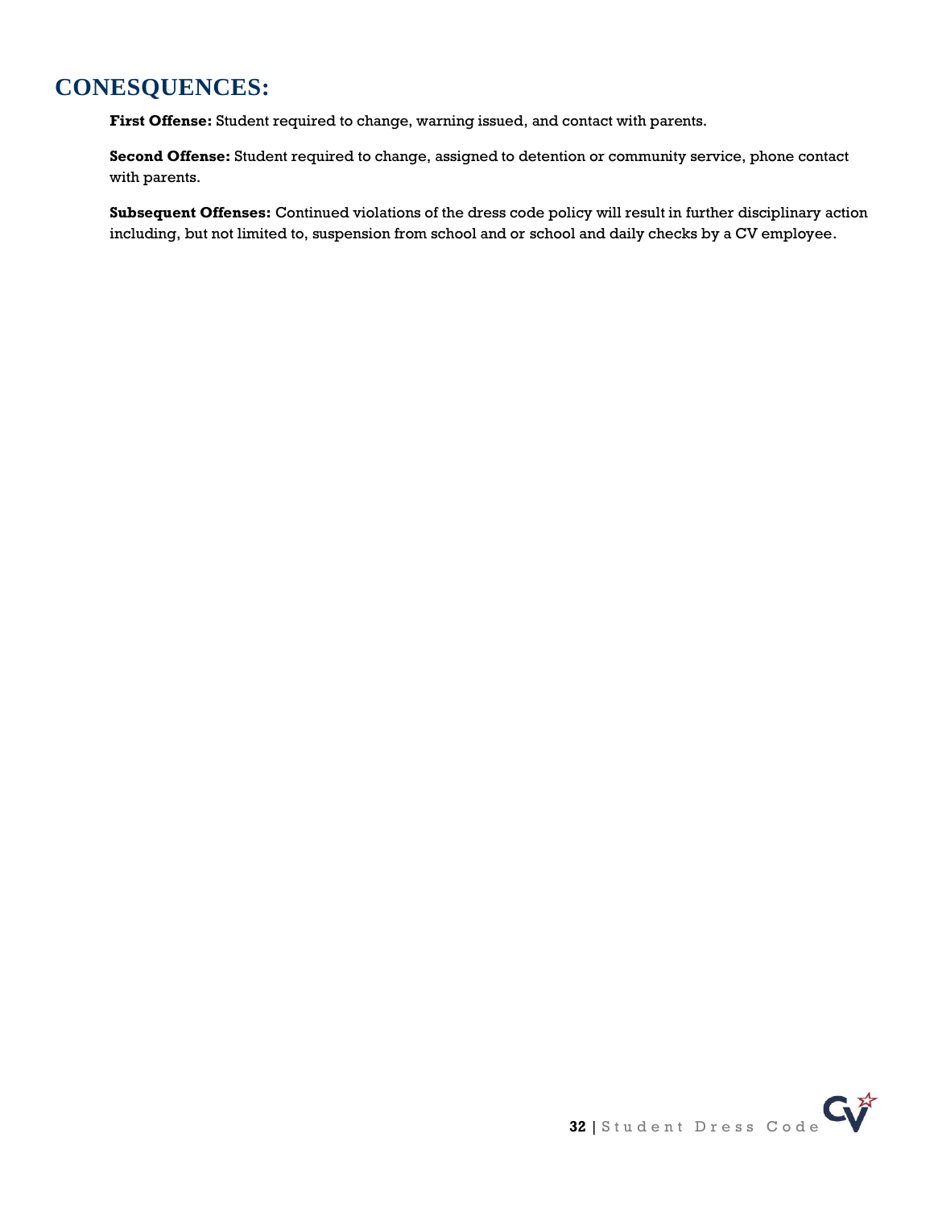# CONESQUENCES:

**First Offense:** Student required to change, warning issued, and contact with parents.

**Second Offense:** Student required to change, assigned to detention or community service, phone contact with parents.

**Subsequent Offenses:** Continued violations of the dress code policy will result in further disciplinary action including, but not limited to, suspension from school and or school and daily checks by a CV employee.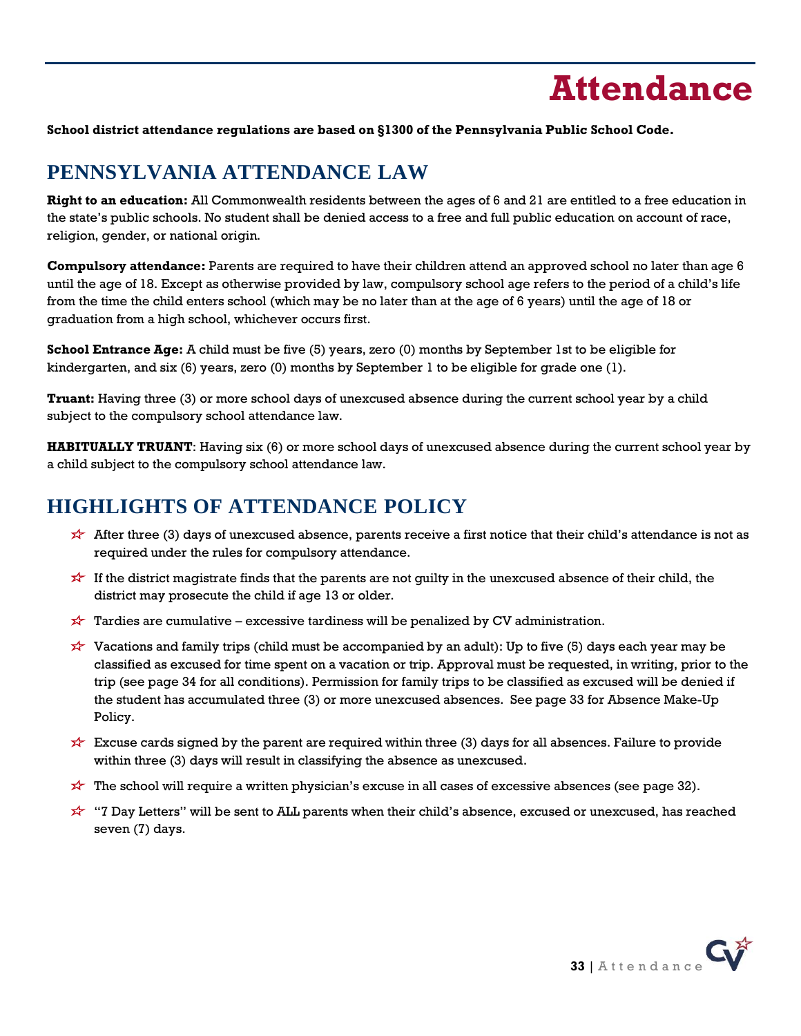# Attendance

**School district attendance regulations are based on §1300 of the Pennsylvania Public School Code.**

## PENNSYLVANIA ATTENDANCE LAW

**Right to an education:** All Commonwealth residents between the ages of 6 and 21 are entitled to a free education in the state's public schools. No student shall be denied access to a free and full public education on account of race, religion, gender, or national origin.

**Compulsory attendance:** Parents are required to have their children attend an approved school no later than age 6 until the age of 18. Except as otherwise provided by law, compulsory school age refers to the period of a child's life from the time the child enters school (which may be no later than at the age of 6 years) until the age of 18 or graduation from a high school, whichever occurs first.

**School Entrance Age:** A child must be five (5) years, zero (0) months by September 1st to be eligible for kindergarten, and six (6) years, zero (0) months by September 1 to be eligible for grade one (1).

**Truant:** Having three (3) or more school days of unexcused absence during the current school year by a child subject to the compulsory school attendance law.

**HABITUALLY TRUANT**: Having six (6) or more school days of unexcused absence during the current school year by a child subject to the compulsory school attendance law.

## HIGHLIGHTS OF ATTENDANCE POLICY

- After three (3) days of unexcused absence, parents receive a first notice that their child's attendance is not as required under the rules for compulsory attendance.
- If the district magistrate finds that the parents are not guilty in the unexcused absence of their child, the district may prosecute the child if age 13 or older.
- Tardies are cumulative – excessive tardiness will be penalized by CV administration.
- Vacations and family trips (child must be accompanied by an adult): Up to five (5) days each year may be classified as excused for time spent on a vacation or trip. Approval must be requested, in writing, prior to the trip (see page 34 for all conditions). Permission for family trips to be classified as excused will be denied if the student has accumulated three (3) or more unexcused absences. See page 33 for Absence Make-Up Policy.
- Excuse cards signed by the parent are required within three (3) days for all absences. Failure to provide within three (3) days will result in classifying the absence as unexcused.
- The school will require a written physician's excuse in all cases of excessive absences (see page 32).
- "7 Day Letters" will be sent to ALL parents when their child's absence, excused or unexcused, has reached seven (7) days.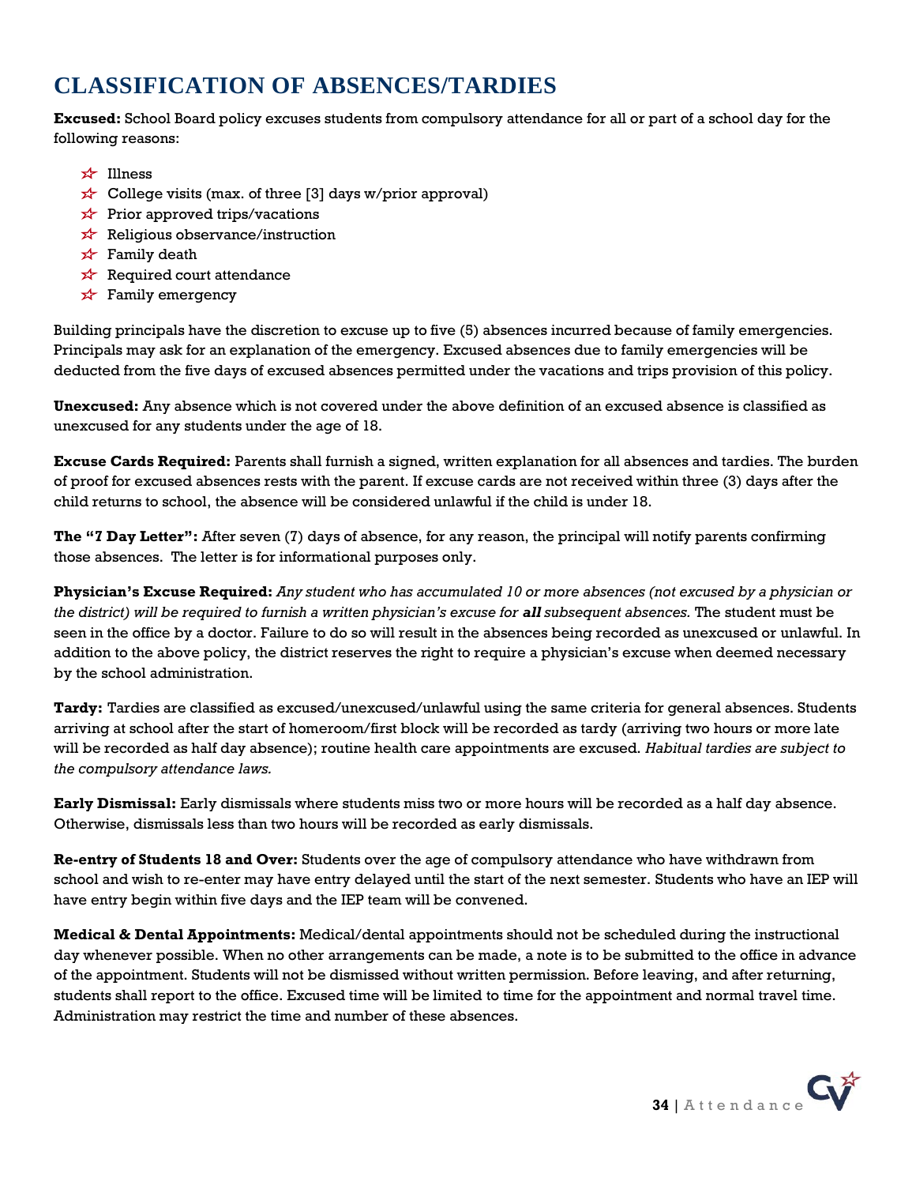# CLASSIFICATION OF ABSENCES/TARDIES

**Excused:** School Board policy excuses students from compulsory attendance for all or part of a school day for the following reasons:

- Illness
- College visits (max. of three [3] days w/prior approval)
- Prior approved trips/vacations
- Religious observance/instruction
- Family death
- Required court attendance
- Family emergency

Building principals have the discretion to excuse up to five (5) absences incurred because of family emergencies. Principals may ask for an explanation of the emergency. Excused absences due to family emergencies will be deducted from the five days of excused absences permitted under the vacations and trips provision of this policy.

**Unexcused:** Any absence which is not covered under the above definition of an excused absence is classified as unexcused for any students under the age of 18.

**Excuse Cards Required:** Parents shall furnish a signed, written explanation for all absences and tardies. The burden of proof for excused absences rests with the parent. If excuse cards are not received within three (3) days after the child returns to school, the absence will be considered unlawful if the child is under 18.

**The "7 Day Letter":** After seven (7) days of absence, for any reason, the principal will notify parents confirming those absences. The letter is for informational purposes only.

**Physician's Excuse Required:** *Any student who has accumulated 10 or more absences (not excused by a physician or the district) will be required to furnish a written physician's excuse for* ***all*** *subsequent absences.* The student must be seen in the office by a doctor. Failure to do so will result in the absences being recorded as unexcused or unlawful. In addition to the above policy, the district reserves the right to require a physician's excuse when deemed necessary by the school administration.

**Tardy:** Tardies are classified as excused/unexcused/unlawful using the same criteria for general absences. Students arriving at school after the start of homeroom/first block will be recorded as tardy (arriving two hours or more late will be recorded as half day absence); routine health care appointments are excused. *Habitual tardies are subject to the compulsory attendance laws.*

**Early Dismissal:** Early dismissals where students miss two or more hours will be recorded as a half day absence. Otherwise, dismissals less than two hours will be recorded as early dismissals.

**Re-entry of Students 18 and Over:** Students over the age of compulsory attendance who have withdrawn from school and wish to re-enter may have entry delayed until the start of the next semester. Students who have an IEP will have entry begin within five days and the IEP team will be convened.

**Medical & Dental Appointments:** Medical/dental appointments should not be scheduled during the instructional day whenever possible. When no other arrangements can be made, a note is to be submitted to the office in advance of the appointment. Students will not be dismissed without written permission. Before leaving, and after returning, students shall report to the office. Excused time will be limited to time for the appointment and normal travel time. Administration may restrict the time and number of these absences.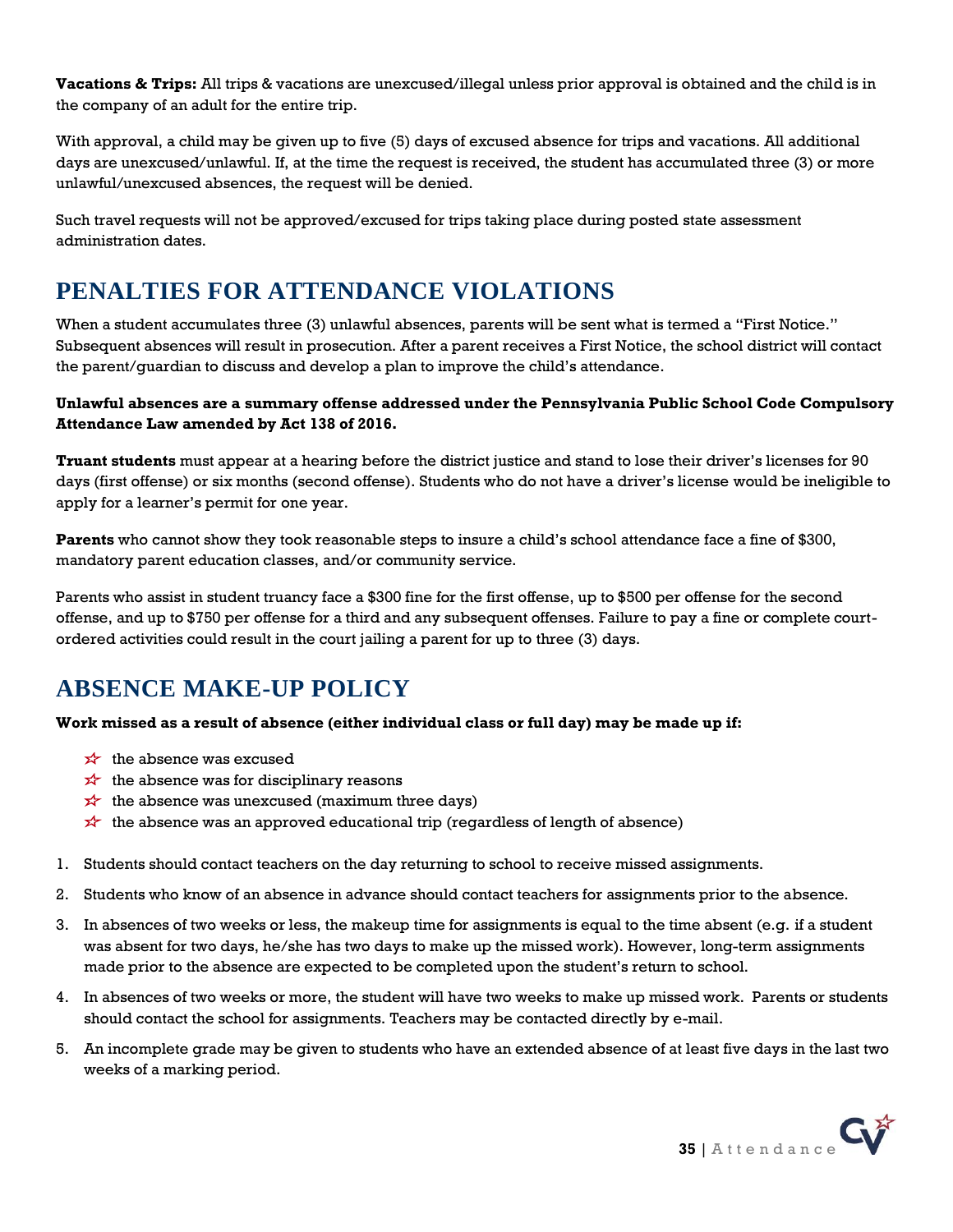**Vacations & Trips:** All trips & vacations are unexcused/illegal unless prior approval is obtained and the child is in the company of an adult for the entire trip.

With approval, a child may be given up to five (5) days of excused absence for trips and vacations. All additional days are unexcused/unlawful. If, at the time the request is received, the student has accumulated three (3) or more unlawful/unexcused absences, the request will be denied.

Such travel requests will not be approved/excused for trips taking place during posted state assessment administration dates.

## PENALTIES FOR ATTENDANCE VIOLATIONS

When a student accumulates three (3) unlawful absences, parents will be sent what is termed a "First Notice." Subsequent absences will result in prosecution. After a parent receives a First Notice, the school district will contact the parent/guardian to discuss and develop a plan to improve the child's attendance.

**Unlawful absences are a summary offense addressed under the Pennsylvania Public School Code Compulsory Attendance Law amended by Act 138 of 2016.**

**Truant students** must appear at a hearing before the district justice and stand to lose their driver's licenses for 90 days (first offense) or six months (second offense). Students who do not have a driver's license would be ineligible to apply for a learner's permit for one year.

**Parents** who cannot show they took reasonable steps to insure a child's school attendance face a fine of $300, mandatory parent education classes, and/or community service.

Parents who assist in student truancy face a $300 fine for the first offense, up to $500 per offense for the second offense, and up to $750 per offense for a third and any subsequent offenses. Failure to pay a fine or complete court-ordered activities could result in the court jailing a parent for up to three (3) days.

## ABSENCE MAKE-UP POLICY

**Work missed as a result of absence (either individual class or full day) may be made up if:**

- the absence was excused
- the absence was for disciplinary reasons
- the absence was unexcused (maximum three days)
- the absence was an approved educational trip (regardless of length of absence)

1. Students should contact teachers on the day returning to school to receive missed assignments.
2. Students who know of an absence in advance should contact teachers for assignments prior to the absence.
3. In absences of two weeks or less, the makeup time for assignments is equal to the time absent (e.g. if a student was absent for two days, he/she has two days to make up the missed work). However, long-term assignments made prior to the absence are expected to be completed upon the student's return to school.
4. In absences of two weeks or more, the student will have two weeks to make up missed work. Parents or students should contact the school for assignments. Teachers may be contacted directly by e-mail.
5. An incomplete grade may be given to students who have an extended absence of at least five days in the last two weeks of a marking period.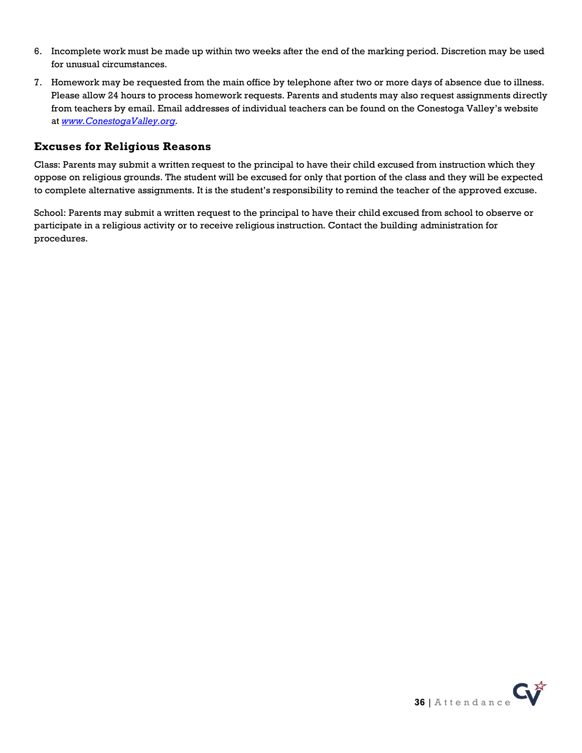6. Incomplete work must be made up within two weeks after the end of the marking period. Discretion may be used for unusual circumstances.
7. Homework may be requested from the main office by telephone after two or more days of absence due to illness. Please allow 24 hours to process homework requests. Parents and students may also request assignments directly from teachers by email. Email addresses of individual teachers can be found on the Conestoga Valley's website at *www.ConestogaValley.org*.

## Excuses for Religious Reasons

Class: Parents may submit a written request to the principal to have their child excused from instruction which they oppose on religious grounds. The student will be excused for only that portion of the class and they will be expected to complete alternative assignments. It is the student's responsibility to remind the teacher of the approved excuse.

School: Parents may submit a written request to the principal to have their child excused from school to observe or participate in a religious activity or to receive religious instruction. Contact the building administration for procedures.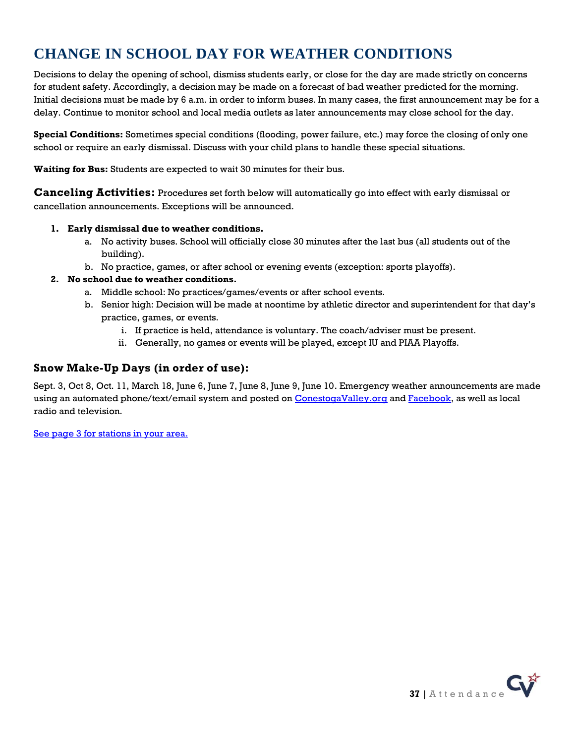# CHANGE IN SCHOOL DAY FOR WEATHER CONDITIONS

Decisions to delay the opening of school, dismiss students early, or close for the day are made strictly on concerns for student safety. Accordingly, a decision may be made on a forecast of bad weather predicted for the morning. Initial decisions must be made by 6 a.m. in order to inform buses. In many cases, the first announcement may be for a delay. Continue to monitor school and local media outlets as later announcements may close school for the day.

**Special Conditions:** Sometimes special conditions (flooding, power failure, etc.) may force the closing of only one school or require an early dismissal. Discuss with your child plans to handle these special situations.

**Waiting for Bus:** Students are expected to wait 30 minutes for their bus.

**Canceling Activities:** Procedures set forth below will automatically go into effect with early dismissal or cancellation announcements. Exceptions will be announced.

1. **Early dismissal due to weather conditions.**
   a. No activity buses. School will officially close 30 minutes after the last bus (all students out of the building).
   b. No practice, games, or after school or evening events (exception: sports playoffs).
2. **No school due to weather conditions.**
   a. Middle school: No practices/games/events or after school events.
   b. Senior high: Decision will be made at noontime by athletic director and superintendent for that day's practice, games, or events.
      i. If practice is held, attendance is voluntary. The coach/adviser must be present.
      ii. Generally, no games or events will be played, except IU and PIAA Playoffs.

### Snow Make-Up Days (in order of use):

Sept. 3, Oct 8, Oct. 11, March 18, June 6, June 7, June 8, June 9, June 10. Emergency weather announcements are made using an automated phone/text/email system and posted on ConestogaValley.org and Facebook, as well as local radio and television.

See page 3 for stations in your area.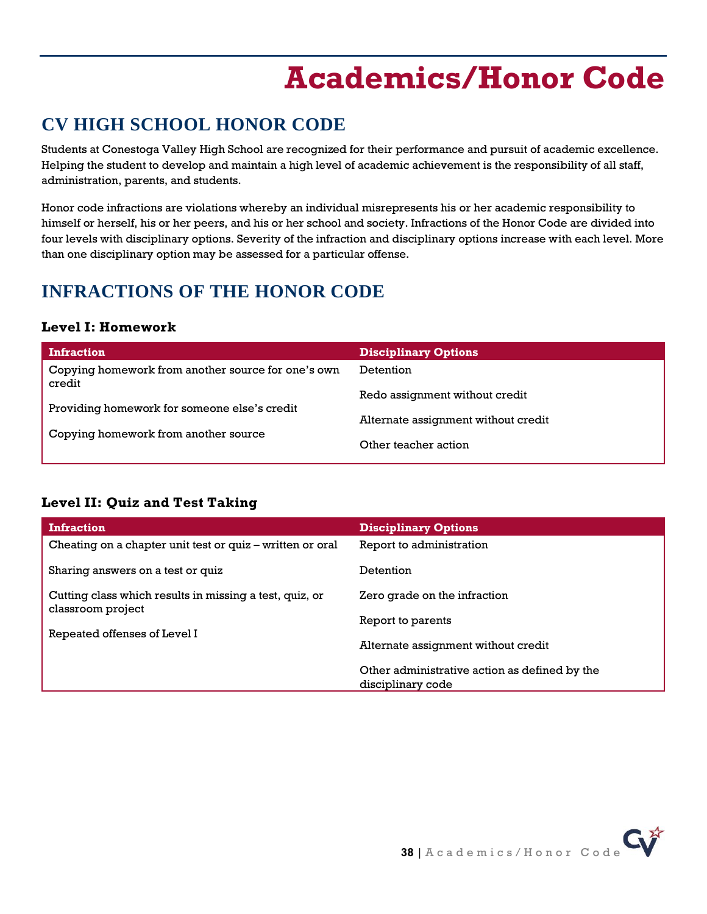# Academics/Honor Code

## CV HIGH SCHOOL HONOR CODE

Students at Conestoga Valley High School are recognized for their performance and pursuit of academic excellence. Helping the student to develop and maintain a high level of academic achievement is the responsibility of all staff, administration, parents, and students.

Honor code infractions are violations whereby an individual misrepresents his or her academic responsibility to himself or herself, his or her peers, and his or her school and society. Infractions of the Honor Code are divided into four levels with disciplinary options. Severity of the infraction and disciplinary options increase with each level. More than one disciplinary option may be assessed for a particular offense.

## INFRACTIONS OF THE HONOR CODE

### Level I: Homework

| Infraction | Disciplinary Options |
|---|---|
| Copying homework from another source for one's own credit | Detention |
| Providing homework for someone else's credit | Redo assignment without credit |
| Copying homework from another source | Alternate assignment without credit |
| | Other teacher action |

### Level II: Quiz and Test Taking

| Infraction | Disciplinary Options |
|---|---|
| Cheating on a chapter unit test or quiz – written or oral | Report to administration |
| Sharing answers on a test or quiz | Detention |
| Cutting class which results in missing a test, quiz, or classroom project | Zero grade on the infraction |
| Repeated offenses of Level I | Report to parents |
| | Alternate assignment without credit |
| | Other administrative action as defined by the disciplinary code |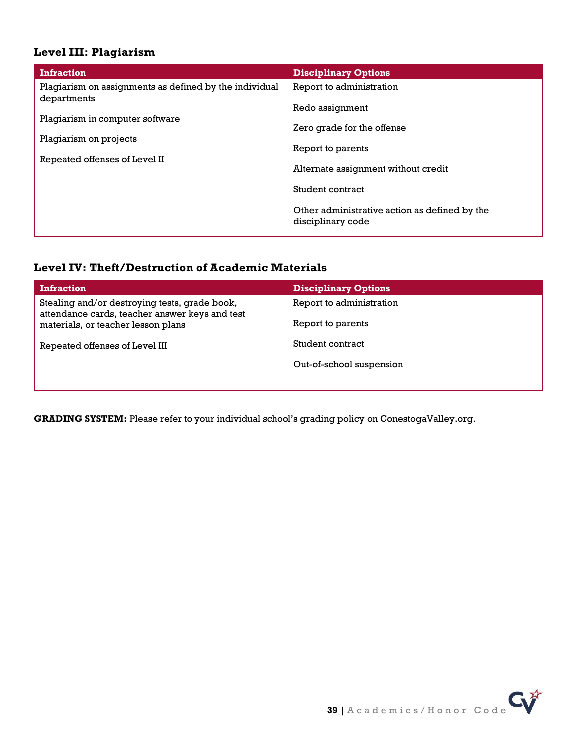### Level III: Plagiarism

| Infraction | Disciplinary Options |
|---|---|
| Plagiarism on assignments as defined by the individual departments | Report to administration |
| Plagiarism in computer software | Redo assignment |
| Plagiarism on projects | Zero grade for the offense |
| Repeated offenses of Level II | Report to parents |
| | Alternate assignment without credit |
| | Student contract |
| | Other administrative action as defined by the disciplinary code |

### Level IV: Theft/Destruction of Academic Materials

| Infraction | Disciplinary Options |
|---|---|
| Stealing and/or destroying tests, grade book, attendance cards, teacher answer keys and test materials, or teacher lesson plans | Report to administration |
| Repeated offenses of Level III | Report to parents |
| | Student contract |
| | Out-of-school suspension |

**GRADING SYSTEM:** Please refer to your individual school's grading policy on ConestogaValley.org.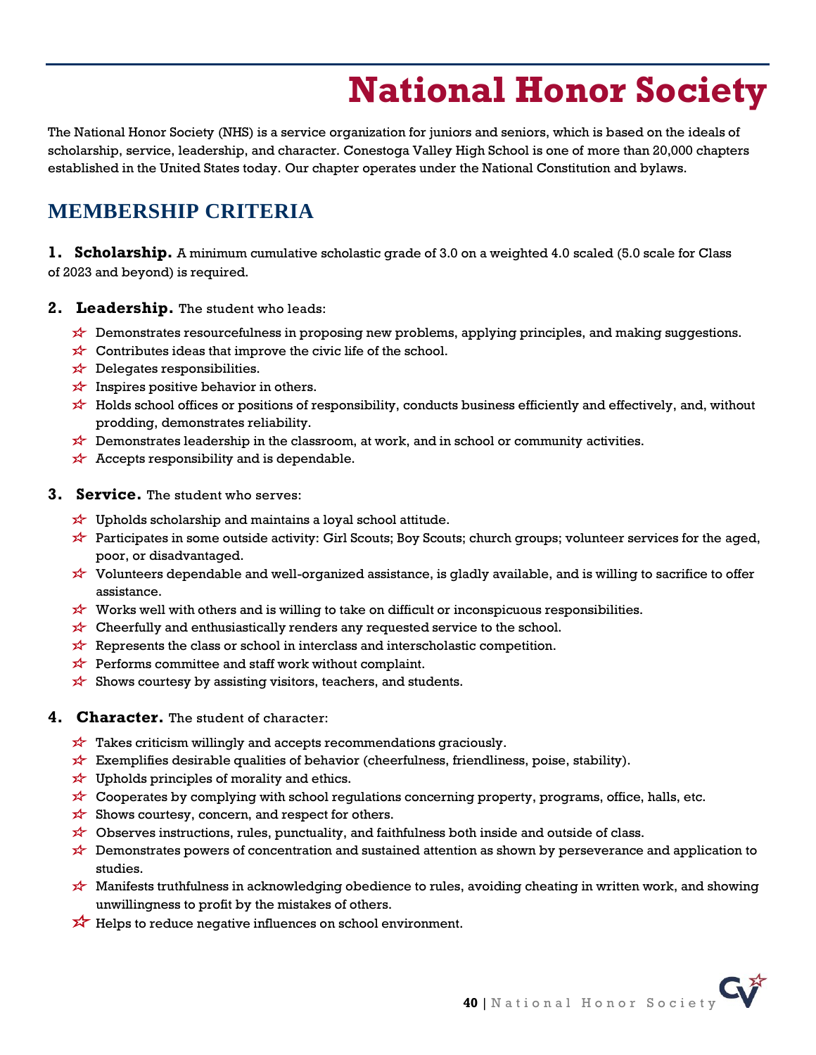# National Honor Society

The National Honor Society (NHS) is a service organization for juniors and seniors, which is based on the ideals of scholarship, service, leadership, and character. Conestoga Valley High School is one of more than 20,000 chapters established in the United States today. Our chapter operates under the National Constitution and bylaws.

## MEMBERSHIP CRITERIA

1. **Scholarship.** A minimum cumulative scholastic grade of 3.0 on a weighted 4.0 scaled (5.0 scale for Class of 2023 and beyond) is required.

2. **Leadership.** The student who leads:
   - Demonstrates resourcefulness in proposing new problems, applying principles, and making suggestions.
   - Contributes ideas that improve the civic life of the school.
   - Delegates responsibilities.
   - Inspires positive behavior in others.
   - Holds school offices or positions of responsibility, conducts business efficiently and effectively, and, without prodding, demonstrates reliability.
   - Demonstrates leadership in the classroom, at work, and in school or community activities.
   - Accepts responsibility and is dependable.

3. **Service.** The student who serves:
   - Upholds scholarship and maintains a loyal school attitude.
   - Participates in some outside activity: Girl Scouts; Boy Scouts; church groups; volunteer services for the aged, poor, or disadvantaged.
   - Volunteers dependable and well-organized assistance, is gladly available, and is willing to sacrifice to offer assistance.
   - Works well with others and is willing to take on difficult or inconspicuous responsibilities.
   - Cheerfully and enthusiastically renders any requested service to the school.
   - Represents the class or school in interclass and interscholastic competition.
   - Performs committee and staff work without complaint.
   - Shows courtesy by assisting visitors, teachers, and students.

4. **Character.** The student of character:
   - Takes criticism willingly and accepts recommendations graciously.
   - Exemplifies desirable qualities of behavior (cheerfulness, friendliness, poise, stability).
   - Upholds principles of morality and ethics.
   - Cooperates by complying with school regulations concerning property, programs, office, halls, etc.
   - Shows courtesy, concern, and respect for others.
   - Observes instructions, rules, punctuality, and faithfulness both inside and outside of class.
   - Demonstrates powers of concentration and sustained attention as shown by perseverance and application to studies.
   - Manifests truthfulness in acknowledging obedience to rules, avoiding cheating in written work, and showing unwillingness to profit by the mistakes of others.
   - Helps to reduce negative influences on school environment.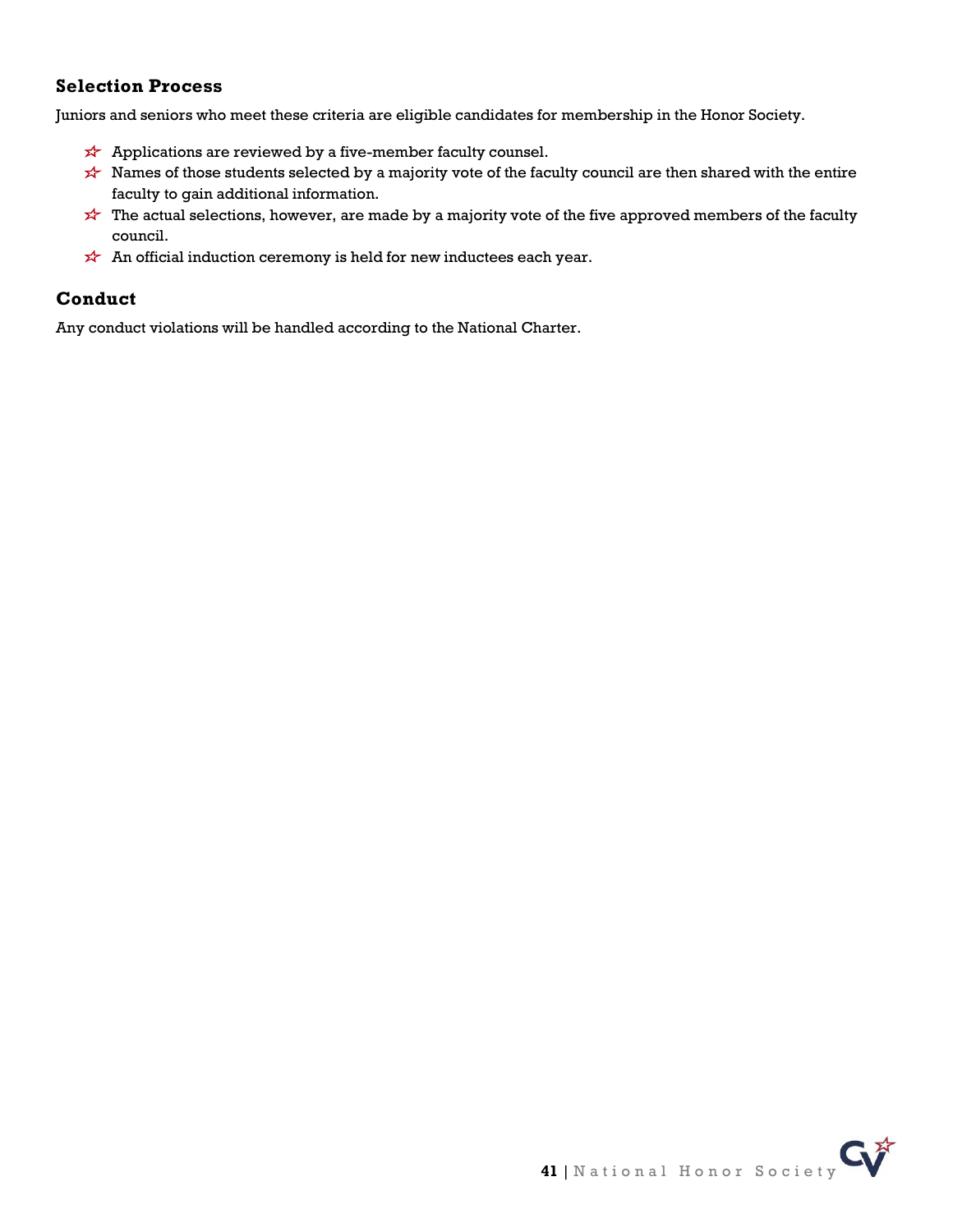## Selection Process

Juniors and seniors who meet these criteria are eligible candidates for membership in the Honor Society.

- Applications are reviewed by a five-member faculty counsel.
- Names of those students selected by a majority vote of the faculty council are then shared with the entire faculty to gain additional information.
- The actual selections, however, are made by a majority vote of the five approved members of the faculty council.
- An official induction ceremony is held for new inductees each year.

## Conduct

Any conduct violations will be handled according to the National Charter.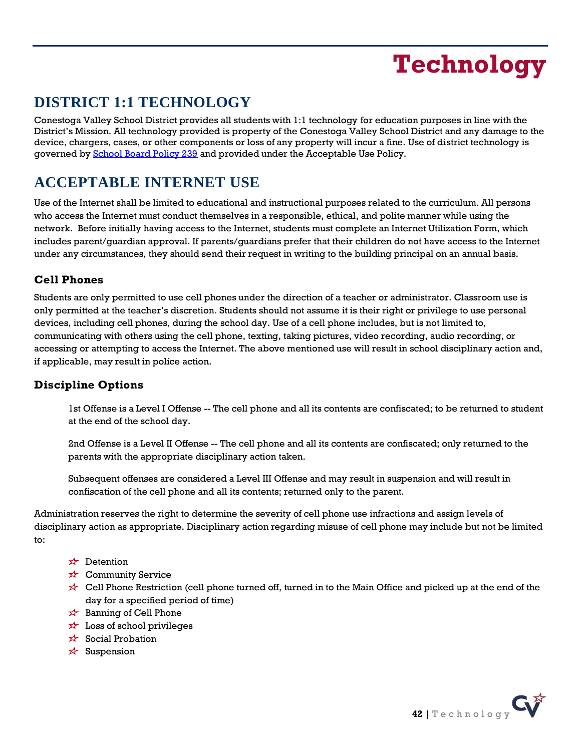# Technology

## DISTRICT 1:1 TECHNOLOGY

Conestoga Valley School District provides all students with 1:1 technology for education purposes in line with the District's Mission. All technology provided is property of the Conestoga Valley School District and any damage to the device, chargers, cases, or other components or loss of any property will incur a fine. Use of district technology is governed by School Board Policy 239 and provided under the Acceptable Use Policy.

## ACCEPTABLE INTERNET USE

Use of the Internet shall be limited to educational and instructional purposes related to the curriculum. All persons who access the Internet must conduct themselves in a responsible, ethical, and polite manner while using the network. Before initially having access to the Internet, students must complete an Internet Utilization Form, which includes parent/guardian approval. If parents/guardians prefer that their children do not have access to the Internet under any circumstances, they should send their request in writing to the building principal on an annual basis.

### Cell Phones

Students are only permitted to use cell phones under the direction of a teacher or administrator. Classroom use is only permitted at the teacher's discretion. Students should not assume it is their right or privilege to use personal devices, including cell phones, during the school day. Use of a cell phone includes, but is not limited to, communicating with others using the cell phone, texting, taking pictures, video recording, audio recording, or accessing or attempting to access the Internet. The above mentioned use will result in school disciplinary action and, if applicable, may result in police action.

### Discipline Options

1st Offense is a Level I Offense -- The cell phone and all its contents are confiscated; to be returned to student at the end of the school day.

2nd Offense is a Level II Offense -- The cell phone and all its contents are confiscated; only returned to the parents with the appropriate disciplinary action taken.

Subsequent offenses are considered a Level III Offense and may result in suspension and will result in confiscation of the cell phone and all its contents; returned only to the parent.

Administration reserves the right to determine the severity of cell phone use infractions and assign levels of disciplinary action as appropriate. Disciplinary action regarding misuse of cell phone may include but not be limited to:

- Detention
- Community Service
- Cell Phone Restriction (cell phone turned off, turned in to the Main Office and picked up at the end of the day for a specified period of time)
- Banning of Cell Phone
- Loss of school privileges
- Social Probation
- Suspension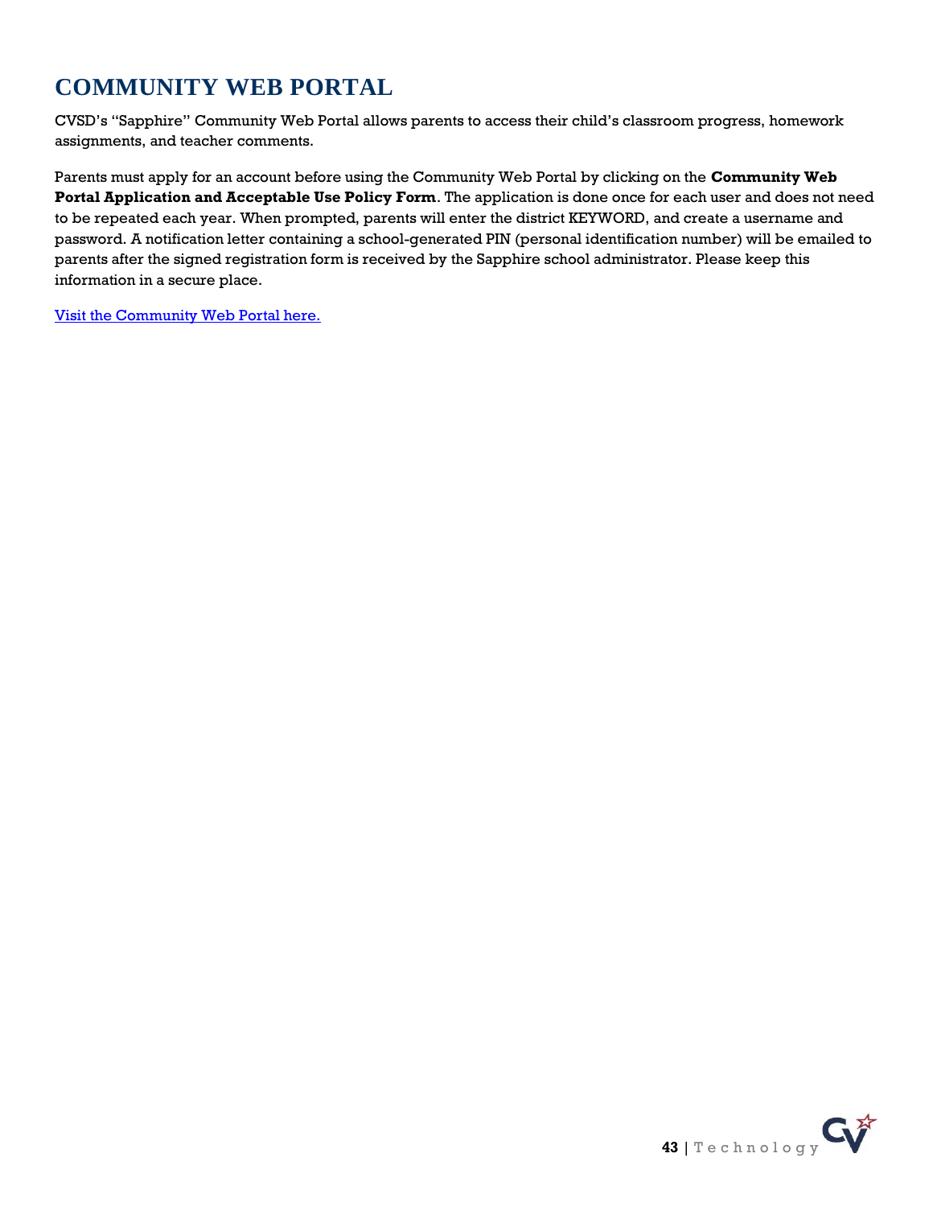# COMMUNITY WEB PORTAL

CVSD's "Sapphire" Community Web Portal allows parents to access their child's classroom progress, homework assignments, and teacher comments.

Parents must apply for an account before using the Community Web Portal by clicking on the **Community Web Portal Application and Acceptable Use Policy Form**. The application is done once for each user and does not need to be repeated each year. When prompted, parents will enter the district KEYWORD, and create a username and password. A notification letter containing a school-generated PIN (personal identification number) will be emailed to parents after the signed registration form is received by the Sapphire school administrator. Please keep this information in a secure place.

Visit the Community Web Portal here.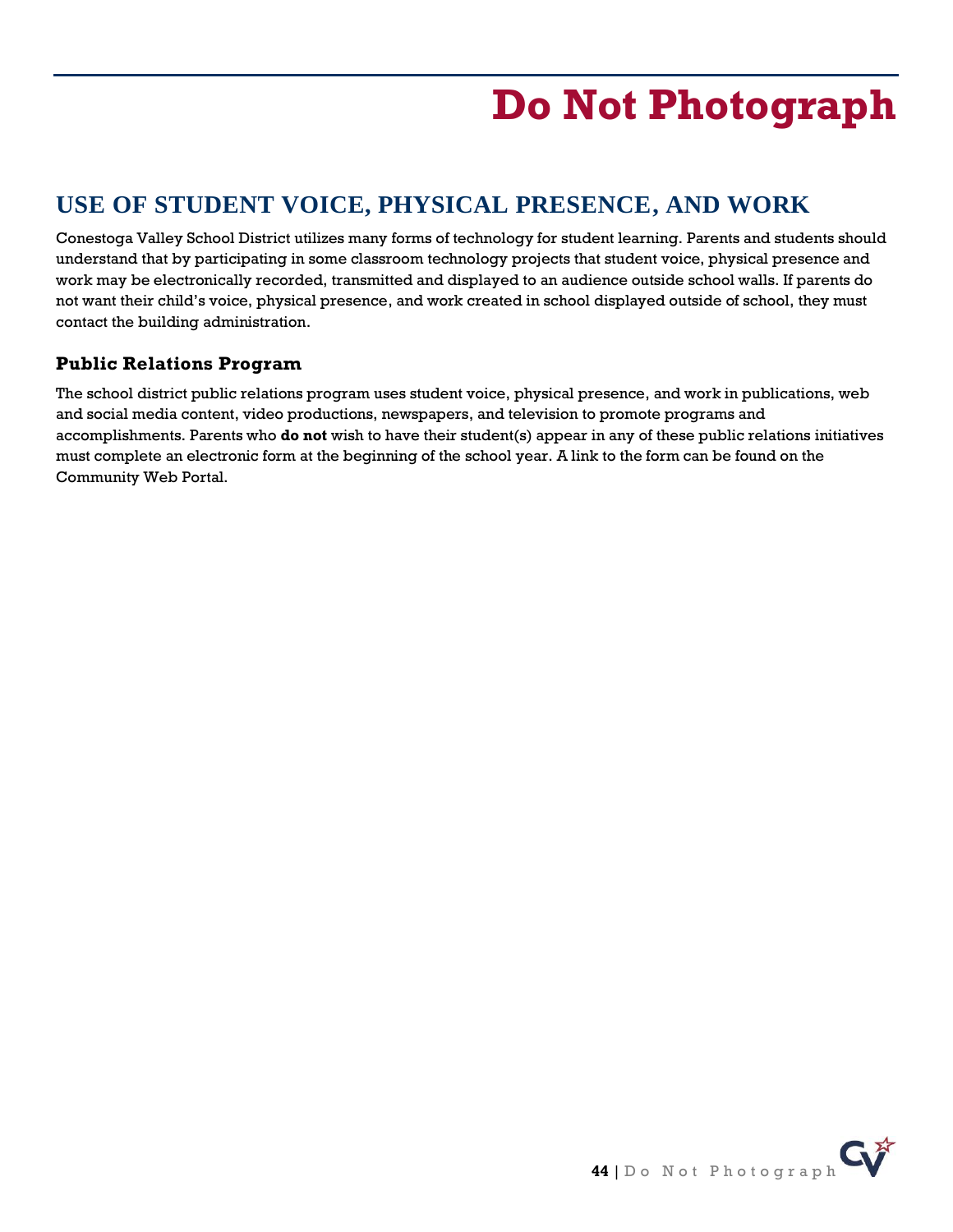# Do Not Photograph

## USE OF STUDENT VOICE, PHYSICAL PRESENCE, AND WORK

Conestoga Valley School District utilizes many forms of technology for student learning. Parents and students should understand that by participating in some classroom technology projects that student voice, physical presence and work may be electronically recorded, transmitted and displayed to an audience outside school walls. If parents do not want their child's voice, physical presence, and work created in school displayed outside of school, they must contact the building administration.

### Public Relations Program

The school district public relations program uses student voice, physical presence, and work in publications, web and social media content, video productions, newspapers, and television to promote programs and accomplishments. Parents who **do not** wish to have their student(s) appear in any of these public relations initiatives must complete an electronic form at the beginning of the school year. A link to the form can be found on the Community Web Portal.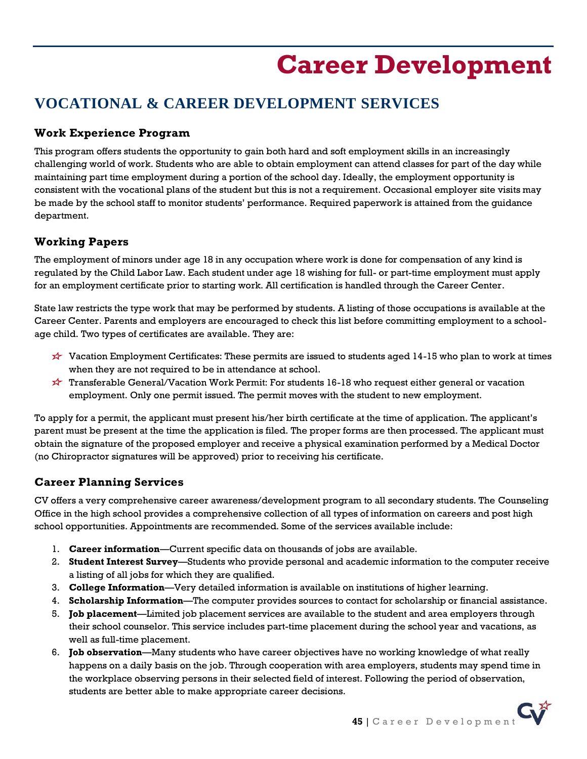# Career Development

## VOCATIONAL & CAREER DEVELOPMENT SERVICES

### Work Experience Program

This program offers students the opportunity to gain both hard and soft employment skills in an increasingly challenging world of work. Students who are able to obtain employment can attend classes for part of the day while maintaining part time employment during a portion of the school day. Ideally, the employment opportunity is consistent with the vocational plans of the student but this is not a requirement. Occasional employer site visits may be made by the school staff to monitor students' performance. Required paperwork is attained from the guidance department.

### Working Papers

The employment of minors under age 18 in any occupation where work is done for compensation of any kind is regulated by the Child Labor Law. Each student under age 18 wishing for full- or part-time employment must apply for an employment certificate prior to starting work. All certification is handled through the Career Center.

State law restricts the type work that may be performed by students. A listing of those occupations is available at the Career Center. Parents and employers are encouraged to check this list before committing employment to a school-age child. Two types of certificates are available. They are:

- Vacation Employment Certificates: These permits are issued to students aged 14-15 who plan to work at times when they are not required to be in attendance at school.
- Transferable General/Vacation Work Permit: For students 16-18 who request either general or vacation employment. Only one permit issued. The permit moves with the student to new employment.

To apply for a permit, the applicant must present his/her birth certificate at the time of application. The applicant's parent must be present at the time the application is filed. The proper forms are then processed. The applicant must obtain the signature of the proposed employer and receive a physical examination performed by a Medical Doctor (no Chiropractor signatures will be approved) prior to receiving his certificate.

### Career Planning Services

CV offers a very comprehensive career awareness/development program to all secondary students. The Counseling Office in the high school provides a comprehensive collection of all types of information on careers and post high school opportunities. Appointments are recommended. Some of the services available include:

1. **Career information**—Current specific data on thousands of jobs are available.
2. **Student Interest Survey**—Students who provide personal and academic information to the computer receive a listing of all jobs for which they are qualified.
3. **College Information**—Very detailed information is available on institutions of higher learning.
4. **Scholarship Information**—The computer provides sources to contact for scholarship or financial assistance.
5. **Job placement**—Limited job placement services are available to the student and area employers through their school counselor. This service includes part-time placement during the school year and vacations, as well as full-time placement.
6. **Job observation**—Many students who have career objectives have no working knowledge of what really happens on a daily basis on the job. Through cooperation with area employers, students may spend time in the workplace observing persons in their selected field of interest. Following the period of observation, students are better able to make appropriate career decisions.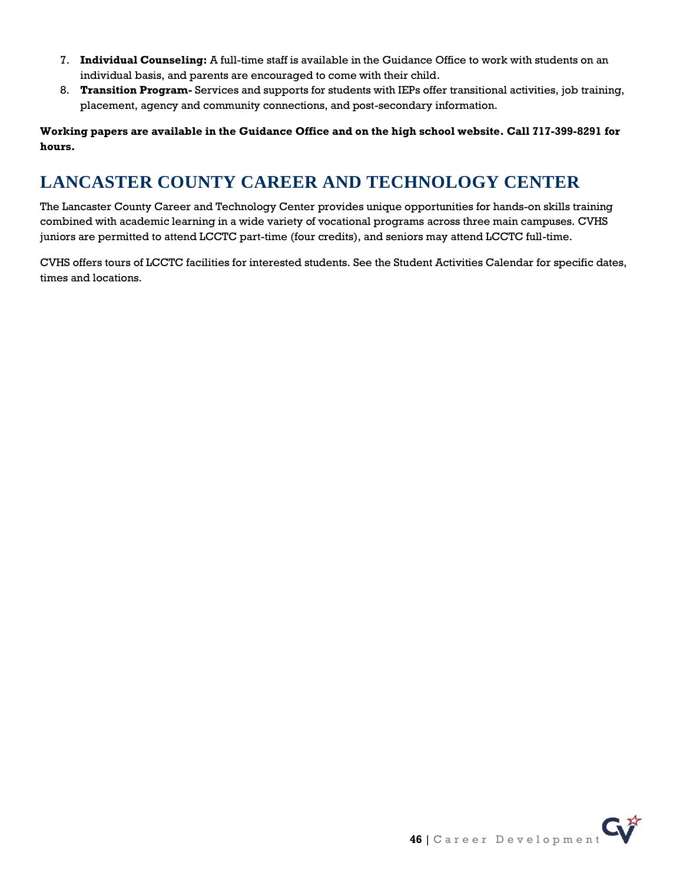7. **Individual Counseling:** A full-time staff is available in the Guidance Office to work with students on an individual basis, and parents are encouraged to come with their child.
8. **Transition Program-** Services and supports for students with IEPs offer transitional activities, job training, placement, agency and community connections, and post-secondary information.

**Working papers are available in the Guidance Office and on the high school website. Call 717-399-8291 for hours.**

## LANCASTER COUNTY CAREER AND TECHNOLOGY CENTER

The Lancaster County Career and Technology Center provides unique opportunities for hands-on skills training combined with academic learning in a wide variety of vocational programs across three main campuses. CVHS juniors are permitted to attend LCCTC part-time (four credits), and seniors may attend LCCTC full-time.

CVHS offers tours of LCCTC facilities for interested students. See the Student Activities Calendar for specific dates, times and locations.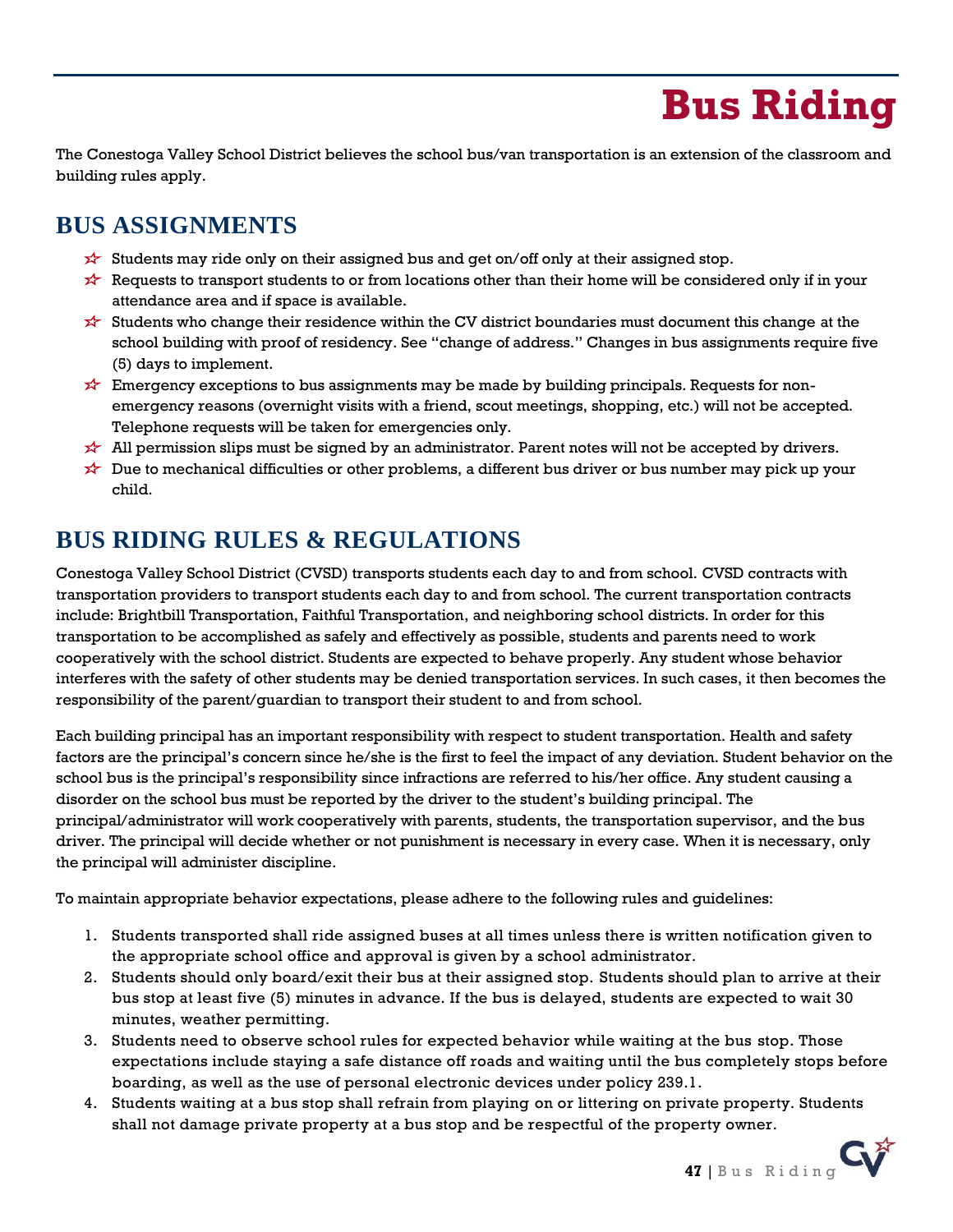# Bus Riding

The Conestoga Valley School District believes the school bus/van transportation is an extension of the classroom and building rules apply.

## BUS ASSIGNMENTS

- Students may ride only on their assigned bus and get on/off only at their assigned stop.
- Requests to transport students to or from locations other than their home will be considered only if in your attendance area and if space is available.
- Students who change their residence within the CV district boundaries must document this change at the school building with proof of residency. See "change of address." Changes in bus assignments require five (5) days to implement.
- Emergency exceptions to bus assignments may be made by building principals. Requests for non-emergency reasons (overnight visits with a friend, scout meetings, shopping, etc.) will not be accepted. Telephone requests will be taken for emergencies only.
- All permission slips must be signed by an administrator. Parent notes will not be accepted by drivers.
- Due to mechanical difficulties or other problems, a different bus driver or bus number may pick up your child.

## BUS RIDING RULES & REGULATIONS

Conestoga Valley School District (CVSD) transports students each day to and from school. CVSD contracts with transportation providers to transport students each day to and from school. The current transportation contracts include: Brightbill Transportation, Faithful Transportation, and neighboring school districts. In order for this transportation to be accomplished as safely and effectively as possible, students and parents need to work cooperatively with the school district. Students are expected to behave properly. Any student whose behavior interferes with the safety of other students may be denied transportation services. In such cases, it then becomes the responsibility of the parent/guardian to transport their student to and from school.

Each building principal has an important responsibility with respect to student transportation. Health and safety factors are the principal's concern since he/she is the first to feel the impact of any deviation. Student behavior on the school bus is the principal's responsibility since infractions are referred to his/her office. Any student causing a disorder on the school bus must be reported by the driver to the student's building principal. The principal/administrator will work cooperatively with parents, students, the transportation supervisor, and the bus driver. The principal will decide whether or not punishment is necessary in every case. When it is necessary, only the principal will administer discipline.

To maintain appropriate behavior expectations, please adhere to the following rules and guidelines:

1. Students transported shall ride assigned buses at all times unless there is written notification given to the appropriate school office and approval is given by a school administrator.
2. Students should only board/exit their bus at their assigned stop. Students should plan to arrive at their bus stop at least five (5) minutes in advance. If the bus is delayed, students are expected to wait 30 minutes, weather permitting.
3. Students need to observe school rules for expected behavior while waiting at the bus stop. Those expectations include staying a safe distance off roads and waiting until the bus completely stops before boarding, as well as the use of personal electronic devices under policy 239.1.
4. Students waiting at a bus stop shall refrain from playing on or littering on private property. Students shall not damage private property at a bus stop and be respectful of the property owner.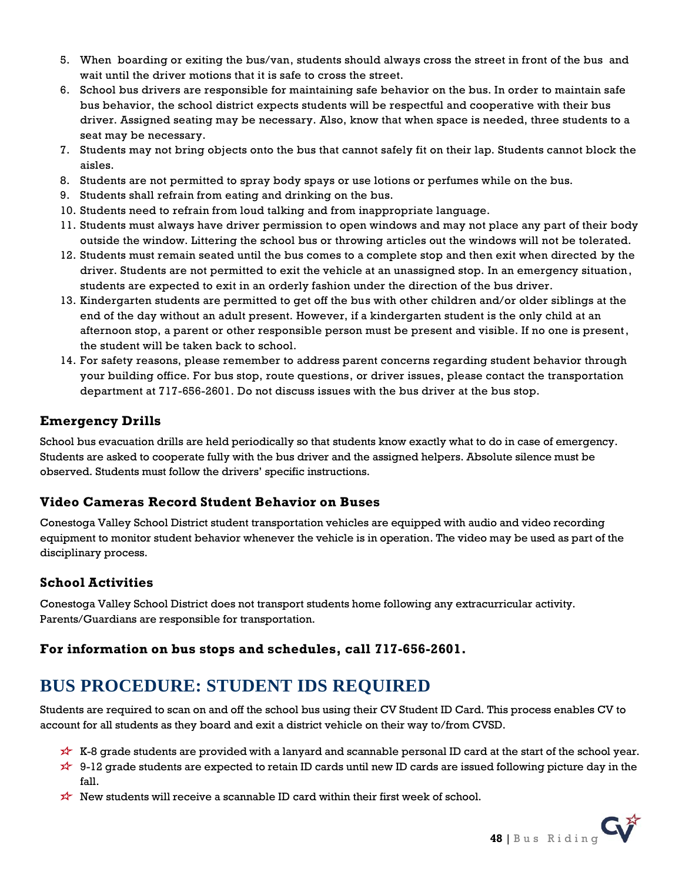5. When boarding or exiting the bus/van, students should always cross the street in front of the bus and wait until the driver motions that it is safe to cross the street.
6. School bus drivers are responsible for maintaining safe behavior on the bus. In order to maintain safe bus behavior, the school district expects students will be respectful and cooperative with their bus driver. Assigned seating may be necessary. Also, know that when space is needed, three students to a seat may be necessary.
7. Students may not bring objects onto the bus that cannot safely fit on their lap. Students cannot block the aisles.
8. Students are not permitted to spray body spays or use lotions or perfumes while on the bus.
9. Students shall refrain from eating and drinking on the bus.
10. Students need to refrain from loud talking and from inappropriate language.
11. Students must always have driver permission to open windows and may not place any part of their body outside the window. Littering the school bus or throwing articles out the windows will not be tolerated.
12. Students must remain seated until the bus comes to a complete stop and then exit when directed by the driver. Students are not permitted to exit the vehicle at an unassigned stop. In an emergency situation, students are expected to exit in an orderly fashion under the direction of the bus driver.
13. Kindergarten students are permitted to get off the bus with other children and/or older siblings at the end of the day without an adult present. However, if a kindergarten student is the only child at an afternoon stop, a parent or other responsible person must be present and visible. If no one is present, the student will be taken back to school.
14. For safety reasons, please remember to address parent concerns regarding student behavior through your building office. For bus stop, route questions, or driver issues, please contact the transportation department at 717-656-2601. Do not discuss issues with the bus driver at the bus stop.

### Emergency Drills

School bus evacuation drills are held periodically so that students know exactly what to do in case of emergency. Students are asked to cooperate fully with the bus driver and the assigned helpers. Absolute silence must be observed. Students must follow the drivers' specific instructions.

### Video Cameras Record Student Behavior on Buses

Conestoga Valley School District student transportation vehicles are equipped with audio and video recording equipment to monitor student behavior whenever the vehicle is in operation. The video may be used as part of the disciplinary process.

### School Activities

Conestoga Valley School District does not transport students home following any extracurricular activity. Parents/Guardians are responsible for transportation.

### For information on bus stops and schedules, call 717-656-2601.

## BUS PROCEDURE: STUDENT IDS REQUIRED

Students are required to scan on and off the school bus using their CV Student ID Card. This process enables CV to account for all students as they board and exit a district vehicle on their way to/from CVSD.

- K-8 grade students are provided with a lanyard and scannable personal ID card at the start of the school year.
- 9-12 grade students are expected to retain ID cards until new ID cards are issued following picture day in the fall.
- New students will receive a scannable ID card within their first week of school.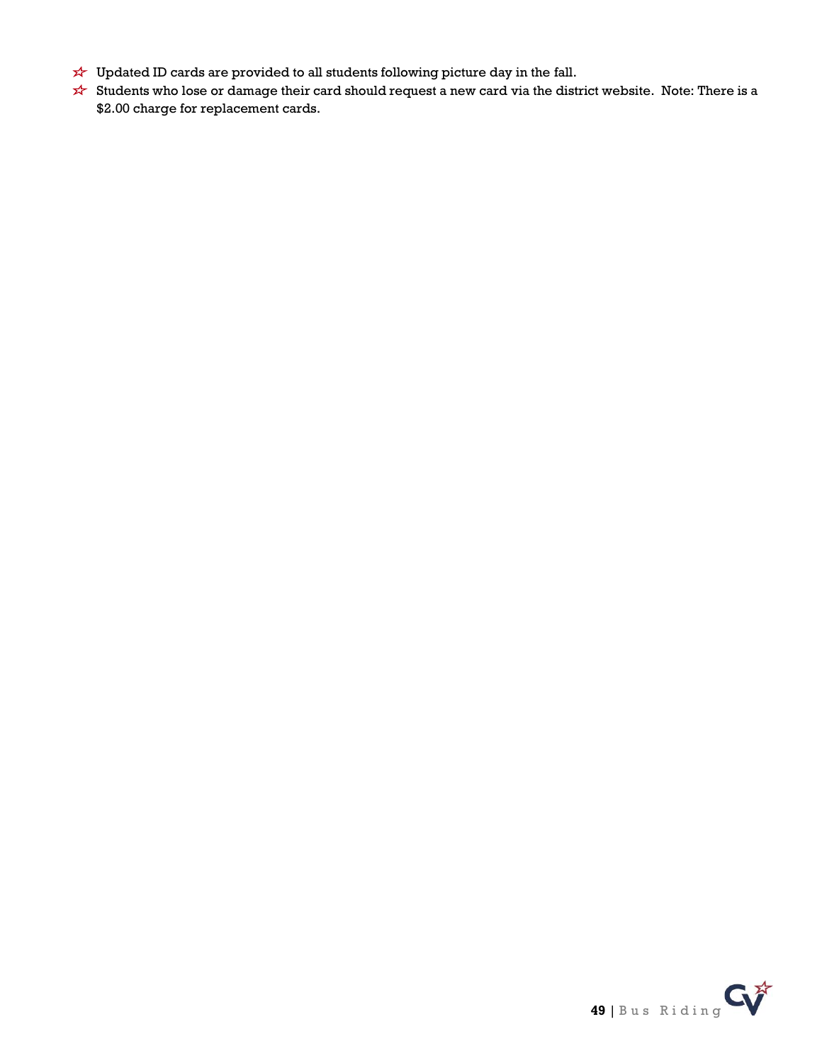- Updated ID cards are provided to all students following picture day in the fall.
- Students who lose or damage their card should request a new card via the district website.  Note: There is a $2.00 charge for replacement cards.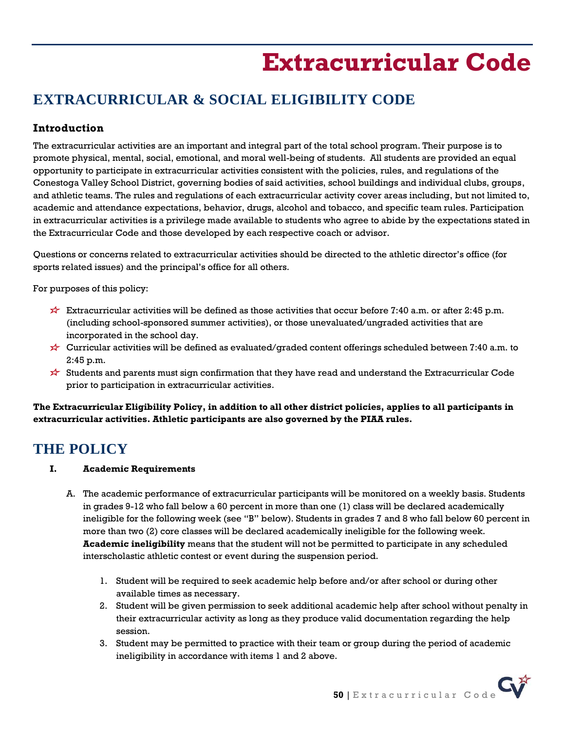# Extracurricular Code

## EXTRACURRICULAR & SOCIAL ELIGIBILITY CODE

### Introduction

The extracurricular activities are an important and integral part of the total school program. Their purpose is to promote physical, mental, social, emotional, and moral well-being of students. All students are provided an equal opportunity to participate in extracurricular activities consistent with the policies, rules, and regulations of the Conestoga Valley School District, governing bodies of said activities, school buildings and individual clubs, groups, and athletic teams. The rules and regulations of each extracurricular activity cover areas including, but not limited to, academic and attendance expectations, behavior, drugs, alcohol and tobacco, and specific team rules. Participation in extracurricular activities is a privilege made available to students who agree to abide by the expectations stated in the Extracurricular Code and those developed by each respective coach or advisor.

Questions or concerns related to extracurricular activities should be directed to the athletic director's office (for sports related issues) and the principal's office for all others.

For purposes of this policy:

- Extracurricular activities will be defined as those activities that occur before 7:40 a.m. or after 2:45 p.m. (including school-sponsored summer activities), or those unevaluated/ungraded activities that are incorporated in the school day.
- Curricular activities will be defined as evaluated/graded content offerings scheduled between 7:40 a.m. to 2:45 p.m.
- Students and parents must sign confirmation that they have read and understand the Extracurricular Code prior to participation in extracurricular activities.

**The Extracurricular Eligibility Policy, in addition to all other district policies, applies to all participants in extracurricular activities. Athletic participants are also governed by the PIAA rules.**

## THE POLICY

**I. Academic Requirements**

A. The academic performance of extracurricular participants will be monitored on a weekly basis. Students in grades 9-12 who fall below a 60 percent in more than one (1) class will be declared academically ineligible for the following week (see "B" below). Students in grades 7 and 8 who fall below 60 percent in more than two (2) core classes will be declared academically ineligible for the following week. **Academic ineligibility** means that the student will not be permitted to participate in any scheduled interscholastic athletic contest or event during the suspension period.

1. Student will be required to seek academic help before and/or after school or during other available times as necessary.
2. Student will be given permission to seek additional academic help after school without penalty in their extracurricular activity as long as they produce valid documentation regarding the help session.
3. Student may be permitted to practice with their team or group during the period of academic ineligibility in accordance with items 1 and 2 above.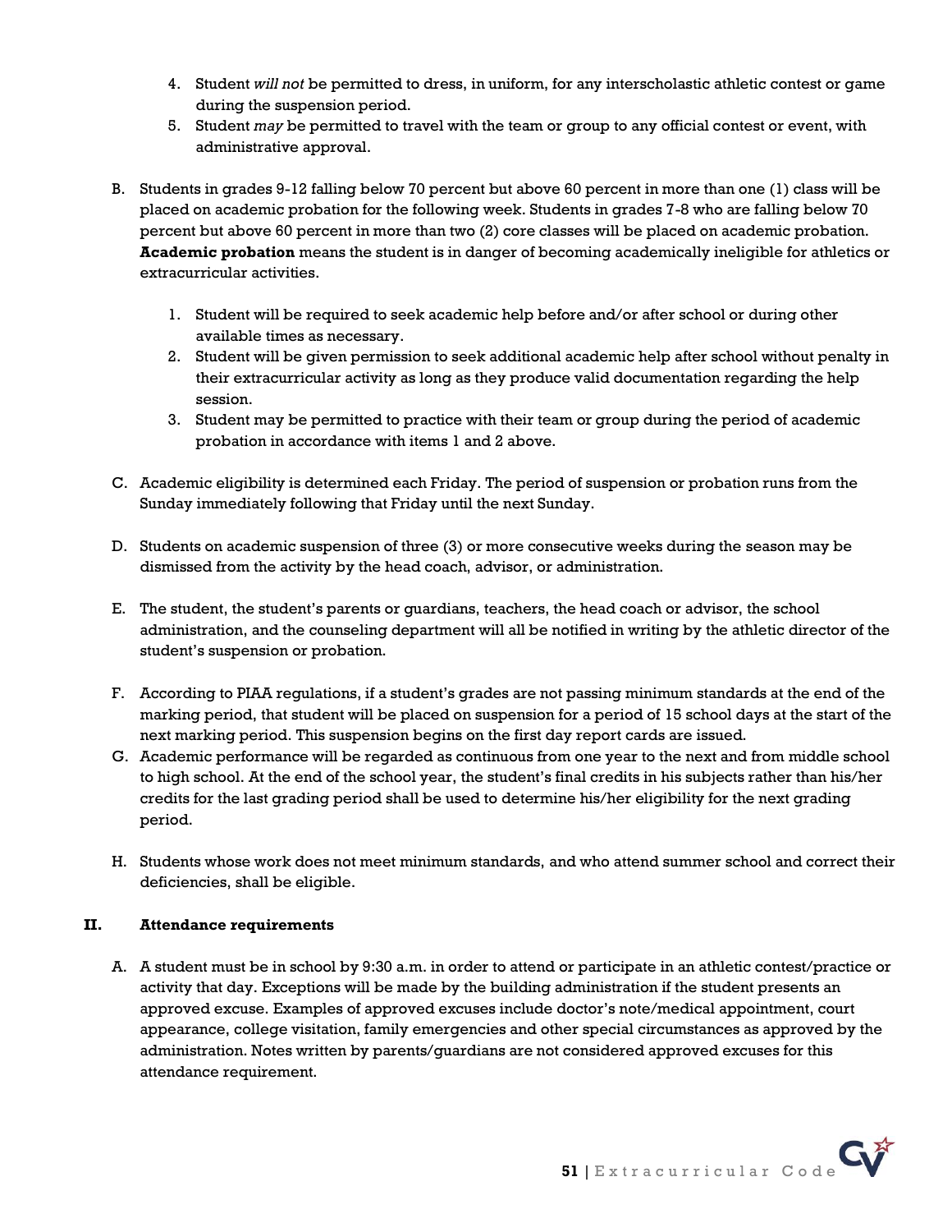4. Student *will not* be permitted to dress, in uniform, for any interscholastic athletic contest or game during the suspension period.
5. Student *may* be permitted to travel with the team or group to any official contest or event, with administrative approval.

B. Students in grades 9-12 falling below 70 percent but above 60 percent in more than one (1) class will be placed on academic probation for the following week. Students in grades 7-8 who are falling below 70 percent but above 60 percent in more than two (2) core classes will be placed on academic probation. **Academic probation** means the student is in danger of becoming academically ineligible for athletics or extracurricular activities.

1. Student will be required to seek academic help before and/or after school or during other available times as necessary.
2. Student will be given permission to seek additional academic help after school without penalty in their extracurricular activity as long as they produce valid documentation regarding the help session.
3. Student may be permitted to practice with their team or group during the period of academic probation in accordance with items 1 and 2 above.

C. Academic eligibility is determined each Friday. The period of suspension or probation runs from the Sunday immediately following that Friday until the next Sunday.

D. Students on academic suspension of three (3) or more consecutive weeks during the season may be dismissed from the activity by the head coach, advisor, or administration.

E. The student, the student's parents or guardians, teachers, the head coach or advisor, the school administration, and the counseling department will all be notified in writing by the athletic director of the student's suspension or probation.

F. According to PIAA regulations, if a student's grades are not passing minimum standards at the end of the marking period, that student will be placed on suspension for a period of 15 school days at the start of the next marking period. This suspension begins on the first day report cards are issued.

G. Academic performance will be regarded as continuous from one year to the next and from middle school to high school. At the end of the school year, the student's final credits in his subjects rather than his/her credits for the last grading period shall be used to determine his/her eligibility for the next grading period.

H. Students whose work does not meet minimum standards, and who attend summer school and correct their deficiencies, shall be eligible.

## II. Attendance requirements

A. A student must be in school by 9:30 a.m. in order to attend or participate in an athletic contest/practice or activity that day. Exceptions will be made by the building administration if the student presents an approved excuse. Examples of approved excuses include doctor's note/medical appointment, court appearance, college visitation, family emergencies and other special circumstances as approved by the administration. Notes written by parents/guardians are not considered approved excuses for this attendance requirement.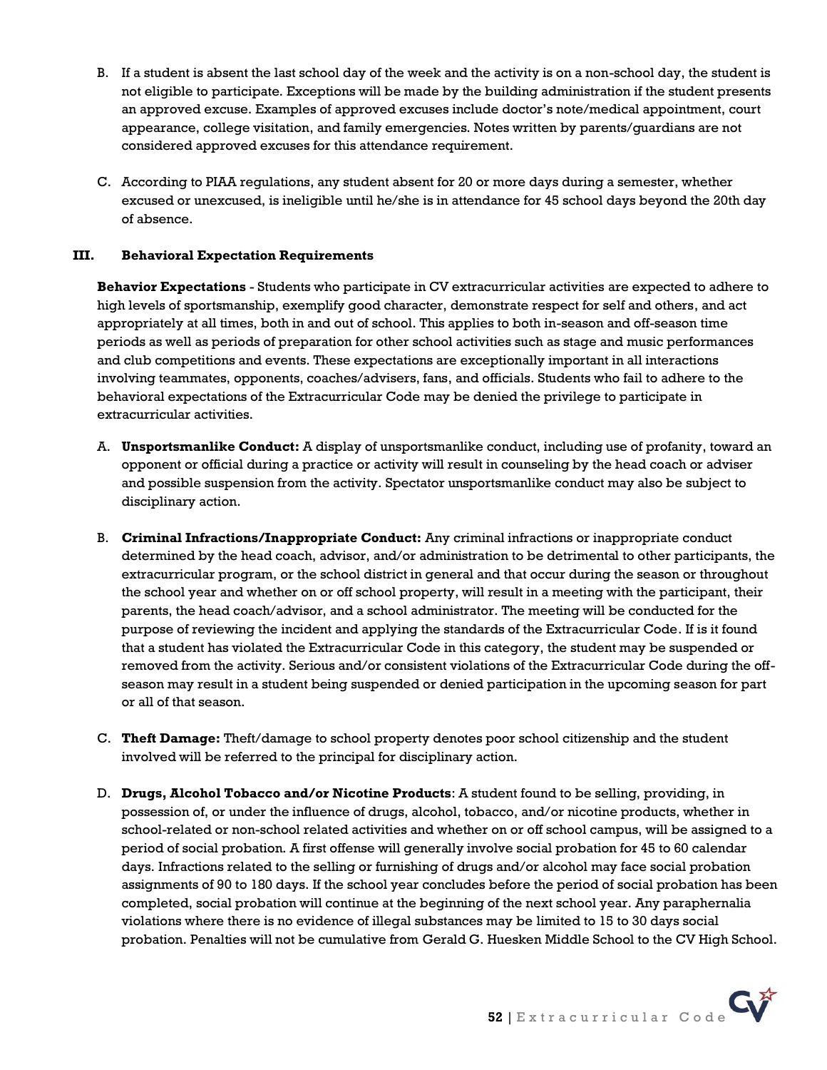B. If a student is absent the last school day of the week and the activity is on a non-school day, the student is not eligible to participate. Exceptions will be made by the building administration if the student presents an approved excuse. Examples of approved excuses include doctor's note/medical appointment, court appearance, college visitation, and family emergencies. Notes written by parents/guardians are not considered approved excuses for this attendance requirement.

C. According to PIAA regulations, any student absent for 20 or more days during a semester, whether excused or unexcused, is ineligible until he/she is in attendance for 45 school days beyond the 20th day of absence.

### III. Behavioral Expectation Requirements

**Behavior Expectations** - Students who participate in CV extracurricular activities are expected to adhere to high levels of sportsmanship, exemplify good character, demonstrate respect for self and others, and act appropriately at all times, both in and out of school. This applies to both in-season and off-season time periods as well as periods of preparation for other school activities such as stage and music performances and club competitions and events. These expectations are exceptionally important in all interactions involving teammates, opponents, coaches/advisers, fans, and officials. Students who fail to adhere to the behavioral expectations of the Extracurricular Code may be denied the privilege to participate in extracurricular activities.

A. **Unsportsmanlike Conduct:** A display of unsportsmanlike conduct, including use of profanity, toward an opponent or official during a practice or activity will result in counseling by the head coach or adviser and possible suspension from the activity. Spectator unsportsmanlike conduct may also be subject to disciplinary action.

B. **Criminal Infractions/Inappropriate Conduct:** Any criminal infractions or inappropriate conduct determined by the head coach, advisor, and/or administration to be detrimental to other participants, the extracurricular program, or the school district in general and that occur during the season or throughout the school year and whether on or off school property, will result in a meeting with the participant, their parents, the head coach/advisor, and a school administrator. The meeting will be conducted for the purpose of reviewing the incident and applying the standards of the Extracurricular Code. If is it found that a student has violated the Extracurricular Code in this category, the student may be suspended or removed from the activity. Serious and/or consistent violations of the Extracurricular Code during the off-season may result in a student being suspended or denied participation in the upcoming season for part or all of that season.

C. **Theft Damage:** Theft/damage to school property denotes poor school citizenship and the student involved will be referred to the principal for disciplinary action.

D. **Drugs, Alcohol Tobacco and/or Nicotine Products**: A student found to be selling, providing, in possession of, or under the influence of drugs, alcohol, tobacco, and/or nicotine products, whether in school-related or non-school related activities and whether on or off school campus, will be assigned to a period of social probation. A first offense will generally involve social probation for 45 to 60 calendar days. Infractions related to the selling or furnishing of drugs and/or alcohol may face social probation assignments of 90 to 180 days. If the school year concludes before the period of social probation has been completed, social probation will continue at the beginning of the next school year. Any paraphernalia violations where there is no evidence of illegal substances may be limited to 15 to 30 days social probation. Penalties will not be cumulative from Gerald G. Huesken Middle School to the CV High School.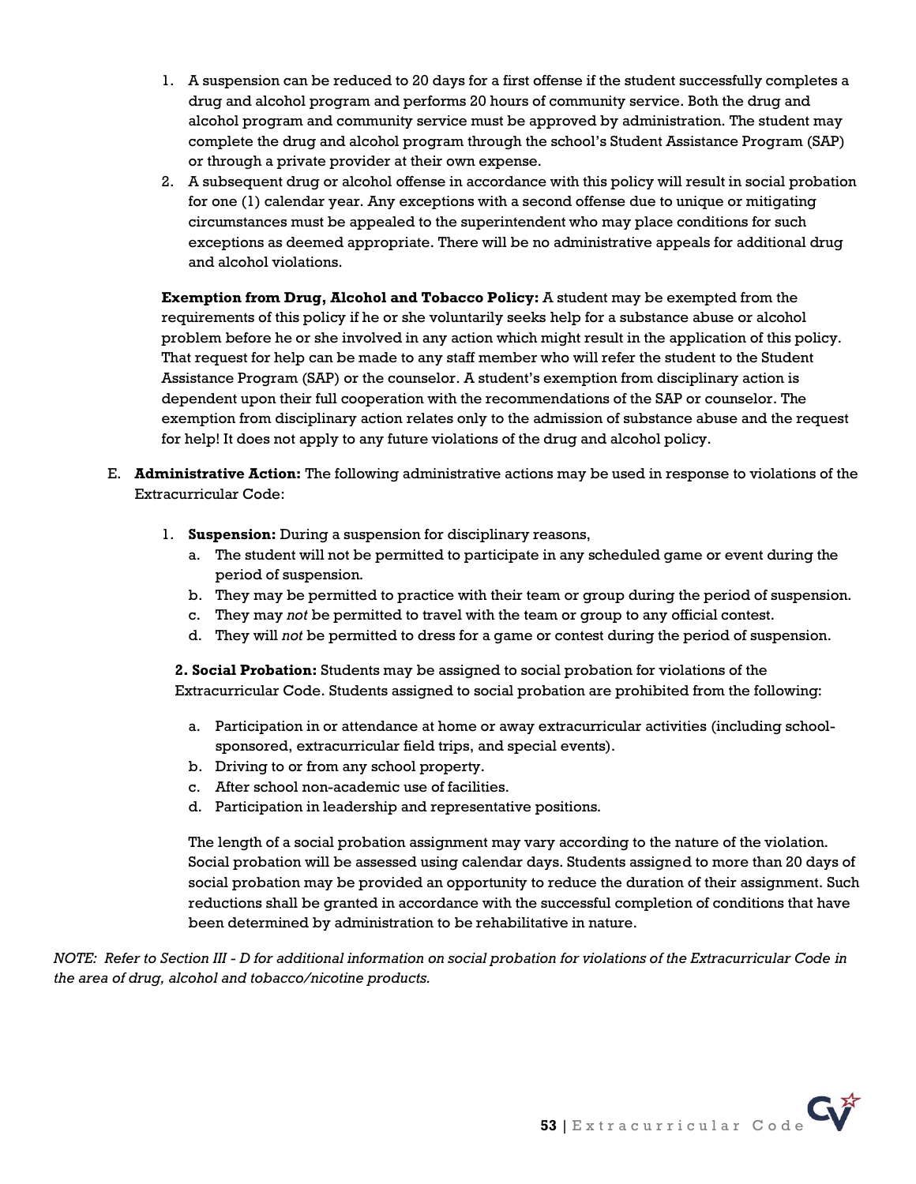1. A suspension can be reduced to 20 days for a first offense if the student successfully completes a drug and alcohol program and performs 20 hours of community service. Both the drug and alcohol program and community service must be approved by administration. The student may complete the drug and alcohol program through the school's Student Assistance Program (SAP) or through a private provider at their own expense.
2. A subsequent drug or alcohol offense in accordance with this policy will result in social probation for one (1) calendar year. Any exceptions with a second offense due to unique or mitigating circumstances must be appealed to the superintendent who may place conditions for such exceptions as deemed appropriate. There will be no administrative appeals for additional drug and alcohol violations.

**Exemption from Drug, Alcohol and Tobacco Policy:** A student may be exempted from the requirements of this policy if he or she voluntarily seeks help for a substance abuse or alcohol problem before he or she involved in any action which might result in the application of this policy. That request for help can be made to any staff member who will refer the student to the Student Assistance Program (SAP) or the counselor. A student's exemption from disciplinary action is dependent upon their full cooperation with the recommendations of the SAP or counselor. The exemption from disciplinary action relates only to the admission of substance abuse and the request for help! It does not apply to any future violations of the drug and alcohol policy.

E. **Administrative Action:** The following administrative actions may be used in response to violations of the Extracurricular Code:

1. **Suspension:** During a suspension for disciplinary reasons,
   a. The student will not be permitted to participate in any scheduled game or event during the period of suspension.
   b. They may be permitted to practice with their team or group during the period of suspension.
   c. They may *not* be permitted to travel with the team or group to any official contest.
   d. They will *not* be permitted to dress for a game or contest during the period of suspension.

2. **Social Probation:** Students may be assigned to social probation for violations of the Extracurricular Code. Students assigned to social probation are prohibited from the following:

   a. Participation in or attendance at home or away extracurricular activities (including school-sponsored, extracurricular field trips, and special events).
   b. Driving to or from any school property.
   c. After school non-academic use of facilities.
   d. Participation in leadership and representative positions.

   The length of a social probation assignment may vary according to the nature of the violation. Social probation will be assessed using calendar days. Students assigned to more than 20 days of social probation may be provided an opportunity to reduce the duration of their assignment. Such reductions shall be granted in accordance with the successful completion of conditions that have been determined by administration to be rehabilitative in nature.

*NOTE: Refer to Section III - D for additional information on social probation for violations of the Extracurricular Code in the area of drug, alcohol and tobacco/nicotine products.*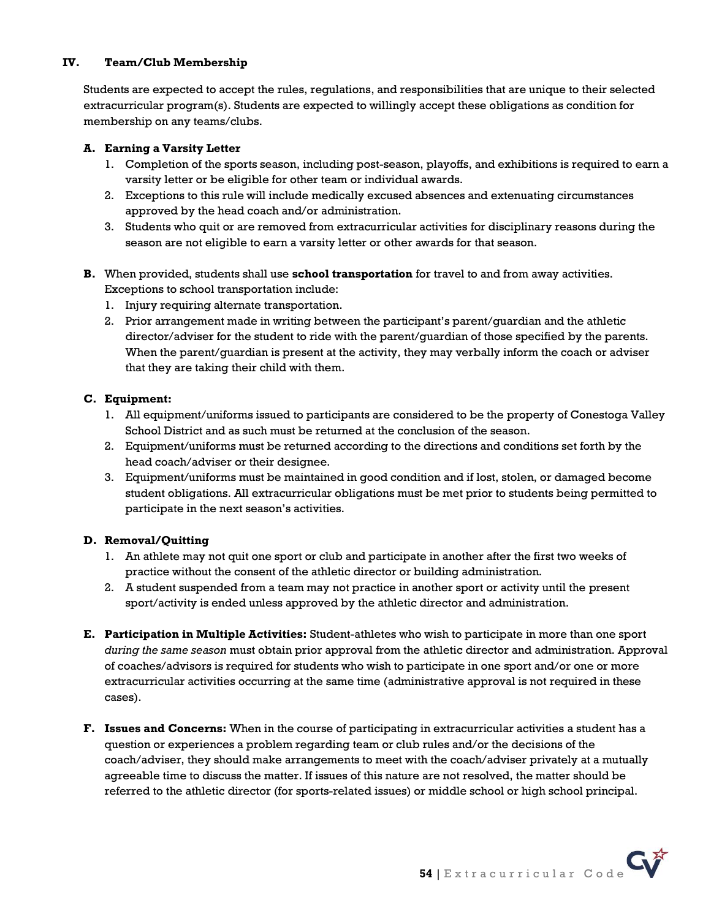## IV. Team/Club Membership

Students are expected to accept the rules, regulations, and responsibilities that are unique to their selected extracurricular program(s). Students are expected to willingly accept these obligations as condition for membership on any teams/clubs.

**A. Earning a Varsity Letter**

1. Completion of the sports season, including post-season, playoffs, and exhibitions is required to earn a varsity letter or be eligible for other team or individual awards.
2. Exceptions to this rule will include medically excused absences and extenuating circumstances approved by the head coach and/or administration.
3. Students who quit or are removed from extracurricular activities for disciplinary reasons during the season are not eligible to earn a varsity letter or other awards for that season.

**B.** When provided, students shall use **school transportation** for travel to and from away activities. Exceptions to school transportation include:

1. Injury requiring alternate transportation.
2. Prior arrangement made in writing between the participant's parent/guardian and the athletic director/adviser for the student to ride with the parent/guardian of those specified by the parents. When the parent/guardian is present at the activity, they may verbally inform the coach or adviser that they are taking their child with them.

**C. Equipment:**

1. All equipment/uniforms issued to participants are considered to be the property of Conestoga Valley School District and as such must be returned at the conclusion of the season.
2. Equipment/uniforms must be returned according to the directions and conditions set forth by the head coach/adviser or their designee.
3. Equipment/uniforms must be maintained in good condition and if lost, stolen, or damaged become student obligations. All extracurricular obligations must be met prior to students being permitted to participate in the next season's activities.

**D. Removal/Quitting**

1. An athlete may not quit one sport or club and participate in another after the first two weeks of practice without the consent of the athletic director or building administration.
2. A student suspended from a team may not practice in another sport or activity until the present sport/activity is ended unless approved by the athletic director and administration.

**E. Participation in Multiple Activities:** Student-athletes who wish to participate in more than one sport *during the same season* must obtain prior approval from the athletic director and administration. Approval of coaches/advisors is required for students who wish to participate in one sport and/or one or more extracurricular activities occurring at the same time (administrative approval is not required in these cases).

**F. Issues and Concerns:** When in the course of participating in extracurricular activities a student has a question or experiences a problem regarding team or club rules and/or the decisions of the coach/adviser, they should make arrangements to meet with the coach/adviser privately at a mutually agreeable time to discuss the matter. If issues of this nature are not resolved, the matter should be referred to the athletic director (for sports-related issues) or middle school or high school principal.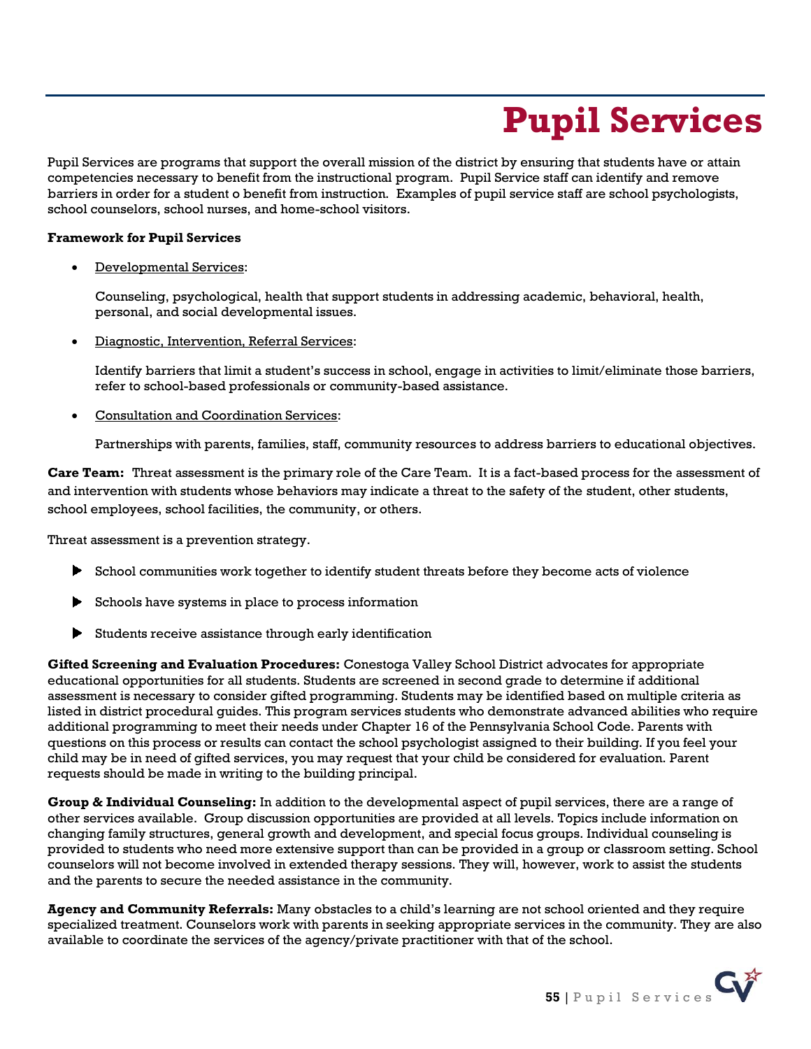# Pupil Services

Pupil Services are programs that support the overall mission of the district by ensuring that students have or attain competencies necessary to benefit from the instructional program.  Pupil Service staff can identify and remove barriers in order for a student o benefit from instruction.  Examples of pupil service staff are school psychologists, school counselors, school nurses, and home-school visitors.

**Framework for Pupil Services**

- Developmental Services:

  Counseling, psychological, health that support students in addressing academic, behavioral, health, personal, and social developmental issues.

- Diagnostic, Intervention, Referral Services:

  Identify barriers that limit a student's success in school, engage in activities to limit/eliminate those barriers, refer to school-based professionals or community-based assistance.

- Consultation and Coordination Services:

  Partnerships with parents, families, staff, community resources to address barriers to educational objectives.

**Care Team:** Threat assessment is the primary role of the Care Team.  It is a fact-based process for the assessment of and intervention with students whose behaviors may indicate a threat to the safety of the student, other students, school employees, school facilities, the community, or others.

Threat assessment is a prevention strategy.

- School communities work together to identify student threats before they become acts of violence
- Schools have systems in place to process information
- Students receive assistance through early identification

**Gifted Screening and Evaluation Procedures:** Conestoga Valley School District advocates for appropriate educational opportunities for all students. Students are screened in second grade to determine if additional assessment is necessary to consider gifted programming. Students may be identified based on multiple criteria as listed in district procedural guides. This program services students who demonstrate advanced abilities who require additional programming to meet their needs under Chapter 16 of the Pennsylvania School Code. Parents with questions on this process or results can contact the school psychologist assigned to their building. If you feel your child may be in need of gifted services, you may request that your child be considered for evaluation. Parent requests should be made in writing to the building principal.

**Group & Individual Counseling:** In addition to the developmental aspect of pupil services, there are a range of other services available.  Group discussion opportunities are provided at all levels. Topics include information on changing family structures, general growth and development, and special focus groups. Individual counseling is provided to students who need more extensive support than can be provided in a group or classroom setting. School counselors will not become involved in extended therapy sessions. They will, however, work to assist the students and the parents to secure the needed assistance in the community.

**Agency and Community Referrals:** Many obstacles to a child's learning are not school oriented and they require specialized treatment. Counselors work with parents in seeking appropriate services in the community. They are also available to coordinate the services of the agency/private practitioner with that of the school.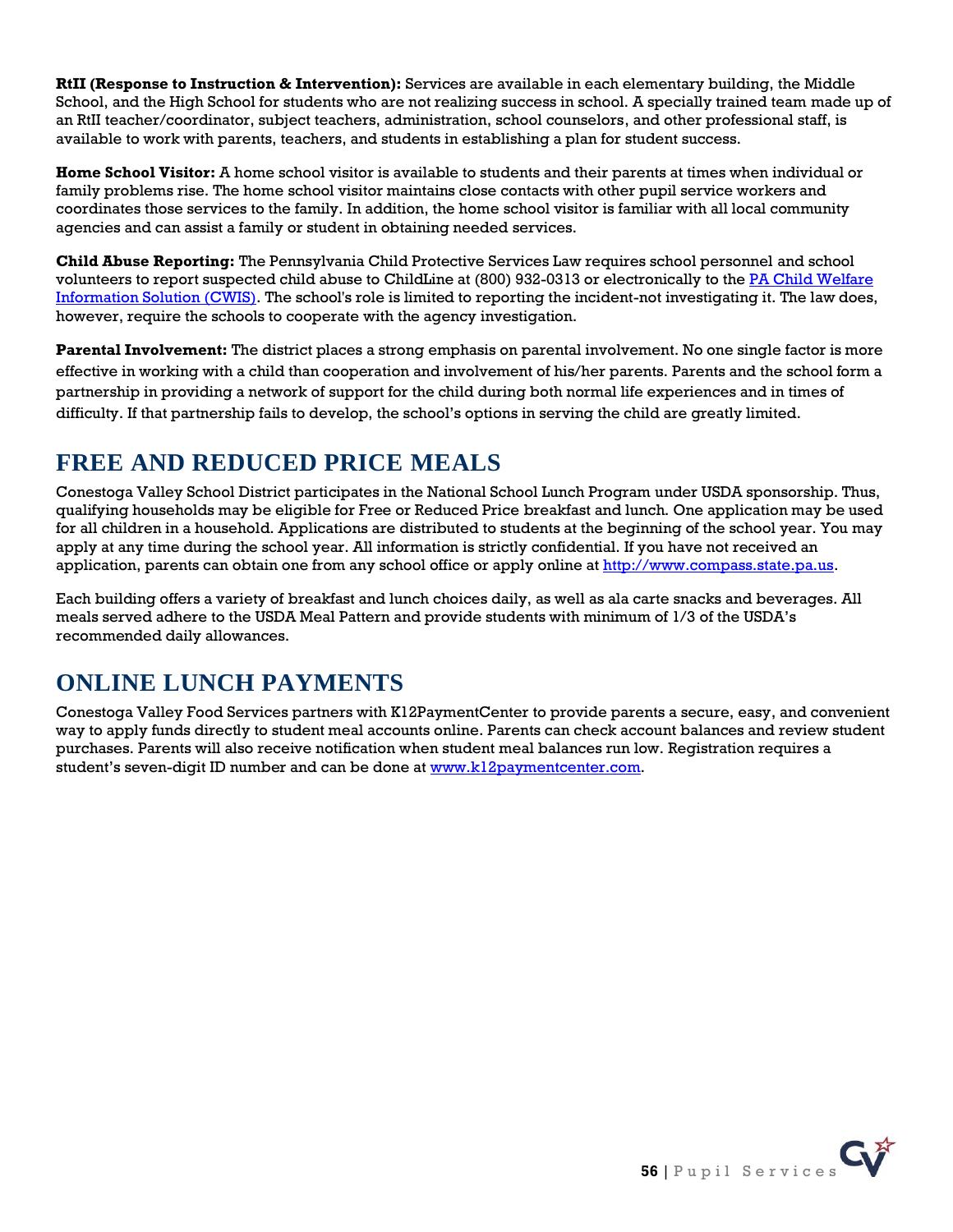**RtII (Response to Instruction & Intervention):** Services are available in each elementary building, the Middle School, and the High School for students who are not realizing success in school. A specially trained team made up of an RtII teacher/coordinator, subject teachers, administration, school counselors, and other professional staff, is available to work with parents, teachers, and students in establishing a plan for student success.

**Home School Visitor:** A home school visitor is available to students and their parents at times when individual or family problems rise. The home school visitor maintains close contacts with other pupil service workers and coordinates those services to the family. In addition, the home school visitor is familiar with all local community agencies and can assist a family or student in obtaining needed services.

**Child Abuse Reporting:** The Pennsylvania Child Protective Services Law requires school personnel and school volunteers to report suspected child abuse to ChildLine at (800) 932-0313 or electronically to the [PA Child Welfare Information Solution (CWIS)](). The school's role is limited to reporting the incident-not investigating it. The law does, however, require the schools to cooperate with the agency investigation.

**Parental Involvement:** The district places a strong emphasis on parental involvement. No one single factor is more effective in working with a child than cooperation and involvement of his/her parents. Parents and the school form a partnership in providing a network of support for the child during both normal life experiences and in times of difficulty. If that partnership fails to develop, the school's options in serving the child are greatly limited.

# FREE AND REDUCED PRICE MEALS

Conestoga Valley School District participates in the National School Lunch Program under USDA sponsorship. Thus, qualifying households may be eligible for Free or Reduced Price breakfast and lunch. One application may be used for all children in a household. Applications are distributed to students at the beginning of the school year. You may apply at any time during the school year. All information is strictly confidential. If you have not received an application, parents can obtain one from any school office or apply online at [http://www.compass.state.pa.us](http://www.compass.state.pa.us).

Each building offers a variety of breakfast and lunch choices daily, as well as ala carte snacks and beverages. All meals served adhere to the USDA Meal Pattern and provide students with minimum of 1/3 of the USDA's recommended daily allowances.

# ONLINE LUNCH PAYMENTS

Conestoga Valley Food Services partners with K12PaymentCenter to provide parents a secure, easy, and convenient way to apply funds directly to student meal accounts online. Parents can check account balances and review student purchases. Parents will also receive notification when student meal balances run low. Registration requires a student's seven-digit ID number and can be done at [www.k12paymentcenter.com](http://www.k12paymentcenter.com).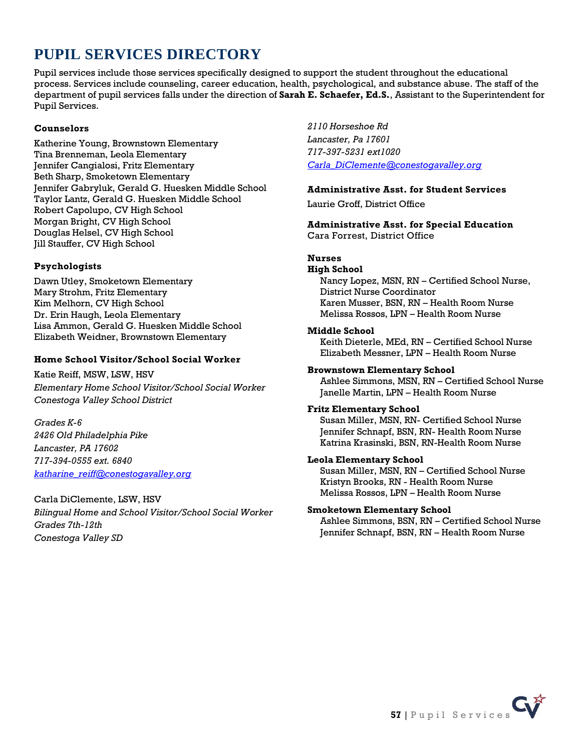# PUPIL SERVICES DIRECTORY

Pupil services include those services specifically designed to support the student throughout the educational process. Services include counseling, career education, health, psychological, and substance abuse. The staff of the department of pupil services falls under the direction of **Sarah E. Schaefer, Ed.S.**, Assistant to the Superintendent for Pupil Services.

### Counselors

Katherine Young, Brownstown Elementary
Tina Brenneman, Leola Elementary
Jennifer Cangialosi, Fritz Elementary
Beth Sharp, Smoketown Elementary
Jennifer Gabryluk, Gerald G. Huesken Middle School
Taylor Lantz, Gerald G. Huesken Middle School
Robert Capolupo, CV High School
Morgan Bright, CV High School
Douglas Helsel, CV High School
Jill Stauffer, CV High School

### Psychologists

Dawn Utley, Smoketown Elementary
Mary Strohm, Fritz Elementary
Kim Melhorn, CV High School
Dr. Erin Haugh, Leola Elementary
Lisa Ammon, Gerald G. Huesken Middle School
Elizabeth Weidner, Brownstown Elementary

### Home School Visitor/School Social Worker

Katie Reiff, MSW, LSW, HSV
*Elementary Home School Visitor/School Social Worker*
*Conestoga Valley School District*

*Grades K-6*
*2426 Old Philadelphia Pike*
*Lancaster, PA 17602*
*717-394-0555 ext. 6840*
*katharine_reiff@conestogavalley.org*

Carla DiClemente, LSW, HSV
*Bilingual Home and School Visitor/School Social Worker*
*Grades 7th-12th*
*Conestoga Valley SD*
*2110 Horseshoe Rd*
*Lancaster, Pa 17601*
*717-397-5231 ext1020*
*Carla_DiClemente@conestogavalley.org*

### Administrative Asst. for Student Services

Laurie Groff, District Office

### Administrative Asst. for Special Education

Cara Forrest, District Office

### Nurses

**High School**
Nancy Lopez, MSN, RN – Certified School Nurse, District Nurse Coordinator
Karen Musser, BSN, RN – Health Room Nurse
Melissa Rossos, LPN – Health Room Nurse

**Middle School**
Keith Dieterle, MEd, RN – Certified School Nurse
Elizabeth Messner, LPN – Health Room Nurse

**Brownstown Elementary School**
Ashlee Simmons, MSN, RN – Certified School Nurse
Janelle Martin, LPN – Health Room Nurse

**Fritz Elementary School**
Susan Miller, MSN, RN- Certified School Nurse
Jennifer Schnapf, BSN, RN- Health Room Nurse
Katrina Krasinski, BSN, RN-Health Room Nurse

**Leola Elementary School**
Susan Miller, MSN, RN – Certified School Nurse
Kristyn Brooks, RN - Health Room Nurse
Melissa Rossos, LPN – Health Room Nurse

**Smoketown Elementary School**
Ashlee Simmons, BSN, RN – Certified School Nurse
Jennifer Schnapf, BSN, RN – Health Room Nurse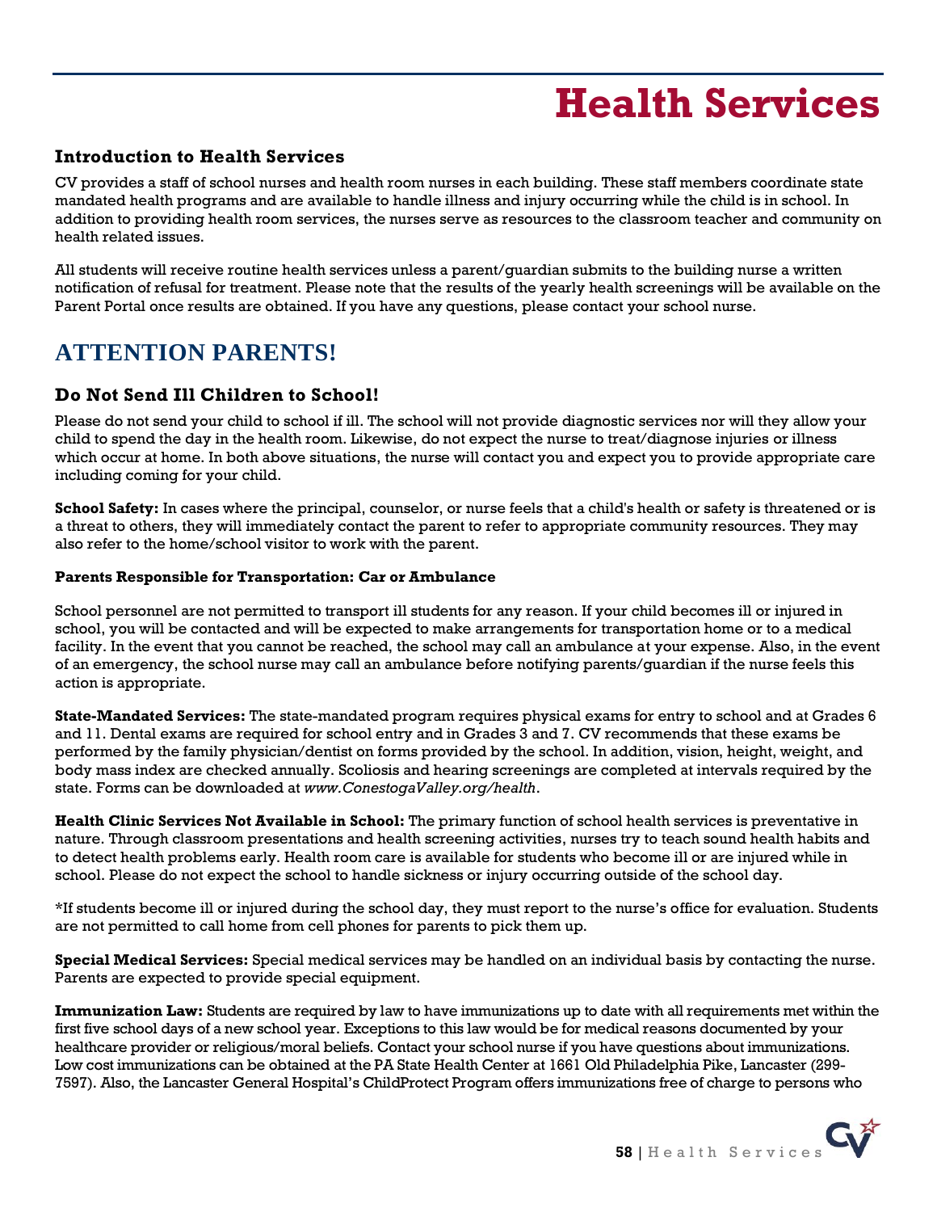# Health Services

## Introduction to Health Services

CV provides a staff of school nurses and health room nurses in each building. These staff members coordinate state mandated health programs and are available to handle illness and injury occurring while the child is in school. In addition to providing health room services, the nurses serve as resources to the classroom teacher and community on health related issues.

All students will receive routine health services unless a parent/guardian submits to the building nurse a written notification of refusal for treatment. Please note that the results of the yearly health screenings will be available on the Parent Portal once results are obtained. If you have any questions, please contact your school nurse.

## ATTENTION PARENTS!

### Do Not Send Ill Children to School!

Please do not send your child to school if ill. The school will not provide diagnostic services nor will they allow your child to spend the day in the health room. Likewise, do not expect the nurse to treat/diagnose injuries or illness which occur at home. In both above situations, the nurse will contact you and expect you to provide appropriate care including coming for your child.

**School Safety:** In cases where the principal, counselor, or nurse feels that a child's health or safety is threatened or is a threat to others, they will immediately contact the parent to refer to appropriate community resources. They may also refer to the home/school visitor to work with the parent.

**Parents Responsible for Transportation: Car or Ambulance**

School personnel are not permitted to transport ill students for any reason. If your child becomes ill or injured in school, you will be contacted and will be expected to make arrangements for transportation home or to a medical facility. In the event that you cannot be reached, the school may call an ambulance at your expense. Also, in the event of an emergency, the school nurse may call an ambulance before notifying parents/guardian if the nurse feels this action is appropriate.

**State-Mandated Services:** The state-mandated program requires physical exams for entry to school and at Grades 6 and 11. Dental exams are required for school entry and in Grades 3 and 7. CV recommends that these exams be performed by the family physician/dentist on forms provided by the school. In addition, vision, height, weight, and body mass index are checked annually. Scoliosis and hearing screenings are completed at intervals required by the state. Forms can be downloaded at *www.ConestogaValley.org/health*.

**Health Clinic Services Not Available in School:** The primary function of school health services is preventative in nature. Through classroom presentations and health screening activities, nurses try to teach sound health habits and to detect health problems early. Health room care is available for students who become ill or are injured while in school. Please do not expect the school to handle sickness or injury occurring outside of the school day.

*If students become ill or injured during the school day, they must report to the nurse's office for evaluation. Students are not permitted to call home from cell phones for parents to pick them up.

**Special Medical Services:** Special medical services may be handled on an individual basis by contacting the nurse. Parents are expected to provide special equipment.

**Immunization Law:** Students are required by law to have immunizations up to date with all requirements met within the first five school days of a new school year. Exceptions to this law would be for medical reasons documented by your healthcare provider or religious/moral beliefs. Contact your school nurse if you have questions about immunizations. Low cost immunizations can be obtained at the PA State Health Center at 1661 Old Philadelphia Pike, Lancaster (299-7597). Also, the Lancaster General Hospital's ChildProtect Program offers immunizations free of charge to persons who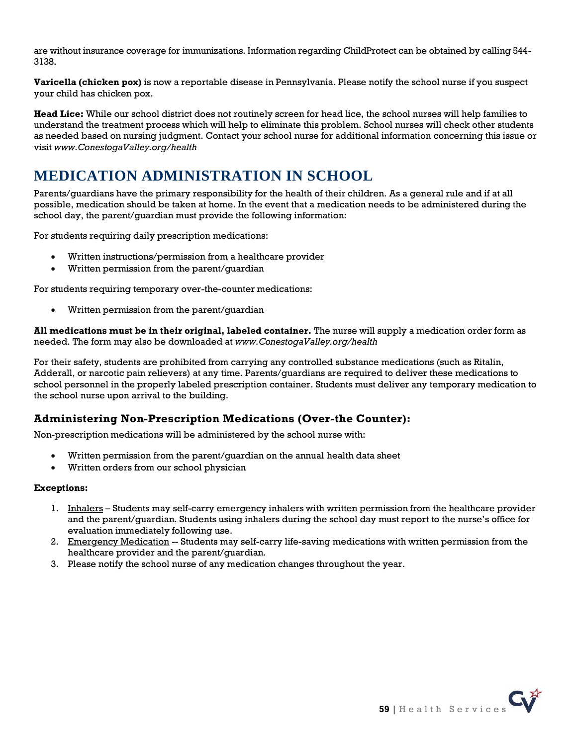are without insurance coverage for immunizations. Information regarding ChildProtect can be obtained by calling 544-3138.

**Varicella (chicken pox)** is now a reportable disease in Pennsylvania. Please notify the school nurse if you suspect your child has chicken pox.

**Head Lice:** While our school district does not routinely screen for head lice, the school nurses will help families to understand the treatment process which will help to eliminate this problem. School nurses will check other students as needed based on nursing judgment. Contact your school nurse for additional information concerning this issue or visit *www.ConestogaValley.org/health*

# MEDICATION ADMINISTRATION IN SCHOOL

Parents/guardians have the primary responsibility for the health of their children. As a general rule and if at all possible, medication should be taken at home. In the event that a medication needs to be administered during the school day, the parent/guardian must provide the following information:

For students requiring daily prescription medications:

- Written instructions/permission from a healthcare provider
- Written permission from the parent/guardian

For students requiring temporary over-the-counter medications:

- Written permission from the parent/guardian

**All medications must be in their original, labeled container.** The nurse will supply a medication order form as needed. The form may also be downloaded at *www.ConestogaValley.org/health*

For their safety, students are prohibited from carrying any controlled substance medications (such as Ritalin, Adderall, or narcotic pain relievers) at any time. Parents/guardians are required to deliver these medications to school personnel in the properly labeled prescription container. Students must deliver any temporary medication to the school nurse upon arrival to the building.

## Administering Non-Prescription Medications (Over-the Counter):

Non-prescription medications will be administered by the school nurse with:

- Written permission from the parent/guardian on the annual health data sheet
- Written orders from our school physician

**Exceptions:**

1. Inhalers – Students may self-carry emergency inhalers with written permission from the healthcare provider and the parent/guardian. Students using inhalers during the school day must report to the nurse's office for evaluation immediately following use.
2. Emergency Medication -- Students may self-carry life-saving medications with written permission from the healthcare provider and the parent/guardian.
3. Please notify the school nurse of any medication changes throughout the year.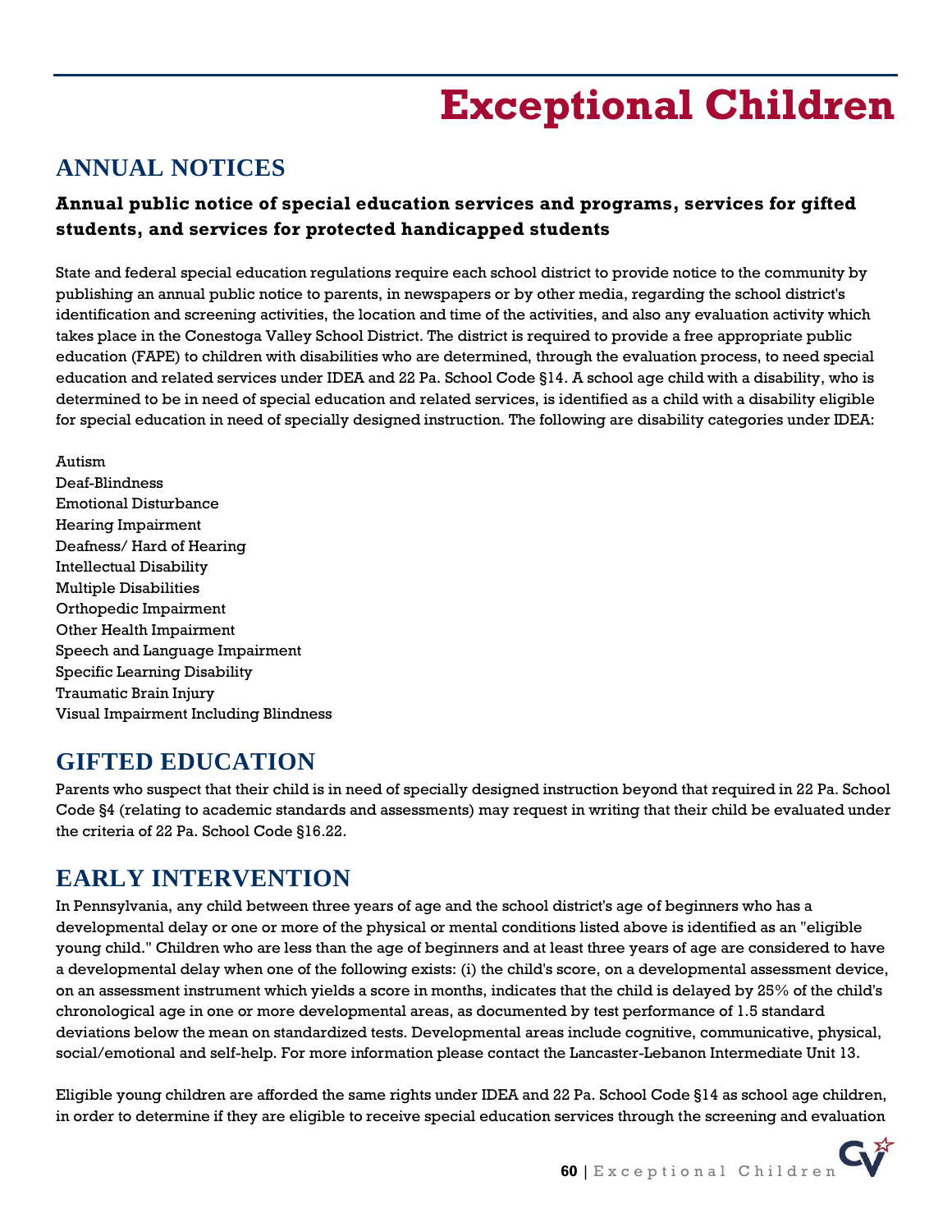# Exceptional Children

## ANNUAL NOTICES

**Annual public notice of special education services and programs, services for gifted students, and services for protected handicapped students**

State and federal special education regulations require each school district to provide notice to the community by publishing an annual public notice to parents, in newspapers or by other media, regarding the school district's identification and screening activities, the location and time of the activities, and also any evaluation activity which takes place in the Conestoga Valley School District. The district is required to provide a free appropriate public education (FAPE) to children with disabilities who are determined, through the evaluation process, to need special education and related services under IDEA and 22 Pa. School Code §14. A school age child with a disability, who is determined to be in need of special education and related services, is identified as a child with a disability eligible for special education in need of specially designed instruction. The following are disability categories under IDEA:

Autism
Deaf-Blindness
Emotional Disturbance
Hearing Impairment
Deafness/ Hard of Hearing
Intellectual Disability
Multiple Disabilities
Orthopedic Impairment
Other Health Impairment
Speech and Language Impairment
Specific Learning Disability
Traumatic Brain Injury
Visual Impairment Including Blindness

## GIFTED EDUCATION

Parents who suspect that their child is in need of specially designed instruction beyond that required in 22 Pa. School Code §4 (relating to academic standards and assessments) may request in writing that their child be evaluated under the criteria of 22 Pa. School Code §16.22.

## EARLY INTERVENTION

In Pennsylvania, any child between three years of age and the school district's age of beginners who has a developmental delay or one or more of the physical or mental conditions listed above is identified as an "eligible young child." Children who are less than the age of beginners and at least three years of age are considered to have a developmental delay when one of the following exists: (i) the child's score, on a developmental assessment device, on an assessment instrument which yields a score in months, indicates that the child is delayed by 25% of the child's chronological age in one or more developmental areas, as documented by test performance of 1.5 standard deviations below the mean on standardized tests. Developmental areas include cognitive, communicative, physical, social/emotional and self-help. For more information please contact the Lancaster-Lebanon Intermediate Unit 13.

Eligible young children are afforded the same rights under IDEA and 22 Pa. School Code §14 as school age children, in order to determine if they are eligible to receive special education services through the screening and evaluation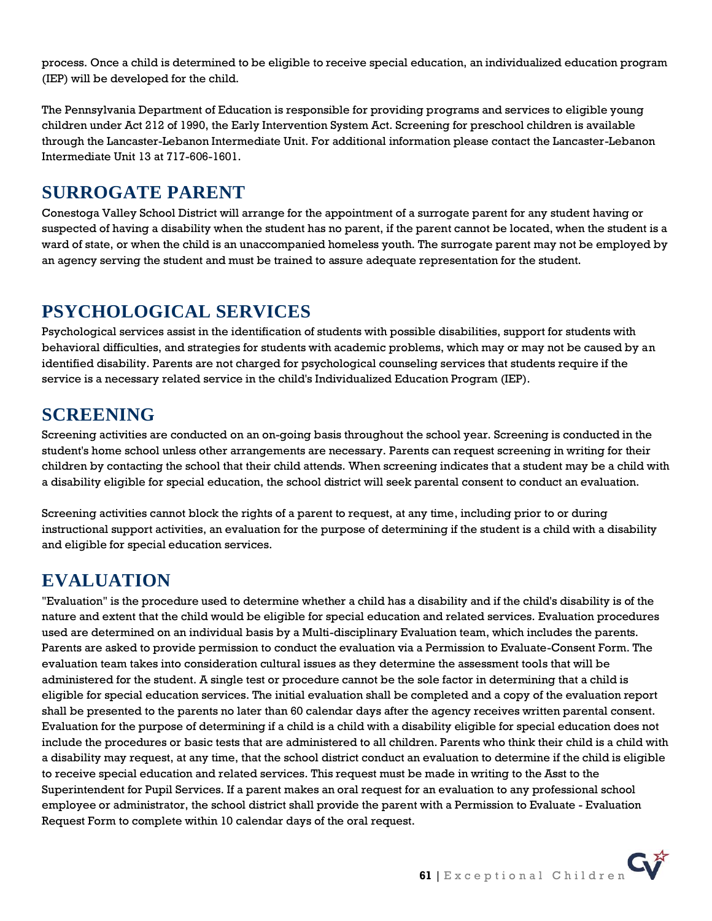process. Once a child is determined to be eligible to receive special education, an individualized education program (IEP) will be developed for the child.

The Pennsylvania Department of Education is responsible for providing programs and services to eligible young children under Act 212 of 1990, the Early Intervention System Act. Screening for preschool children is available through the Lancaster-Lebanon Intermediate Unit. For additional information please contact the Lancaster-Lebanon Intermediate Unit 13 at 717-606-1601.

## SURROGATE PARENT

Conestoga Valley School District will arrange for the appointment of a surrogate parent for any student having or suspected of having a disability when the student has no parent, if the parent cannot be located, when the student is a ward of state, or when the child is an unaccompanied homeless youth. The surrogate parent may not be employed by an agency serving the student and must be trained to assure adequate representation for the student.

## PSYCHOLOGICAL SERVICES

Psychological services assist in the identification of students with possible disabilities, support for students with behavioral difficulties, and strategies for students with academic problems, which may or may not be caused by an identified disability. Parents are not charged for psychological counseling services that students require if the service is a necessary related service in the child's Individualized Education Program (IEP).

## SCREENING

Screening activities are conducted on an on-going basis throughout the school year. Screening is conducted in the student's home school unless other arrangements are necessary. Parents can request screening in writing for their children by contacting the school that their child attends. When screening indicates that a student may be a child with a disability eligible for special education, the school district will seek parental consent to conduct an evaluation.

Screening activities cannot block the rights of a parent to request, at any time, including prior to or during instructional support activities, an evaluation for the purpose of determining if the student is a child with a disability and eligible for special education services.

## EVALUATION

"Evaluation" is the procedure used to determine whether a child has a disability and if the child's disability is of the nature and extent that the child would be eligible for special education and related services. Evaluation procedures used are determined on an individual basis by a Multi-disciplinary Evaluation team, which includes the parents. Parents are asked to provide permission to conduct the evaluation via a Permission to Evaluate-Consent Form. The evaluation team takes into consideration cultural issues as they determine the assessment tools that will be administered for the student. A single test or procedure cannot be the sole factor in determining that a child is eligible for special education services. The initial evaluation shall be completed and a copy of the evaluation report shall be presented to the parents no later than 60 calendar days after the agency receives written parental consent. Evaluation for the purpose of determining if a child is a child with a disability eligible for special education does not include the procedures or basic tests that are administered to all children. Parents who think their child is a child with a disability may request, at any time, that the school district conduct an evaluation to determine if the child is eligible to receive special education and related services. This request must be made in writing to the Asst to the Superintendent for Pupil Services. If a parent makes an oral request for an evaluation to any professional school employee or administrator, the school district shall provide the parent with a Permission to Evaluate - Evaluation Request Form to complete within 10 calendar days of the oral request.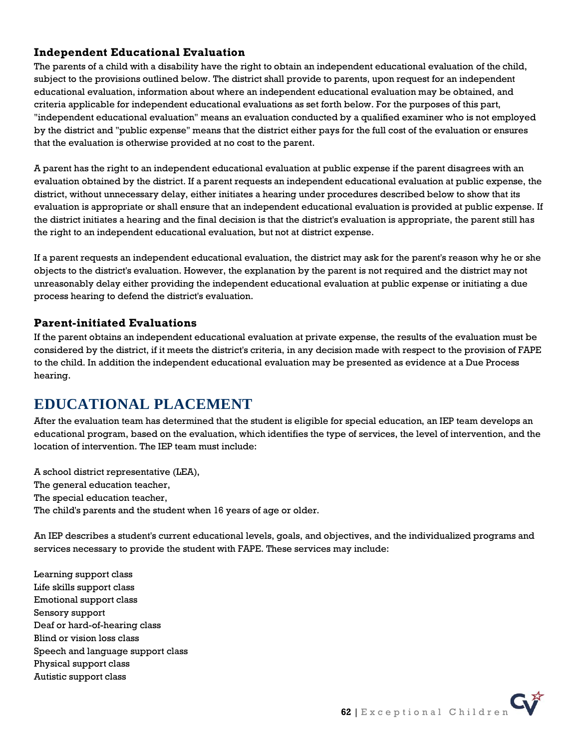### Independent Educational Evaluation

The parents of a child with a disability have the right to obtain an independent educational evaluation of the child, subject to the provisions outlined below. The district shall provide to parents, upon request for an independent educational evaluation, information about where an independent educational evaluation may be obtained, and criteria applicable for independent educational evaluations as set forth below. For the purposes of this part, "independent educational evaluation" means an evaluation conducted by a qualified examiner who is not employed by the district and "public expense" means that the district either pays for the full cost of the evaluation or ensures that the evaluation is otherwise provided at no cost to the parent.

A parent has the right to an independent educational evaluation at public expense if the parent disagrees with an evaluation obtained by the district. If a parent requests an independent educational evaluation at public expense, the district, without unnecessary delay, either initiates a hearing under procedures described below to show that its evaluation is appropriate or shall ensure that an independent educational evaluation is provided at public expense. If the district initiates a hearing and the final decision is that the district's evaluation is appropriate, the parent still has the right to an independent educational evaluation, but not at district expense.

If a parent requests an independent educational evaluation, the district may ask for the parent's reason why he or she objects to the district's evaluation. However, the explanation by the parent is not required and the district may not unreasonably delay either providing the independent educational evaluation at public expense or initiating a due process hearing to defend the district's evaluation.

### Parent-initiated Evaluations

If the parent obtains an independent educational evaluation at private expense, the results of the evaluation must be considered by the district, if it meets the district's criteria, in any decision made with respect to the provision of FAPE to the child. In addition the independent educational evaluation may be presented as evidence at a Due Process hearing.

## EDUCATIONAL PLACEMENT

After the evaluation team has determined that the student is eligible for special education, an IEP team develops an educational program, based on the evaluation, which identifies the type of services, the level of intervention, and the location of intervention. The IEP team must include:

A school district representative (LEA),
The general education teacher,
The special education teacher,
The child's parents and the student when 16 years of age or older.

An IEP describes a student's current educational levels, goals, and objectives, and the individualized programs and services necessary to provide the student with FAPE. These services may include:

Learning support class
Life skills support class
Emotional support class
Sensory support
Deaf or hard-of-hearing class
Blind or vision loss class
Speech and language support class
Physical support class
Autistic support class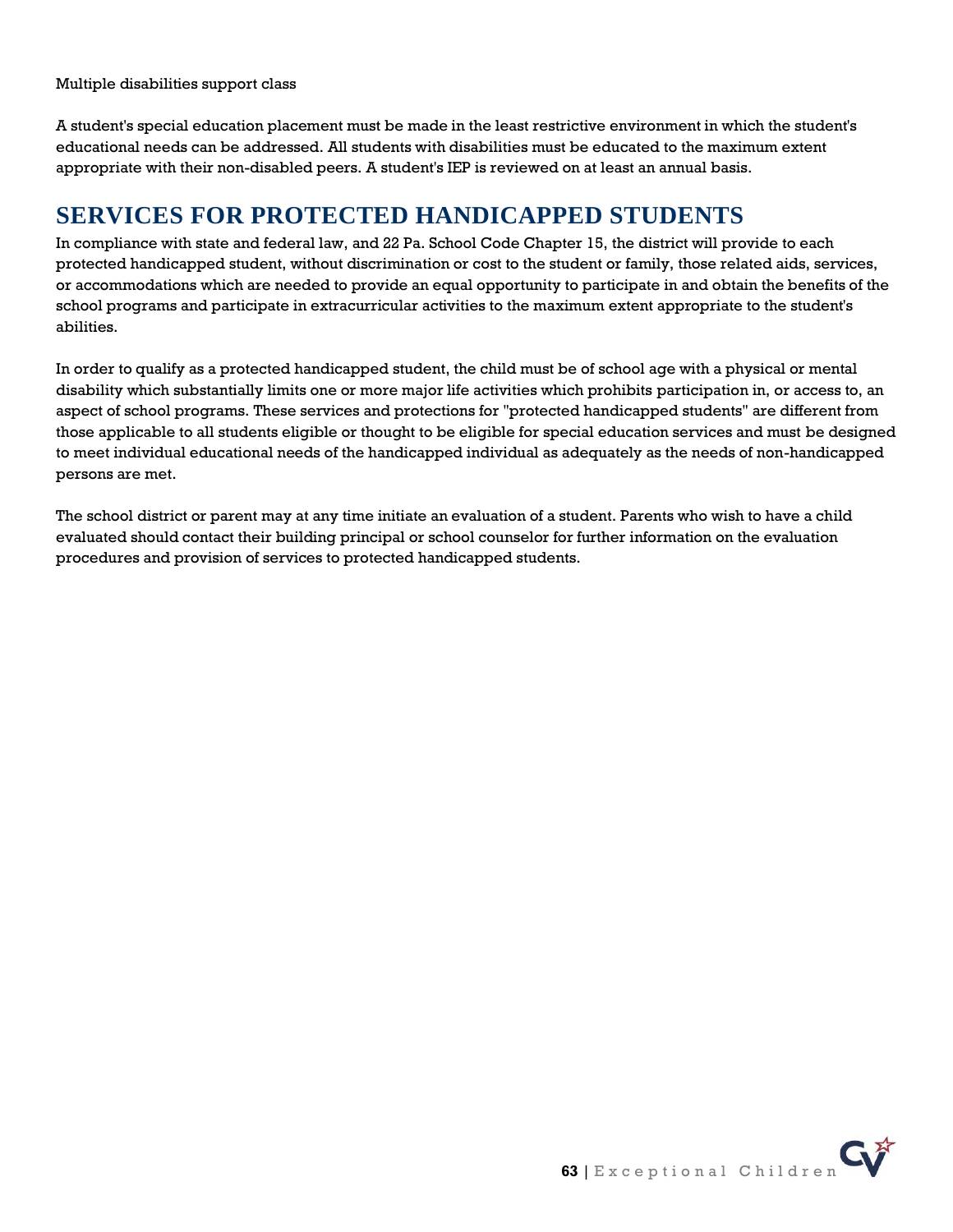Multiple disabilities support class

A student's special education placement must be made in the least restrictive environment in which the student's educational needs can be addressed. All students with disabilities must be educated to the maximum extent appropriate with their non-disabled peers. A student's IEP is reviewed on at least an annual basis.

## SERVICES FOR PROTECTED HANDICAPPED STUDENTS

In compliance with state and federal law, and 22 Pa. School Code Chapter 15, the district will provide to each protected handicapped student, without discrimination or cost to the student or family, those related aids, services, or accommodations which are needed to provide an equal opportunity to participate in and obtain the benefits of the school programs and participate in extracurricular activities to the maximum extent appropriate to the student's abilities.

In order to qualify as a protected handicapped student, the child must be of school age with a physical or mental disability which substantially limits one or more major life activities which prohibits participation in, or access to, an aspect of school programs. These services and protections for "protected handicapped students" are different from those applicable to all students eligible or thought to be eligible for special education services and must be designed to meet individual educational needs of the handicapped individual as adequately as the needs of non-handicapped persons are met.

The school district or parent may at any time initiate an evaluation of a student. Parents who wish to have a child evaluated should contact their building principal or school counselor for further information on the evaluation procedures and provision of services to protected handicapped students.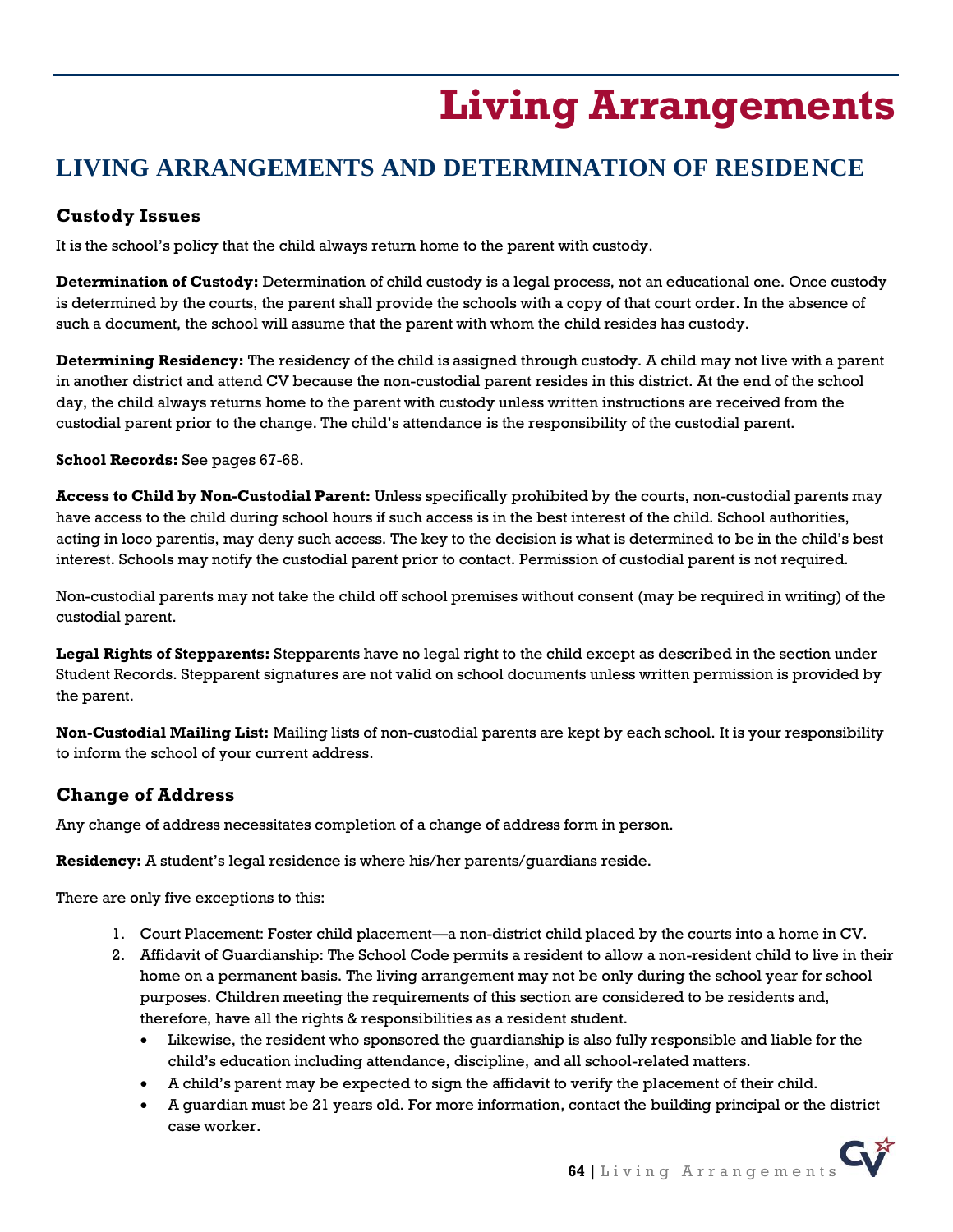# Living Arrangements

## LIVING ARRANGEMENTS AND DETERMINATION OF RESIDENCE

### Custody Issues

It is the school's policy that the child always return home to the parent with custody.

**Determination of Custody:** Determination of child custody is a legal process, not an educational one. Once custody is determined by the courts, the parent shall provide the schools with a copy of that court order. In the absence of such a document, the school will assume that the parent with whom the child resides has custody.

**Determining Residency:** The residency of the child is assigned through custody. A child may not live with a parent in another district and attend CV because the non-custodial parent resides in this district. At the end of the school day, the child always returns home to the parent with custody unless written instructions are received from the custodial parent prior to the change. The child's attendance is the responsibility of the custodial parent.

**School Records:** See pages 67-68.

**Access to Child by Non-Custodial Parent:** Unless specifically prohibited by the courts, non-custodial parents may have access to the child during school hours if such access is in the best interest of the child. School authorities, acting in loco parentis, may deny such access. The key to the decision is what is determined to be in the child's best interest. Schools may notify the custodial parent prior to contact. Permission of custodial parent is not required.

Non-custodial parents may not take the child off school premises without consent (may be required in writing) of the custodial parent.

**Legal Rights of Stepparents:** Stepparents have no legal right to the child except as described in the section under Student Records. Stepparent signatures are not valid on school documents unless written permission is provided by the parent.

**Non-Custodial Mailing List:** Mailing lists of non-custodial parents are kept by each school. It is your responsibility to inform the school of your current address.

### Change of Address

Any change of address necessitates completion of a change of address form in person.

**Residency:** A student's legal residence is where his/her parents/guardians reside.

There are only five exceptions to this:

1. Court Placement: Foster child placement—a non-district child placed by the courts into a home in CV.
2. Affidavit of Guardianship: The School Code permits a resident to allow a non-resident child to live in their home on a permanent basis. The living arrangement may not be only during the school year for school purposes. Children meeting the requirements of this section are considered to be residents and, therefore, have all the rights & responsibilities as a resident student.
   - Likewise, the resident who sponsored the guardianship is also fully responsible and liable for the child's education including attendance, discipline, and all school-related matters.
   - A child's parent may be expected to sign the affidavit to verify the placement of their child.
   - A guardian must be 21 years old. For more information, contact the building principal or the district case worker.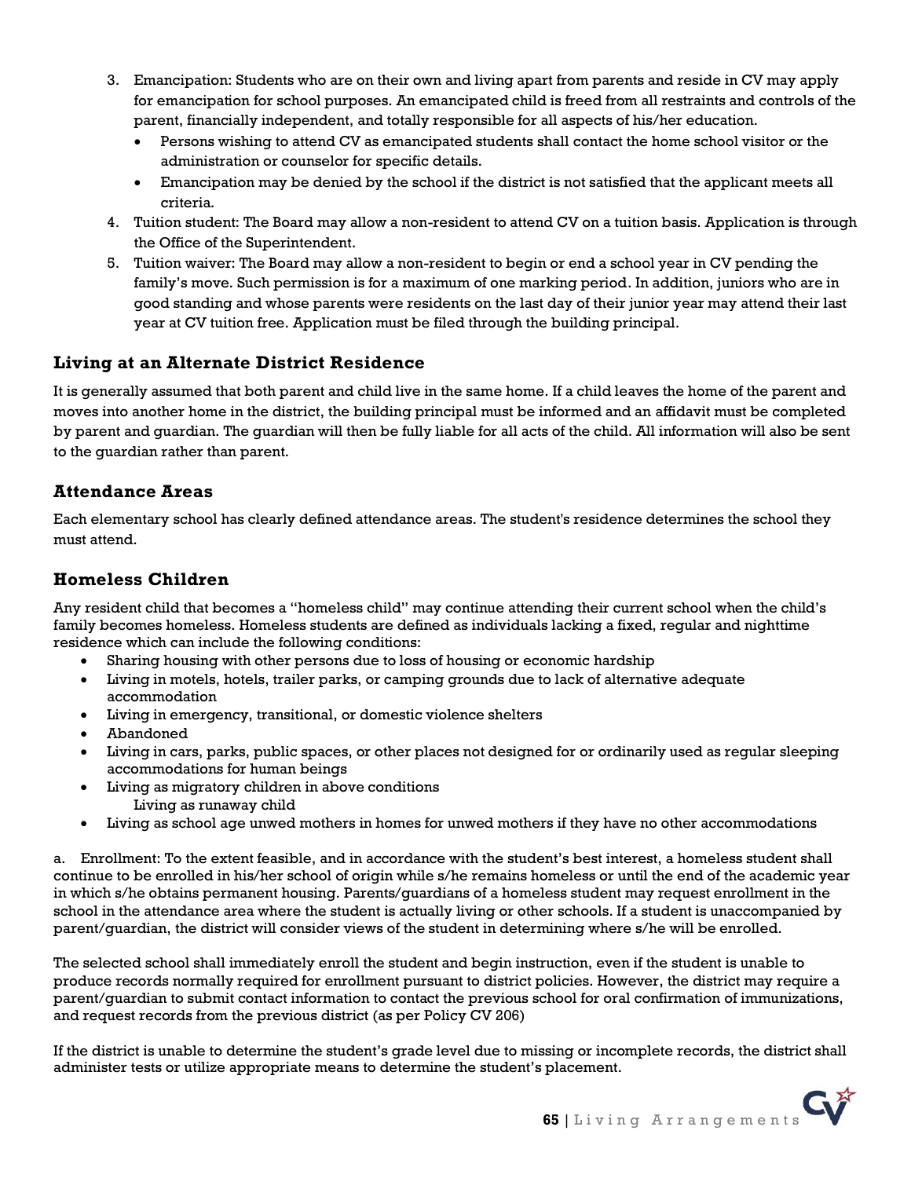3. Emancipation: Students who are on their own and living apart from parents and reside in CV may apply for emancipation for school purposes. An emancipated child is freed from all restraints and controls of the parent, financially independent, and totally responsible for all aspects of his/her education.
    - Persons wishing to attend CV as emancipated students shall contact the home school visitor or the administration or counselor for specific details.
    - Emancipation may be denied by the school if the district is not satisfied that the applicant meets all criteria.
4. Tuition student: The Board may allow a non-resident to attend CV on a tuition basis. Application is through the Office of the Superintendent.
5. Tuition waiver: The Board may allow a non-resident to begin or end a school year in CV pending the family's move. Such permission is for a maximum of one marking period. In addition, juniors who are in good standing and whose parents were residents on the last day of their junior year may attend their last year at CV tuition free. Application must be filed through the building principal.

## Living at an Alternate District Residence

It is generally assumed that both parent and child live in the same home. If a child leaves the home of the parent and moves into another home in the district, the building principal must be informed and an affidavit must be completed by parent and guardian. The guardian will then be fully liable for all acts of the child. All information will also be sent to the guardian rather than parent.

## Attendance Areas

Each elementary school has clearly defined attendance areas. The student's residence determines the school they must attend.

## Homeless Children

Any resident child that becomes a "homeless child" may continue attending their current school when the child's family becomes homeless. Homeless students are defined as individuals lacking a fixed, regular and nighttime residence which can include the following conditions:

- Sharing housing with other persons due to loss of housing or economic hardship
- Living in motels, hotels, trailer parks, or camping grounds due to lack of alternative adequate accommodation
- Living in emergency, transitional, or domestic violence shelters
- Abandoned
- Living in cars, parks, public spaces, or other places not designed for or ordinarily used as regular sleeping accommodations for human beings
- Living as migratory children in above conditions
  Living as runaway child
- Living as school age unwed mothers in homes for unwed mothers if they have no other accommodations

a. Enrollment: To the extent feasible, and in accordance with the student's best interest, a homeless student shall continue to be enrolled in his/her school of origin while s/he remains homeless or until the end of the academic year in which s/he obtains permanent housing. Parents/guardians of a homeless student may request enrollment in the school in the attendance area where the student is actually living or other schools. If a student is unaccompanied by parent/guardian, the district will consider views of the student in determining where s/he will be enrolled.

The selected school shall immediately enroll the student and begin instruction, even if the student is unable to produce records normally required for enrollment pursuant to district policies. However, the district may require a parent/guardian to submit contact information to contact the previous school for oral confirmation of immunizations, and request records from the previous district (as per Policy CV 206)

If the district is unable to determine the student's grade level due to missing or incomplete records, the district shall administer tests or utilize appropriate means to determine the student's placement.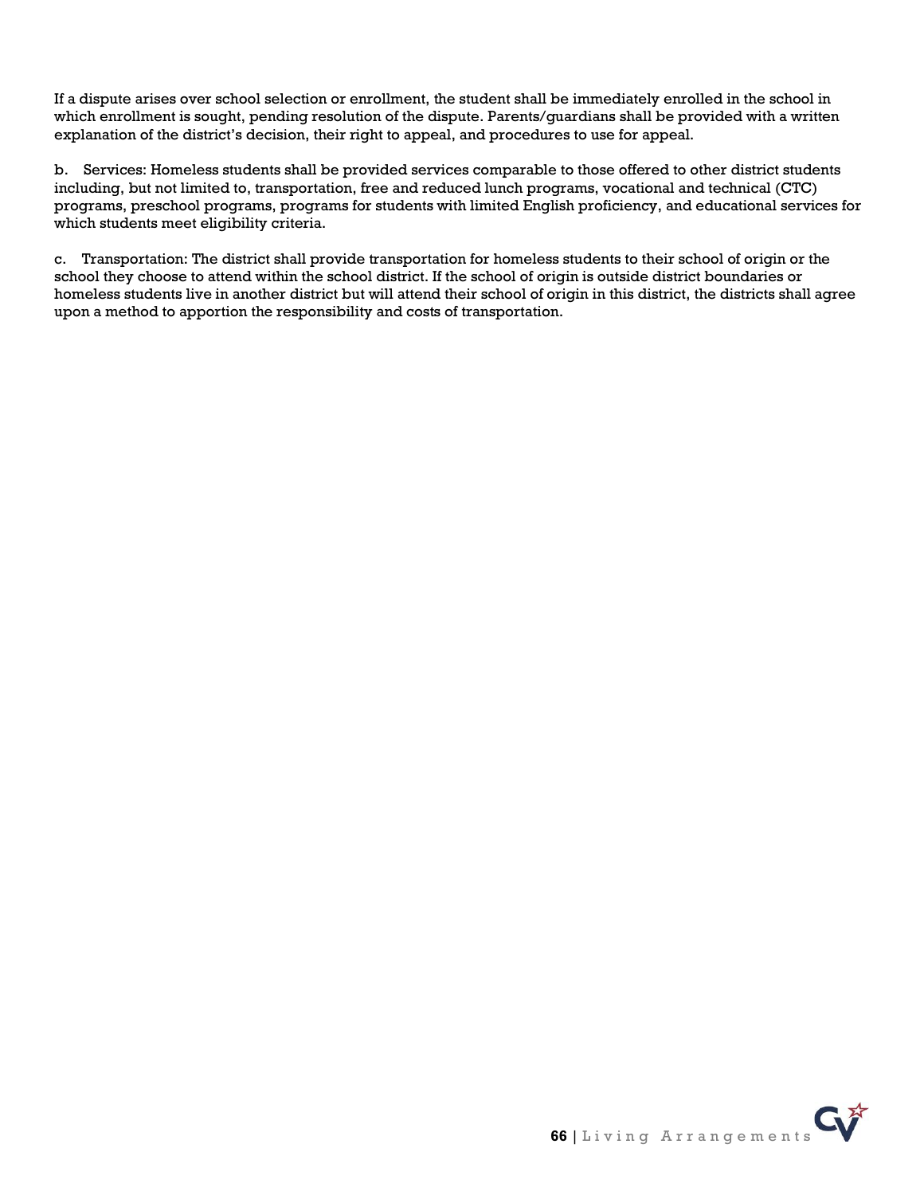If a dispute arises over school selection or enrollment, the student shall be immediately enrolled in the school in which enrollment is sought, pending resolution of the dispute. Parents/guardians shall be provided with a written explanation of the district's decision, their right to appeal, and procedures to use for appeal.

b. Services: Homeless students shall be provided services comparable to those offered to other district students including, but not limited to, transportation, free and reduced lunch programs, vocational and technical (CTC) programs, preschool programs, programs for students with limited English proficiency, and educational services for which students meet eligibility criteria.

c. Transportation: The district shall provide transportation for homeless students to their school of origin or the school they choose to attend within the school district. If the school of origin is outside district boundaries or homeless students live in another district but will attend their school of origin in this district, the districts shall agree upon a method to apportion the responsibility and costs of transportation.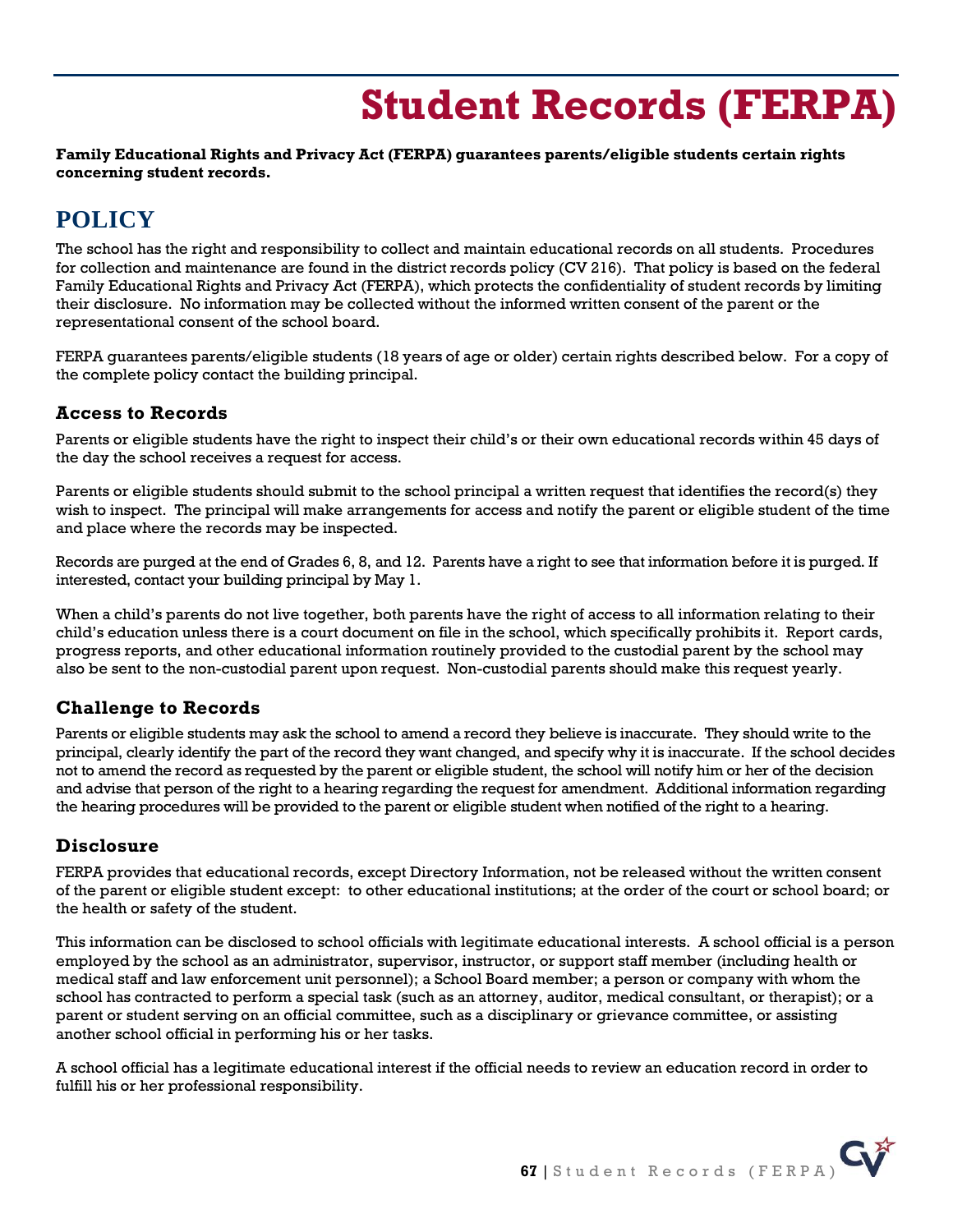# Student Records (FERPA)

**Family Educational Rights and Privacy Act (FERPA) guarantees parents/eligible students certain rights concerning student records.**

## POLICY

The school has the right and responsibility to collect and maintain educational records on all students. Procedures for collection and maintenance are found in the district records policy (CV 216). That policy is based on the federal Family Educational Rights and Privacy Act (FERPA), which protects the confidentiality of student records by limiting their disclosure. No information may be collected without the informed written consent of the parent or the representational consent of the school board.

FERPA guarantees parents/eligible students (18 years of age or older) certain rights described below. For a copy of the complete policy contact the building principal.

### Access to Records

Parents or eligible students have the right to inspect their child's or their own educational records within 45 days of the day the school receives a request for access.

Parents or eligible students should submit to the school principal a written request that identifies the record(s) they wish to inspect. The principal will make arrangements for access and notify the parent or eligible student of the time and place where the records may be inspected.

Records are purged at the end of Grades 6, 8, and 12. Parents have a right to see that information before it is purged. If interested, contact your building principal by May 1.

When a child's parents do not live together, both parents have the right of access to all information relating to their child's education unless there is a court document on file in the school, which specifically prohibits it. Report cards, progress reports, and other educational information routinely provided to the custodial parent by the school may also be sent to the non-custodial parent upon request. Non-custodial parents should make this request yearly.

### Challenge to Records

Parents or eligible students may ask the school to amend a record they believe is inaccurate. They should write to the principal, clearly identify the part of the record they want changed, and specify why it is inaccurate. If the school decides not to amend the record as requested by the parent or eligible student, the school will notify him or her of the decision and advise that person of the right to a hearing regarding the request for amendment. Additional information regarding the hearing procedures will be provided to the parent or eligible student when notified of the right to a hearing.

### Disclosure

FERPA provides that educational records, except Directory Information, not be released without the written consent of the parent or eligible student except: to other educational institutions; at the order of the court or school board; or the health or safety of the student.

This information can be disclosed to school officials with legitimate educational interests. A school official is a person employed by the school as an administrator, supervisor, instructor, or support staff member (including health or medical staff and law enforcement unit personnel); a School Board member; a person or company with whom the school has contracted to perform a special task (such as an attorney, auditor, medical consultant, or therapist); or a parent or student serving on an official committee, such as a disciplinary or grievance committee, or assisting another school official in performing his or her tasks.

A school official has a legitimate educational interest if the official needs to review an education record in order to fulfill his or her professional responsibility.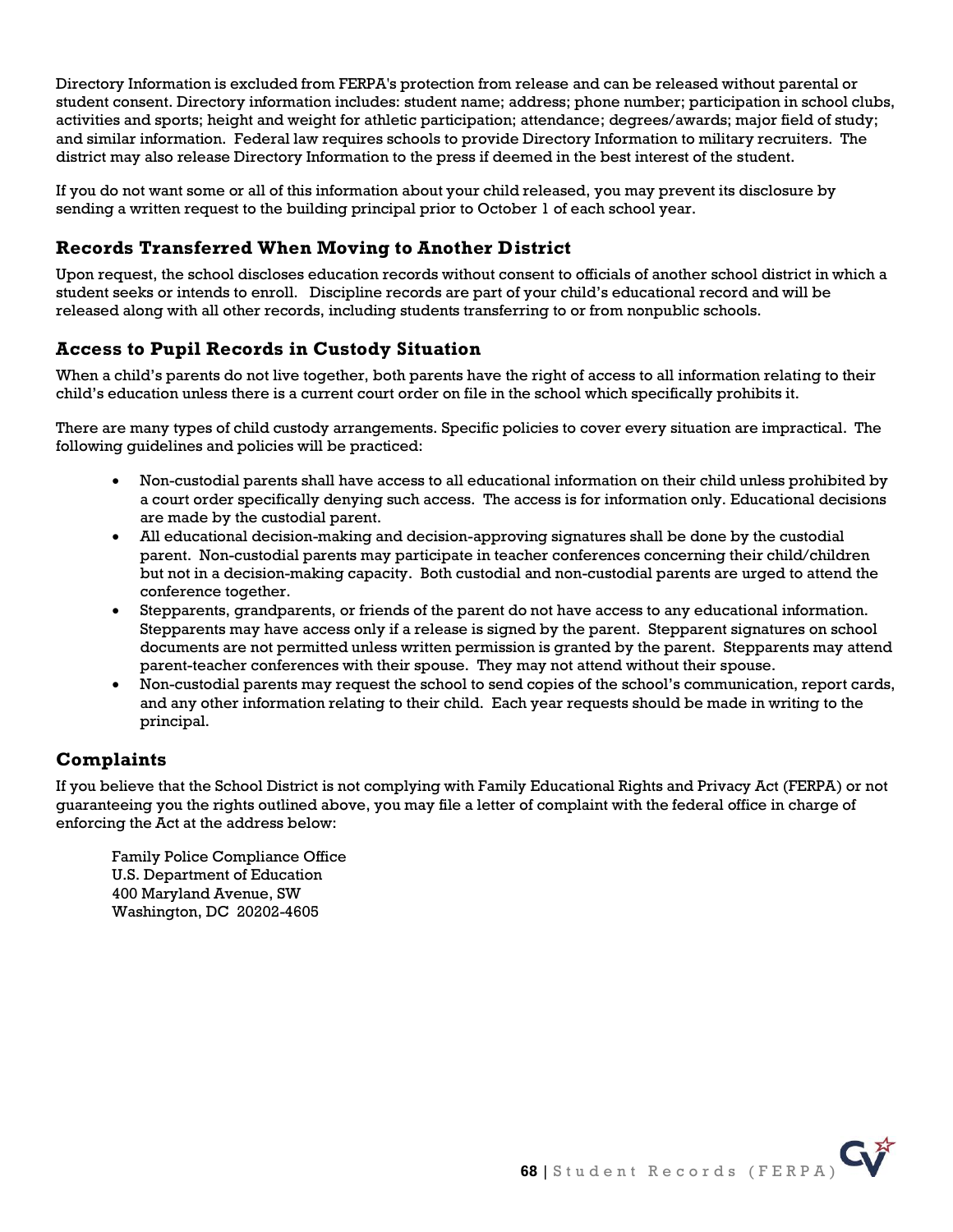Directory Information is excluded from FERPA's protection from release and can be released without parental or student consent. Directory information includes: student name; address; phone number; participation in school clubs, activities and sports; height and weight for athletic participation; attendance; degrees/awards; major field of study; and similar information. Federal law requires schools to provide Directory Information to military recruiters. The district may also release Directory Information to the press if deemed in the best interest of the student.

If you do not want some or all of this information about your child released, you may prevent its disclosure by sending a written request to the building principal prior to October 1 of each school year.

## Records Transferred When Moving to Another District

Upon request, the school discloses education records without consent to officials of another school district in which a student seeks or intends to enroll. Discipline records are part of your child's educational record and will be released along with all other records, including students transferring to or from nonpublic schools.

## Access to Pupil Records in Custody Situation

When a child's parents do not live together, both parents have the right of access to all information relating to their child's education unless there is a current court order on file in the school which specifically prohibits it.

There are many types of child custody arrangements. Specific policies to cover every situation are impractical. The following guidelines and policies will be practiced:

- Non-custodial parents shall have access to all educational information on their child unless prohibited by a court order specifically denying such access. The access is for information only. Educational decisions are made by the custodial parent.
- All educational decision-making and decision-approving signatures shall be done by the custodial parent. Non-custodial parents may participate in teacher conferences concerning their child/children but not in a decision-making capacity. Both custodial and non-custodial parents are urged to attend the conference together.
- Stepparents, grandparents, or friends of the parent do not have access to any educational information. Stepparents may have access only if a release is signed by the parent. Stepparent signatures on school documents are not permitted unless written permission is granted by the parent. Stepparents may attend parent-teacher conferences with their spouse. They may not attend without their spouse.
- Non-custodial parents may request the school to send copies of the school's communication, report cards, and any other information relating to their child. Each year requests should be made in writing to the principal.

## Complaints

If you believe that the School District is not complying with Family Educational Rights and Privacy Act (FERPA) or not guaranteeing you the rights outlined above, you may file a letter of complaint with the federal office in charge of enforcing the Act at the address below:

Family Police Compliance Office
U.S. Department of Education
400 Maryland Avenue, SW
Washington, DC 20202-4605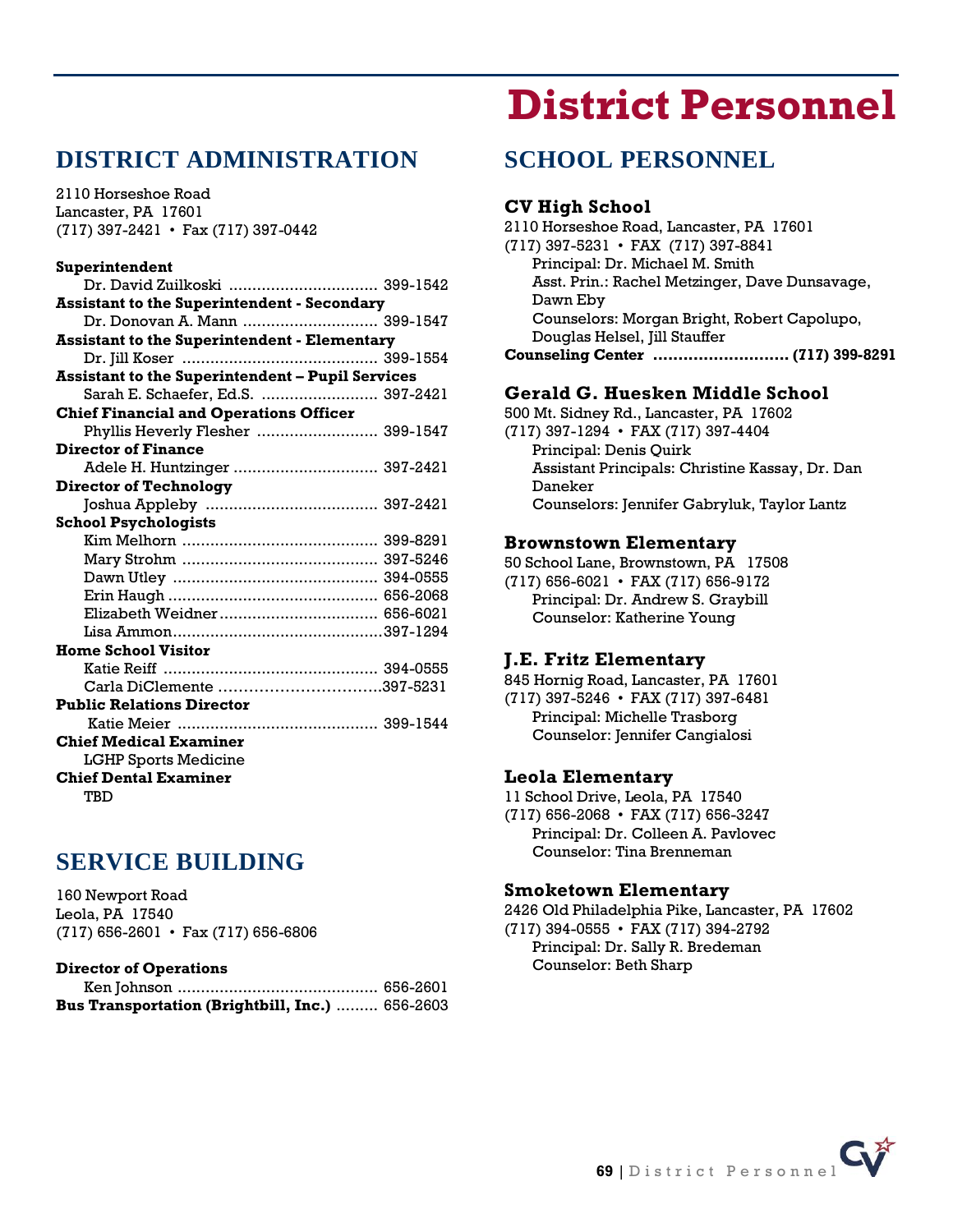# District Personnel

## DISTRICT ADMINISTRATION

2110 Horseshoe Road
Lancaster, PA 17601
(717) 397-2421 • Fax (717) 397-0442

**Superintendent**
Dr. David Zuilkoski ................................ 399-1542

**Assistant to the Superintendent - Secondary**
Dr. Donovan A. Mann ............................ 399-1547

**Assistant to the Superintendent - Elementary**
Dr. Jill Koser .......................................... 399-1554

**Assistant to the Superintendent – Pupil Services**
Sarah E. Schaefer, Ed.S. ......................... 397-2421

**Chief Financial and Operations Officer**
Phyllis Heverly Flesher .......................... 399-1547

**Director of Finance**
Adele H. Huntzinger ............................... 397-2421

**Director of Technology**
Joshua Appleby ..................................... 397-2421

**School Psychologists**
Kim Melhorn .......................................... 399-8291
Mary Strohm .......................................... 397-5246
Dawn Utley ............................................ 394-0555
Erin Haugh ............................................. 656-2068
Elizabeth Weidner.................................. 656-6021
Lisa Ammon.............................................397-1294

**Home School Visitor**
Katie Reiff .............................................. 394-0555
Carla DiClemente ................................397-5231

**Public Relations Director**
Katie Meier ........................................... 399-1544

**Chief Medical Examiner**
LGHP Sports Medicine

**Chief Dental Examiner**
TBD

## SERVICE BUILDING

160 Newport Road
Leola, PA 17540
(717) 656-2601 • Fax (717) 656-6806

**Director of Operations**
Ken Johnson .......................................... 656-2601

**Bus Transportation (Brightbill, Inc.)** ......... 656-2603

## SCHOOL PERSONNEL

### CV High School

2110 Horseshoe Road, Lancaster, PA 17601
(717) 397-5231 • FAX (717) 397-8841
Principal: Dr. Michael M. Smith
Asst. Prin.: Rachel Metzinger, Dave Dunsavage, Dawn Eby
Counselors: Morgan Bright, Robert Capolupo, Douglas Helsel, Jill Stauffer

**Counseling Center ........................... (717) 399-8291**

### Gerald G. Huesken Middle School

500 Mt. Sidney Rd., Lancaster, PA 17602
(717) 397-1294 • FAX (717) 397-4404
Principal: Denis Quirk
Assistant Principals: Christine Kassay, Dr. Dan Daneker
Counselors: Jennifer Gabryluk, Taylor Lantz

### Brownstown Elementary

50 School Lane, Brownstown, PA 17508
(717) 656-6021 • FAX (717) 656-9172
Principal: Dr. Andrew S. Graybill
Counselor: Katherine Young

### J.E. Fritz Elementary

845 Hornig Road, Lancaster, PA 17601
(717) 397-5246 • FAX (717) 397-6481
Principal: Michelle Trasborg
Counselor: Jennifer Cangialosi

### Leola Elementary

11 School Drive, Leola, PA 17540
(717) 656-2068 • FAX (717) 656-3247
Principal: Dr. Colleen A. Pavlovec
Counselor: Tina Brenneman

### Smoketown Elementary

2426 Old Philadelphia Pike, Lancaster, PA 17602
(717) 394-0555 • FAX (717) 394-2792
Principal: Dr. Sally R. Bredeman
Counselor: Beth Sharp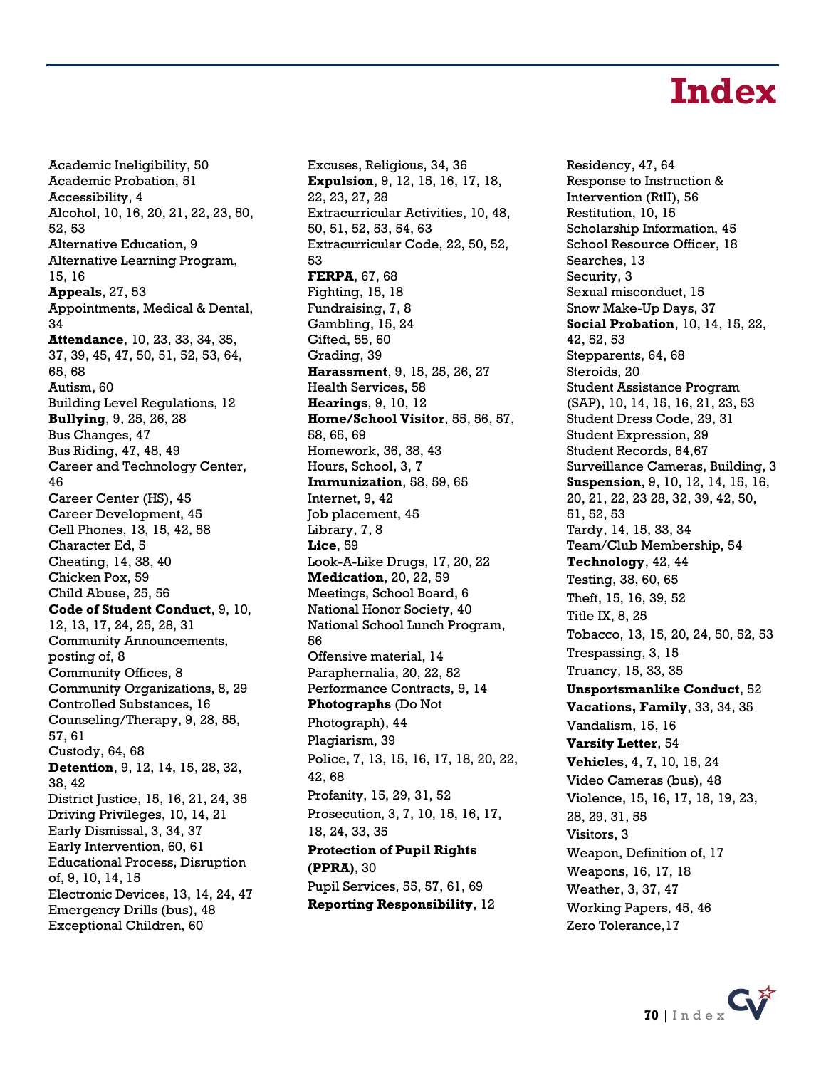# Index

Academic Ineligibility, 50
Academic Probation, 51
Accessibility, 4
Alcohol, 10, 16, 20, 21, 22, 23, 50, 52, 53
Alternative Education, 9
Alternative Learning Program, 15, 16
**Appeals**, 27, 53
Appointments, Medical & Dental, 34
**Attendance**, 10, 23, 33, 34, 35, 37, 39, 45, 47, 50, 51, 52, 53, 64, 65, 68
Autism, 60
Building Level Regulations, 12
**Bullying**, 9, 25, 26, 28
Bus Changes, 47
Bus Riding, 47, 48, 49
Career and Technology Center, 46
Career Center (HS), 45
Career Development, 45
Cell Phones, 13, 15, 42, 58
Character Ed, 5
Cheating, 14, 38, 40
Chicken Pox, 59
Child Abuse, 25, 56
**Code of Student Conduct**, 9, 10, 12, 13, 17, 24, 25, 28, 31
Community Announcements, posting of, 8
Community Offices, 8
Community Organizations, 8, 29
Controlled Substances, 16
Counseling/Therapy, 9, 28, 55, 57, 61
Custody, 64, 68
**Detention**, 9, 12, 14, 15, 28, 32, 38, 42
District Justice, 15, 16, 21, 24, 35
Driving Privileges, 10, 14, 21
Early Dismissal, 3, 34, 37
Early Intervention, 60, 61
Educational Process, Disruption of, 9, 10, 14, 15
Electronic Devices, 13, 14, 24, 47
Emergency Drills (bus), 48
Exceptional Children, 60
Excuses, Religious, 34, 36
**Expulsion**, 9, 12, 15, 16, 17, 18, 22, 23, 27, 28
Extracurricular Activities, 10, 48, 50, 51, 52, 53, 54, 63
Extracurricular Code, 22, 50, 52, 53
**FERPA**, 67, 68
Fighting, 15, 18
Fundraising, 7, 8
Gambling, 15, 24
Gifted, 55, 60
Grading, 39
**Harassment**, 9, 15, 25, 26, 27
Health Services, 58
**Hearings**, 9, 10, 12
**Home/School Visitor**, 55, 56, 57, 58, 65, 69
Homework, 36, 38, 43
Hours, School, 3, 7
**Immunization**, 58, 59, 65
Internet, 9, 42
Job placement, 45
Library, 7, 8
**Lice**, 59
Look-A-Like Drugs, 17, 20, 22
**Medication**, 20, 22, 59
Meetings, School Board, 6
National Honor Society, 40
National School Lunch Program, 56
Offensive material, 14
Paraphernalia, 20, 22, 52
Performance Contracts, 9, 14
**Photographs** (Do Not Photograph), 44
Plagiarism, 39
Police, 7, 13, 15, 16, 17, 18, 20, 22, 42, 68
Profanity, 15, 29, 31, 52
Prosecution, 3, 7, 10, 15, 16, 17, 18, 24, 33, 35
**Protection of Pupil Rights (PPRA)**, 30
Pupil Services, 55, 57, 61, 69
**Reporting Responsibility**, 12
Residency, 47, 64
Response to Instruction & Intervention (RtII), 56
Restitution, 10, 15
Scholarship Information, 45
School Resource Officer, 18
Searches, 13
Security, 3
Sexual misconduct, 15
Snow Make-Up Days, 37
**Social Probation**, 10, 14, 15, 22, 42, 52, 53
Stepparents, 64, 68
Steroids, 20
Student Assistance Program (SAP), 10, 14, 15, 16, 21, 23, 53
Student Dress Code, 29, 31
Student Expression, 29
Student Records, 64,67
Surveillance Cameras, Building, 3
**Suspension**, 9, 10, 12, 14, 15, 16, 20, 21, 22, 23 28, 32, 39, 42, 50, 51, 52, 53
Tardy, 14, 15, 33, 34
Team/Club Membership, 54
**Technology**, 42, 44
Testing, 38, 60, 65
Theft, 15, 16, 39, 52
Title IX, 8, 25
Tobacco, 13, 15, 20, 24, 50, 52, 53
Trespassing, 3, 15
Truancy, 15, 33, 35
**Unsportsmanlike Conduct**, 52
**Vacations, Family**, 33, 34, 35
Vandalism, 15, 16
**Varsity Letter**, 54
**Vehicles**, 4, 7, 10, 15, 24
Video Cameras (bus), 48
Violence, 15, 16, 17, 18, 19, 23, 28, 29, 31, 55
Visitors, 3
Weapon, Definition of, 17
Weapons, 16, 17, 18
Weather, 3, 37, 47
Working Papers, 45, 46
Zero Tolerance,17